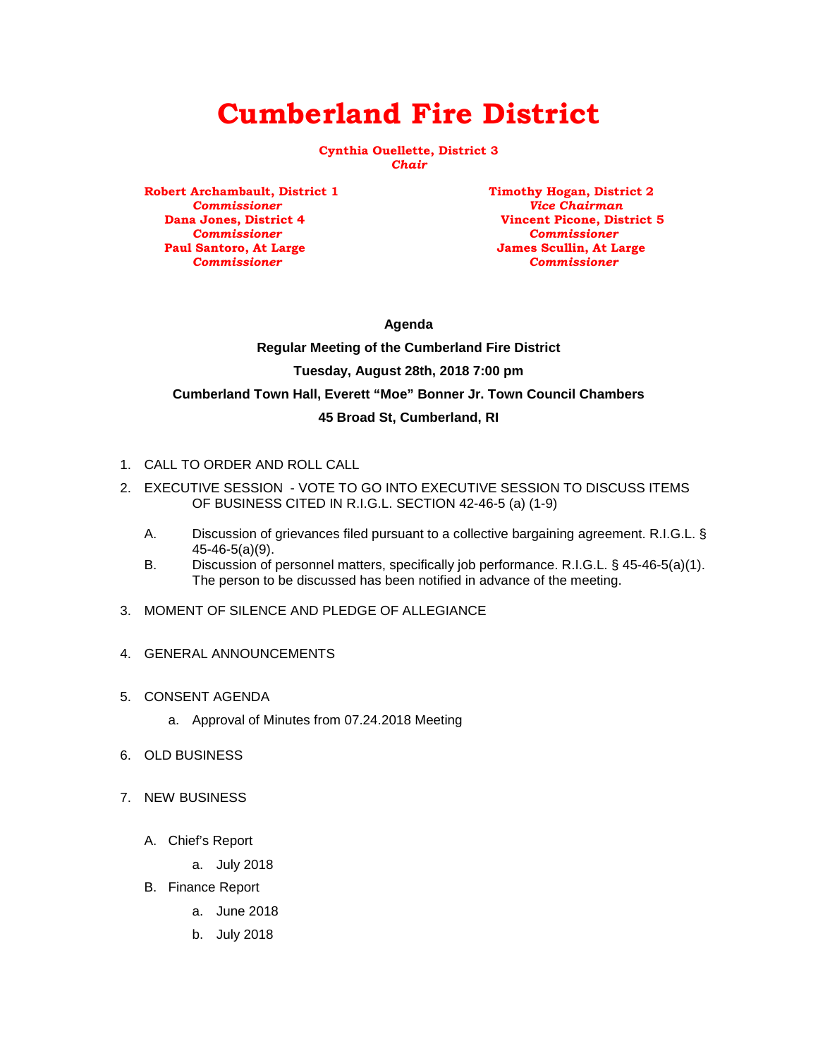# Cumberland Fire District

**Cynthia Ouellette, District 3**
***Chair***

**Robert Archambault, District 1**
***Commissioner***
**Dana Jones, District 4**
***Commissioner***
**Paul Santoro, At Large**
***Commissioner***

**Timothy Hogan, District 2**
***Vice Chairman***
**Vincent Picone, District 5**
***Commissioner***
**James Scullin, At Large**
***Commissioner***

**Agenda**

**Regular Meeting of the Cumberland Fire District**

**Tuesday, August 28th, 2018 7:00 pm**

**Cumberland Town Hall, Everett "Moe" Bonner Jr. Town Council Chambers**

**45 Broad St, Cumberland, RI**

1. CALL TO ORDER AND ROLL CALL
2. EXECUTIVE SESSION - VOTE TO GO INTO EXECUTIVE SESSION TO DISCUSS ITEMS OF BUSINESS CITED IN R.I.G.L. SECTION 42-46-5 (a) (1-9)
   - A. Discussion of grievances filed pursuant to a collective bargaining agreement. R.I.G.L. § 45-46-5(a)(9).
   - B. Discussion of personnel matters, specifically job performance. R.I.G.L. § 45-46-5(a)(1). The person to be discussed has been notified in advance of the meeting.
3. MOMENT OF SILENCE AND PLEDGE OF ALLEGIANCE
4. GENERAL ANNOUNCEMENTS
5. CONSENT AGENDA
   - a. Approval of Minutes from 07.24.2018 Meeting
6. OLD BUSINESS
7. NEW BUSINESS
   - A. Chief's Report
     - a. July 2018
   - B. Finance Report
     - a. June 2018
     - b. July 2018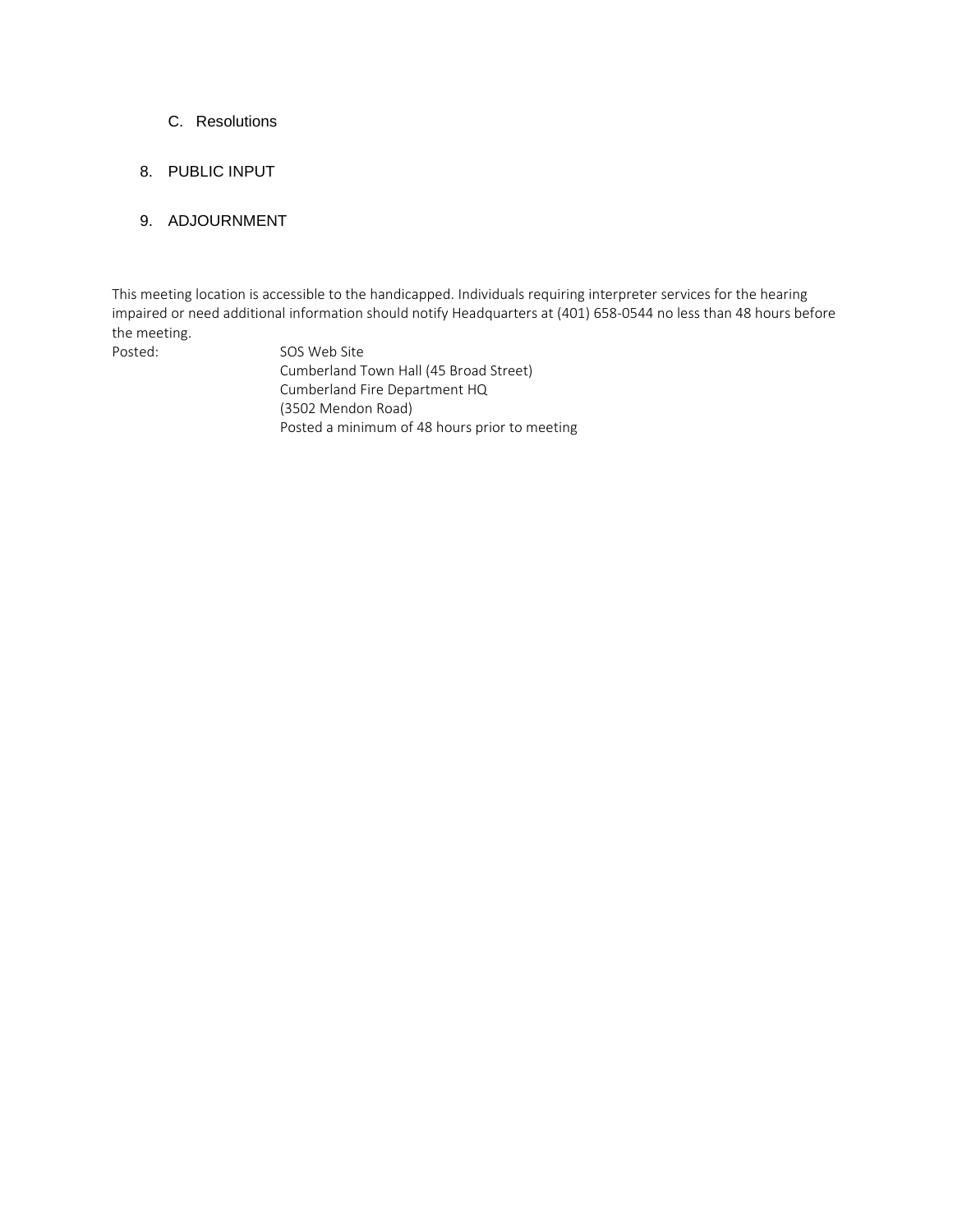C. Resolutions

8. PUBLIC INPUT

9. ADJOURNMENT

This meeting location is accessible to the handicapped. Individuals requiring interpreter services for the hearing impaired or need additional information should notify Headquarters at (401) 658-0544 no less than 48 hours before the meeting.

Posted:

SOS Web Site
Cumberland Town Hall (45 Broad Street)
Cumberland Fire Department HQ
(3502 Mendon Road)
Posted a minimum of 48 hours prior to meeting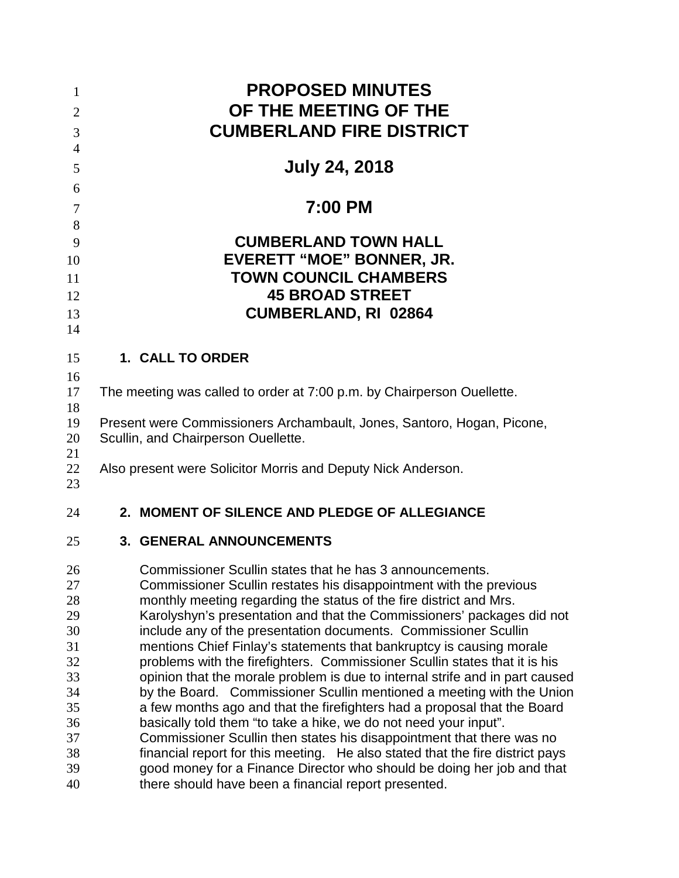# PROPOSED MINUTES
# OF THE MEETING OF THE
# CUMBERLAND FIRE DISTRICT

## July 24, 2018

## 7:00 PM

**CUMBERLAND TOWN HALL**
**EVERETT "MOE" BONNER, JR.**
**TOWN COUNCIL CHAMBERS**
**45 BROAD STREET**
**CUMBERLAND, RI 02864**

### 1. CALL TO ORDER

The meeting was called to order at 7:00 p.m. by Chairperson Ouellette.

Present were Commissioners Archambault, Jones, Santoro, Hogan, Picone, Scullin, and Chairperson Ouellette.

Also present were Solicitor Morris and Deputy Nick Anderson.

### 2. MOMENT OF SILENCE AND PLEDGE OF ALLEGIANCE

### 3. GENERAL ANNOUNCEMENTS

Commissioner Scullin states that he has 3 announcements. Commissioner Scullin restates his disappointment with the previous monthly meeting regarding the status of the fire district and Mrs. Karolyshyn's presentation and that the Commissioners' packages did not include any of the presentation documents. Commissioner Scullin mentions Chief Finlay's statements that bankruptcy is causing morale problems with the firefighters. Commissioner Scullin states that it is his opinion that the morale problem is due to internal strife and in part caused by the Board. Commissioner Scullin mentioned a meeting with the Union a few months ago and that the firefighters had a proposal that the Board basically told them "to take a hike, we do not need your input". Commissioner Scullin then states his disappointment that there was no financial report for this meeting. He also stated that the fire district pays good money for a Finance Director who should be doing her job and that there should have been a financial report presented.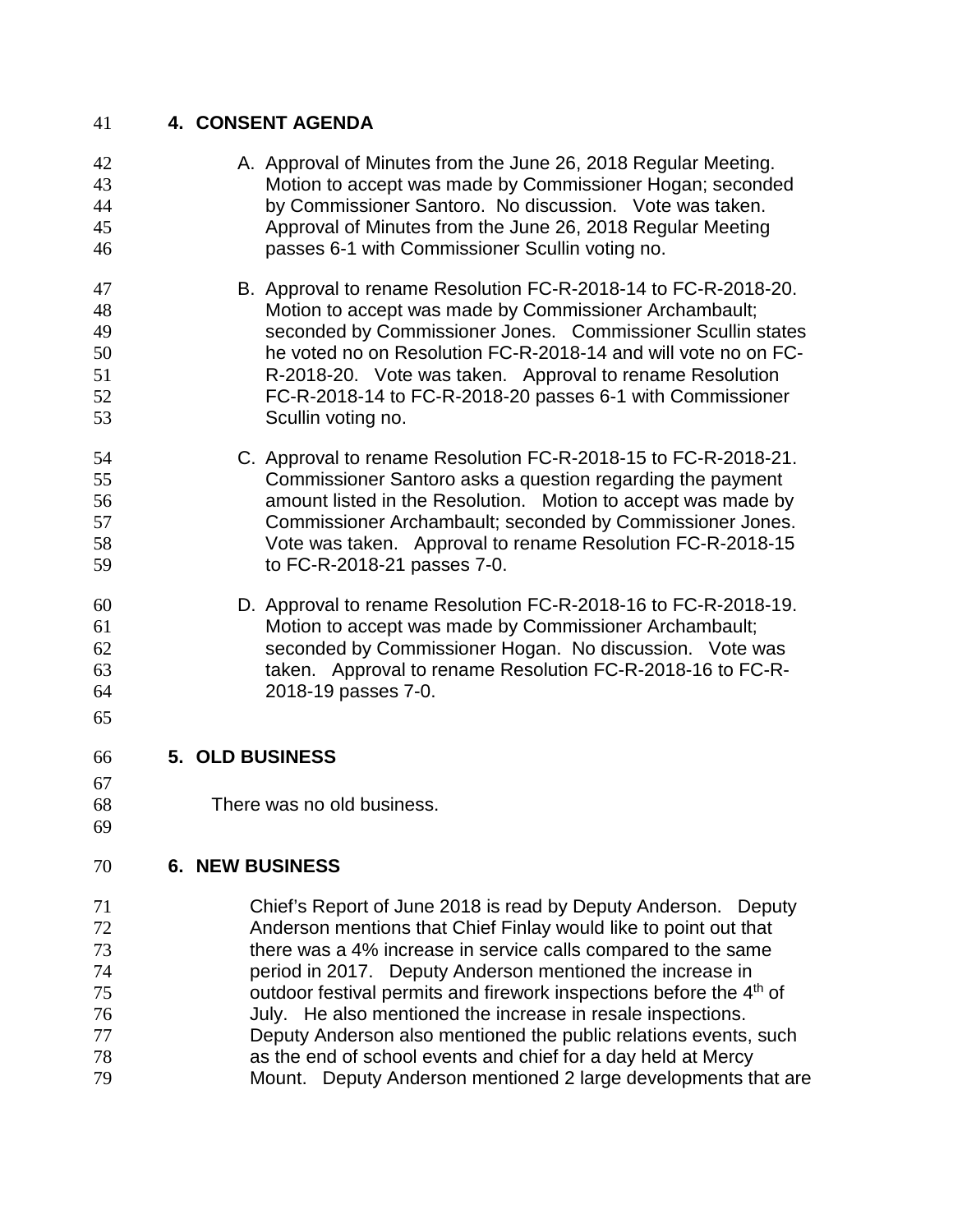## 4. CONSENT AGENDA

A. Approval of Minutes from the June 26, 2018 Regular Meeting. Motion to accept was made by Commissioner Hogan; seconded by Commissioner Santoro. No discussion. Vote was taken. Approval of Minutes from the June 26, 2018 Regular Meeting passes 6-1 with Commissioner Scullin voting no.

B. Approval to rename Resolution FC-R-2018-14 to FC-R-2018-20. Motion to accept was made by Commissioner Archambault; seconded by Commissioner Jones. Commissioner Scullin states he voted no on Resolution FC-R-2018-14 and will vote no on FC-R-2018-20. Vote was taken. Approval to rename Resolution FC-R-2018-14 to FC-R-2018-20 passes 6-1 with Commissioner Scullin voting no.

C. Approval to rename Resolution FC-R-2018-15 to FC-R-2018-21. Commissioner Santoro asks a question regarding the payment amount listed in the Resolution. Motion to accept was made by Commissioner Archambault; seconded by Commissioner Jones. Vote was taken. Approval to rename Resolution FC-R-2018-15 to FC-R-2018-21 passes 7-0.

D. Approval to rename Resolution FC-R-2018-16 to FC-R-2018-19. Motion to accept was made by Commissioner Archambault; seconded by Commissioner Hogan. No discussion. Vote was taken. Approval to rename Resolution FC-R-2018-16 to FC-R-2018-19 passes 7-0.

## 5. OLD BUSINESS

There was no old business.

## 6. NEW BUSINESS

Chief's Report of June 2018 is read by Deputy Anderson. Deputy Anderson mentions that Chief Finlay would like to point out that there was a 4% increase in service calls compared to the same period in 2017. Deputy Anderson mentioned the increase in outdoor festival permits and firework inspections before the 4th of July. He also mentioned the increase in resale inspections. Deputy Anderson also mentioned the public relations events, such as the end of school events and chief for a day held at Mercy Mount. Deputy Anderson mentioned 2 large developments that are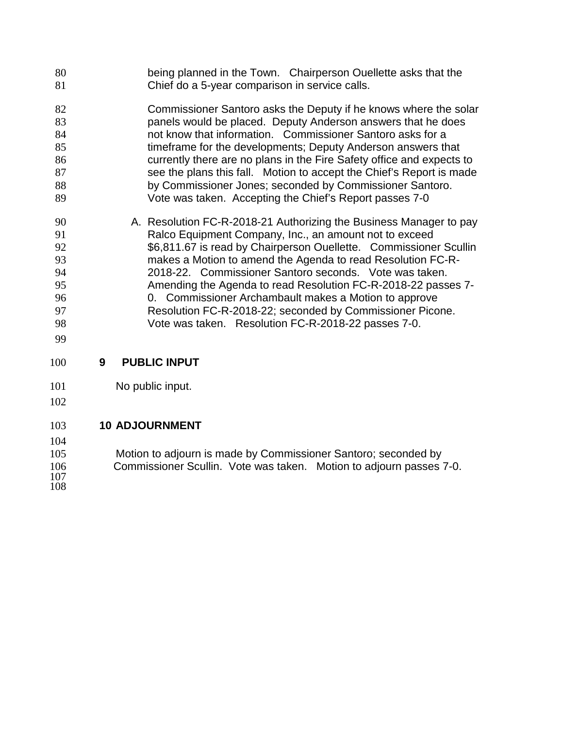being planned in the Town. Chairperson Ouellette asks that the Chief do a 5-year comparison in service calls.

Commissioner Santoro asks the Deputy if he knows where the solar panels would be placed. Deputy Anderson answers that he does not know that information. Commissioner Santoro asks for a timeframe for the developments; Deputy Anderson answers that currently there are no plans in the Fire Safety office and expects to see the plans this fall. Motion to accept the Chief's Report is made by Commissioner Jones; seconded by Commissioner Santoro. Vote was taken. Accepting the Chief's Report passes 7-0

A. Resolution FC-R-2018-21 Authorizing the Business Manager to pay Ralco Equipment Company, Inc., an amount not to exceed $6,811.67 is read by Chairperson Ouellette. Commissioner Scullin makes a Motion to amend the Agenda to read Resolution FC-R-2018-22. Commissioner Santoro seconds. Vote was taken. Amending the Agenda to read Resolution FC-R-2018-22 passes 7-0. Commissioner Archambault makes a Motion to approve Resolution FC-R-2018-22; seconded by Commissioner Picone. Vote was taken. Resolution FC-R-2018-22 passes 7-0.

## 9 PUBLIC INPUT

No public input.

## 10 ADJOURNMENT

Motion to adjourn is made by Commissioner Santoro; seconded by Commissioner Scullin. Vote was taken. Motion to adjourn passes 7-0.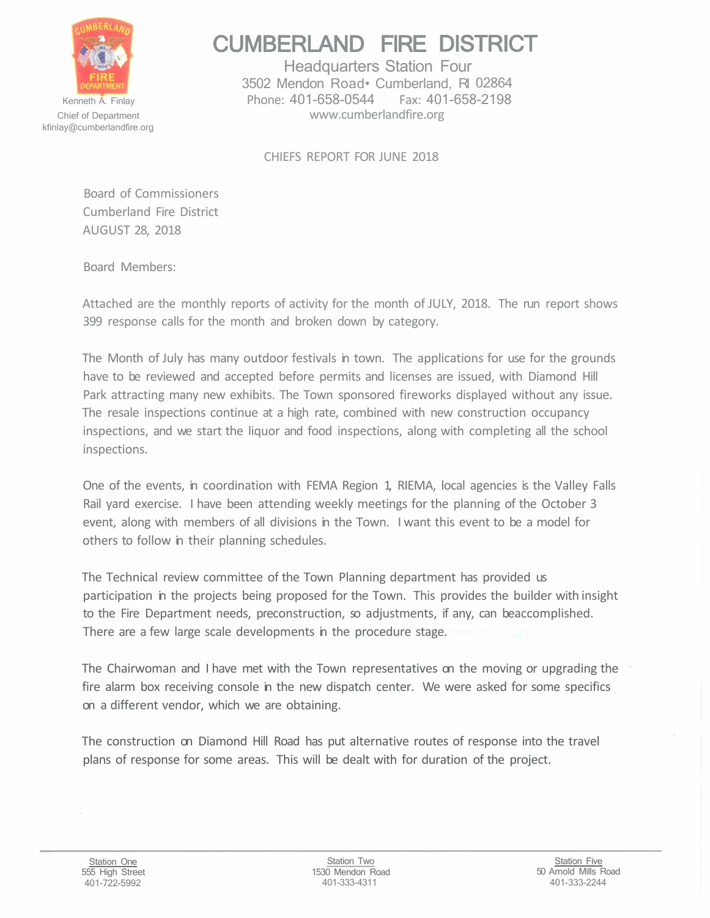# CUMBERLAND FIRE DISTRICT

Headquarters Station Four
3502 Mendon Road• Cumberland, RI 02864
Phone: 401-658-0544 Fax: 401-658-2198
www.cumberlandfire.org

Kenneth A. Finlay
Chief of Department
kfinlay@cumberlandfire.org

CHIEFS REPORT FOR JUNE 2018

Board of Commissioners
Cumberland Fire District
AUGUST 28, 2018

Board Members:

Attached are the monthly reports of activity for the month of JULY, 2018. The run report shows 399 response calls for the month and broken down by category.

The Month of July has many outdoor festivals in town. The applications for use for the grounds have to be reviewed and accepted before permits and licenses are issued, with Diamond Hill Park attracting many new exhibits. The Town sponsored fireworks displayed without any issue. The resale inspections continue at a high rate, combined with new construction occupancy inspections, and we start the liquor and food inspections, along with completing all the school inspections.

One of the events, in coordination with FEMA Region 1, RIEMA, local agencies is the Valley Falls Rail yard exercise. I have been attending weekly meetings for the planning of the October 3 event, along with members of all divisions in the Town. I want this event to be a model for others to follow in their planning schedules.

The Technical review committee of the Town Planning department has provided us participation in the projects being proposed for the Town. This provides the builder with insight to the Fire Department needs, preconstruction, so adjustments, if any, can beaccomplished. There are a few large scale developments in the procedure stage.

The Chairwoman and I have met with the Town representatives on the moving or upgrading the fire alarm box receiving console in the new dispatch center. We were asked for some specifics on a different vendor, which we are obtaining.

The construction on Diamond Hill Road has put alternative routes of response into the travel plans of response for some areas. This will be dealt with for duration of the project.

Station One
555 High Street
401-722-5992

Station Two
1530 Mendon Road
401-333-4311

Station Five
50 Arnold Mills Road
401-333-2244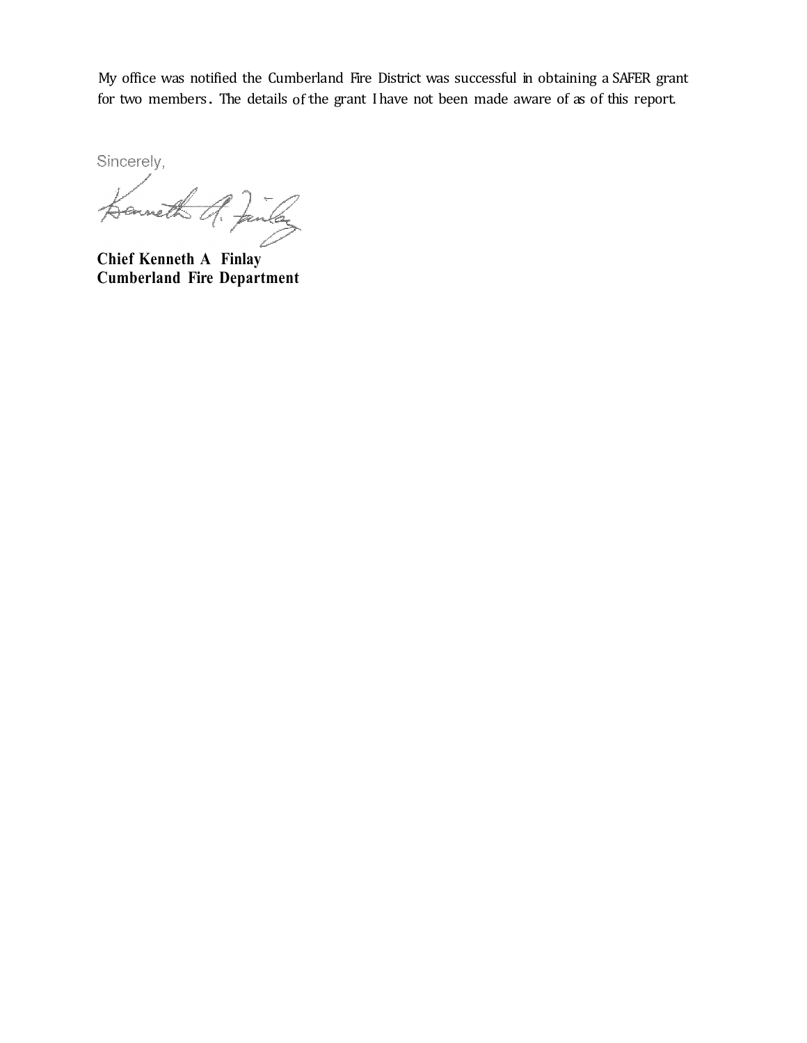My office was notified the Cumberland Fire District was successful in obtaining a SAFER grant for two members. The details of the grant I have not been made aware of as of this report.

Sincerely,

**Chief Kenneth A Finlay**
**Cumberland Fire Department**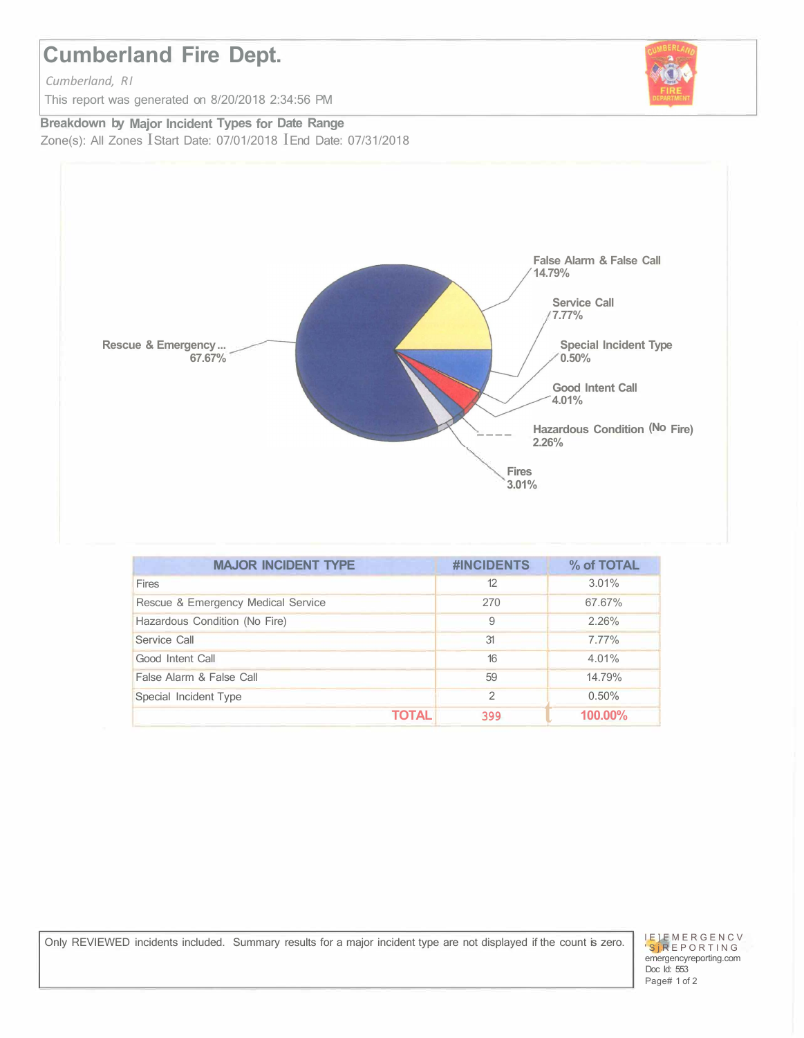# Cumberland Fire Dept.

*Cumberland, RI*

This report was generated on 8/20/2018 2:34:56 PM

**Breakdown by Major Incident Types for Date Range**

Zone(s): All Zones | Start Date: 07/01/2018 | End Date: 07/31/2018

False Alarm & False Call
14.79%

Service Call
7.77%

Special Incident Type
0.50%

Good Intent Call
4.01%

Hazardous Condition (No Fire)
2.26%

Fires
3.01%

Rescue & Emergency ...
67.67%

| MAJOR INCIDENT TYPE | #INCIDENTS | % of TOTAL |
|---|---|---|
| Fires | 12 | 3.01% |
| Rescue & Emergency Medical Service | 270 | 67.67% |
| Hazardous Condition (No Fire) | 9 | 2.26% |
| Service Call | 31 | 7.77% |
| Good Intent Call | 16 | 4.01% |
| False Alarm & False Call | 59 | 14.79% |
| Special Incident Type | 2 | 0.50% |
| **TOTAL** | **399** | **100.00%** |

Only REVIEWED incidents included. Summary results for a major incident type are not displayed if the count is zero.

EMERGENCY REPORTING
emergencyreporting.com
Doc Id: 553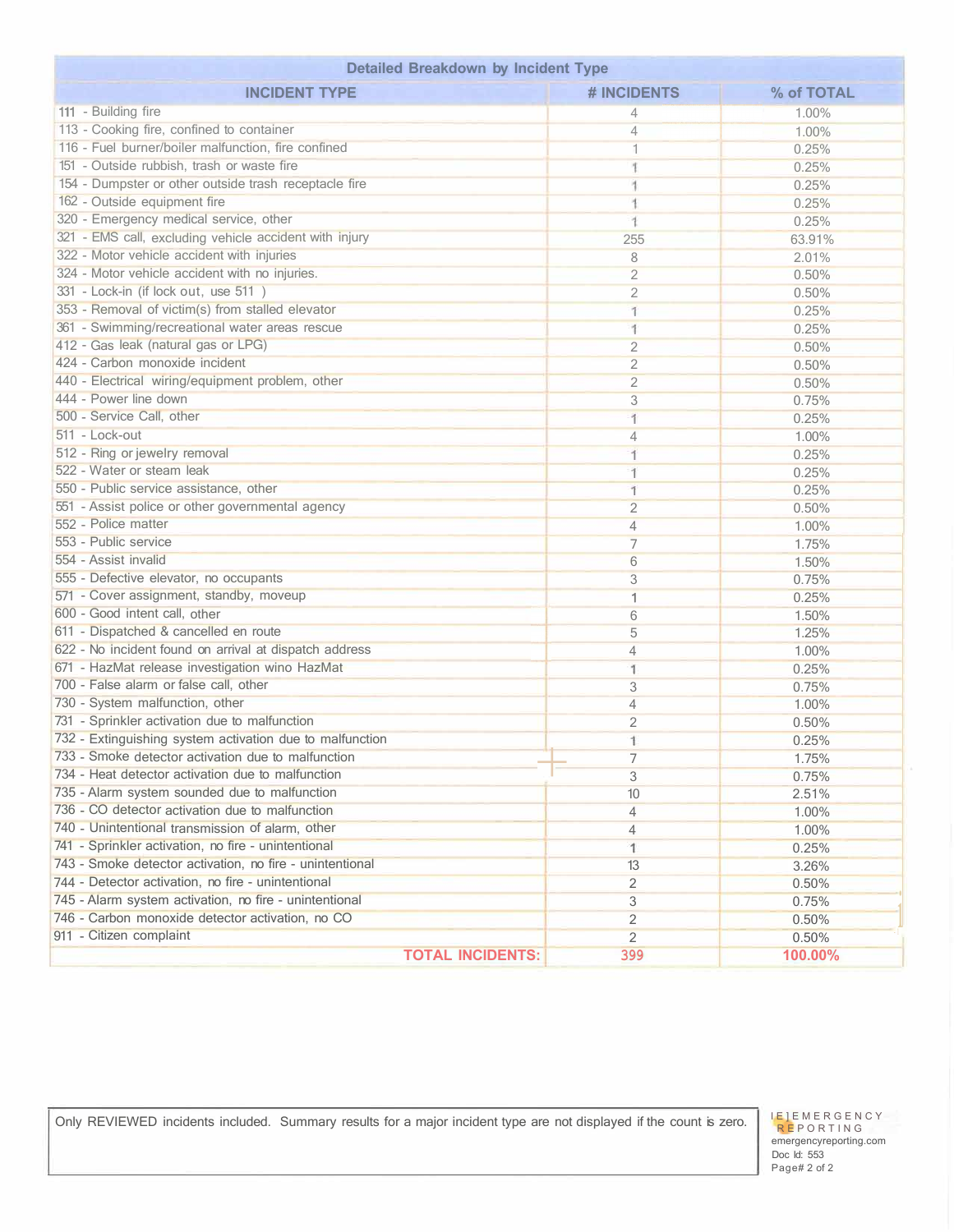| Detailed Breakdown by Incident Type | | |
|---|---|---|
| **INCIDENT TYPE** | **# INCIDENTS** | **% of TOTAL** |
| 111 - Building fire | 4 | 1.00% |
| 113 - Cooking fire, confined to container | 4 | 1.00% |
| 116 - Fuel burner/boiler malfunction, fire confined | 1 | 0.25% |
| 151 - Outside rubbish, trash or waste fire | 1 | 0.25% |
| 154 - Dumpster or other outside trash receptacle fire | 1 | 0.25% |
| 162 - Outside equipment fire | 1 | 0.25% |
| 320 - Emergency medical service, other | 1 | 0.25% |
| 321 - EMS call, excluding vehicle accident with injury | 255 | 63.91% |
| 322 - Motor vehicle accident with injuries | 8 | 2.01% |
| 324 - Motor vehicle accident with no injuries. | 2 | 0.50% |
| 331 - Lock-in (if lock out, use 511 ) | 2 | 0.50% |
| 353 - Removal of victim(s) from stalled elevator | 1 | 0.25% |
| 361 - Swimming/recreational water areas rescue | 1 | 0.25% |
| 412 - Gas leak (natural gas or LPG) | 2 | 0.50% |
| 424 - Carbon monoxide incident | 2 | 0.50% |
| 440 - Electrical wiring/equipment problem, other | 2 | 0.50% |
| 444 - Power line down | 3 | 0.75% |
| 500 - Service Call, other | 1 | 0.25% |
| 511 - Lock-out | 4 | 1.00% |
| 512 - Ring or jewelry removal | 1 | 0.25% |
| 522 - Water or steam leak | 1 | 0.25% |
| 550 - Public service assistance, other | 1 | 0.25% |
| 551 - Assist police or other governmental agency | 2 | 0.50% |
| 552 - Police matter | 4 | 1.00% |
| 553 - Public service | 7 | 1.75% |
| 554 - Assist invalid | 6 | 1.50% |
| 555 - Defective elevator, no occupants | 3 | 0.75% |
| 571 - Cover assignment, standby, moveup | 1 | 0.25% |
| 600 - Good intent call, other | 6 | 1.50% |
| 611 - Dispatched & cancelled en route | 5 | 1.25% |
| 622 - No incident found on arrival at dispatch address | 4 | 1.00% |
| 671 - HazMat release investigation wino HazMat | 1 | 0.25% |
| 700 - False alarm or false call, other | 3 | 0.75% |
| 730 - System malfunction, other | 4 | 1.00% |
| 731 - Sprinkler activation due to malfunction | 2 | 0.50% |
| 732 - Extinguishing system activation due to malfunction | 1 | 0.25% |
| 733 - Smoke detector activation due to malfunction | 7 | 1.75% |
| 734 - Heat detector activation due to malfunction | 3 | 0.75% |
| 735 - Alarm system sounded due to malfunction | 10 | 2.51% |
| 736 - CO detector activation due to malfunction | 4 | 1.00% |
| 740 - Unintentional transmission of alarm, other | 4 | 1.00% |
| 741 - Sprinkler activation, no fire - unintentional | 1 | 0.25% |
| 743 - Smoke detector activation, no fire - unintentional | 13 | 3.26% |
| 744 - Detector activation, no fire - unintentional | 2 | 0.50% |
| 745 - Alarm system activation, no fire - unintentional | 3 | 0.75% |
| 746 - Carbon monoxide detector activation, no CO | 2 | 0.50% |
| 911 - Citizen complaint | 2 | 0.50% |
| **TOTAL INCIDENTS:** | **399** | **100.00%** |

Only REVIEWED incidents included. Summary results for a major incident type are not displayed if the count is zero.

EMERGENCY REPORTING
emergencyreporting.com
Doc Id: 553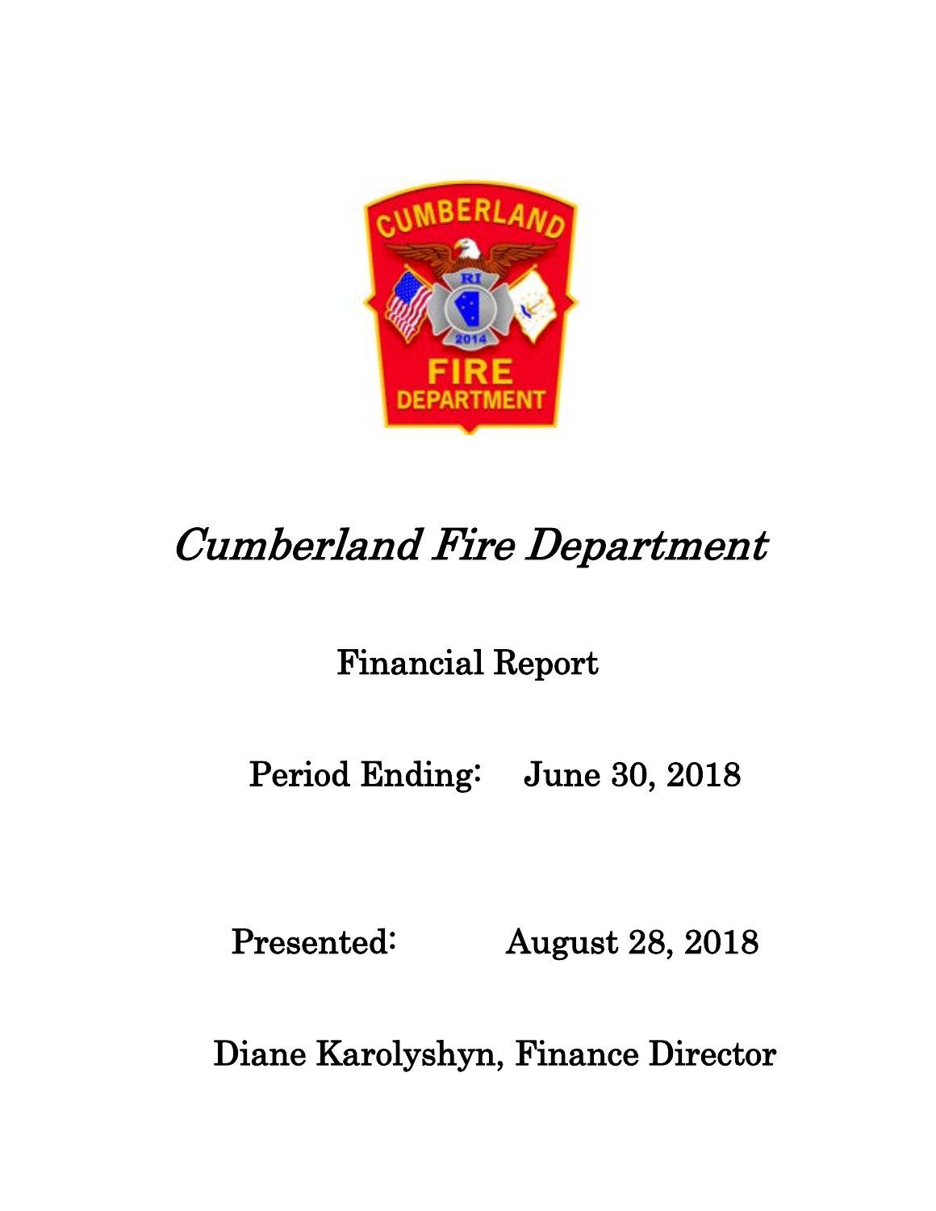# *Cumberland Fire Department*

Financial Report

Period Ending: June 30, 2018

Presented: August 28, 2018

Diane Karolyshyn, Finance Director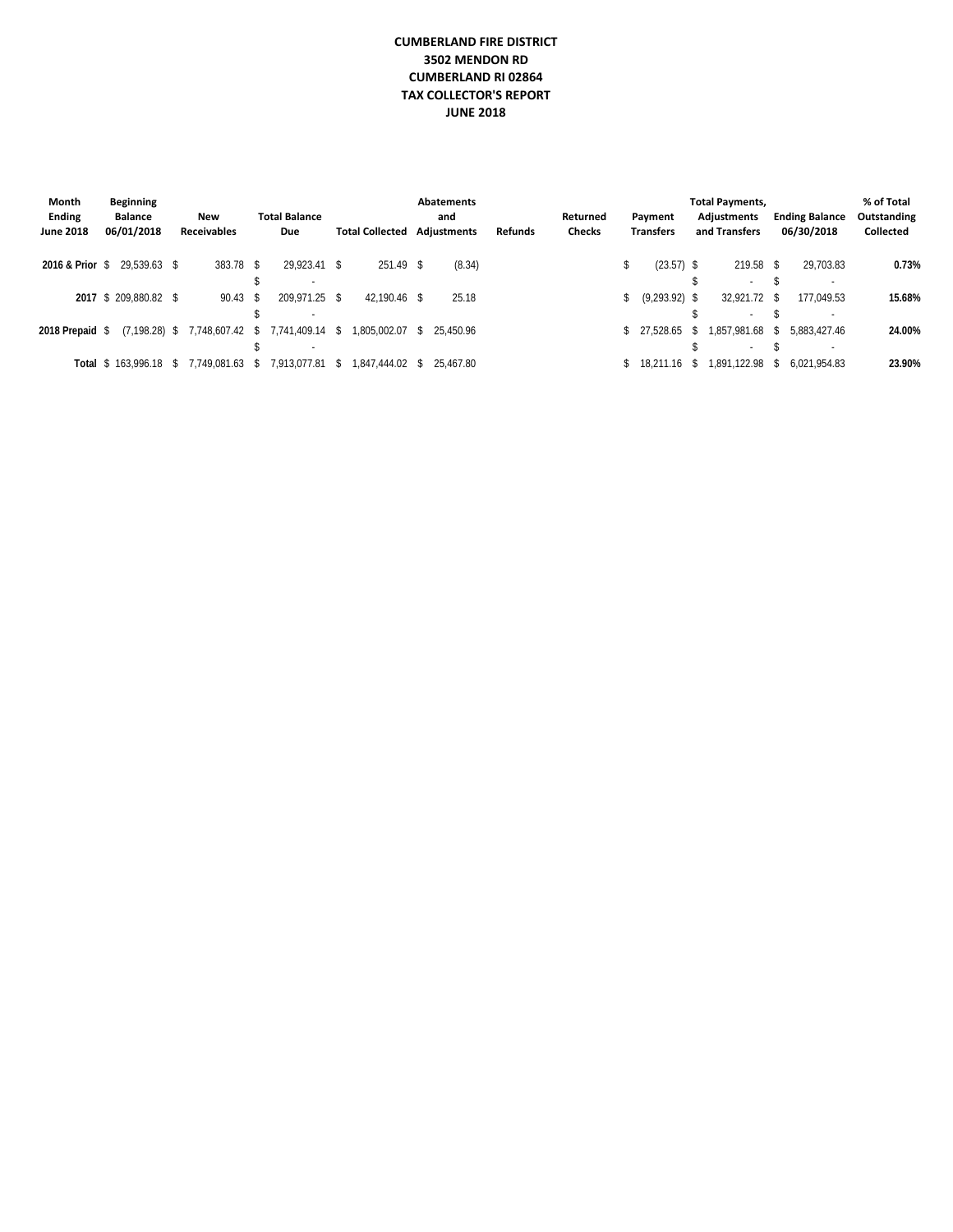**CUMBERLAND FIRE DISTRICT**
**3502 MENDON RD**
**CUMBERLAND RI 02864**
**TAX COLLECTOR'S REPORT**
**JUNE 2018**

| Month Ending June 2018 | Beginning Balance 06/01/2018 | New Receivables | Total Balance Due | Total Collected | Abatements and Adjustments | Refunds | Returned Checks | Payment Transfers | Total Payments, Adjustments and Transfers | Ending Balance 06/30/2018 | % of Total Outstanding Collected |
|---|---|---|---|---|---|---|---|---|---|---|---|
| **2016 & Prior** | $ 29,539.63 | $ 383.78 | $ 29,923.41 | $ 251.49 | $ (8.34) | | | $ (23.57) | $ 219.58 | $ 29,703.83 | **0.73%** |
| | | | $ - | | | | | | $ - | $ - | |
| **2017** | $ 209,880.82 | $ 90.43 | $ 209,971.25 | $ 42,190.46 | $ 25.18 | | | $ (9,293.92) | $ 32,921.72 | $ 177,049.53 | **15.68%** |
| | | | $ - | | | | | | $ - | $ - | |
| **2018 Prepaid** | $ (7,198.28) | $ 7,748,607.42 | $ 7,741,409.14 | $ 1,805,002.07 | $ 25,450.96 | | | $ 27,528.65 | $ 1,857,981.68 | $ 5,883,427.46 | **24.00%** |
| | | | $ - | | | | | | $ - | $ - | |
| **Total** | $ 163,996.18 | $ 7,749,081.63 | $ 7,913,077.81 | $ 1,847,444.02 | $ 25,467.80 | | | $ 18,211.16 | $ 1,891,122.98 | $ 6,021,954.83 | **23.90%** |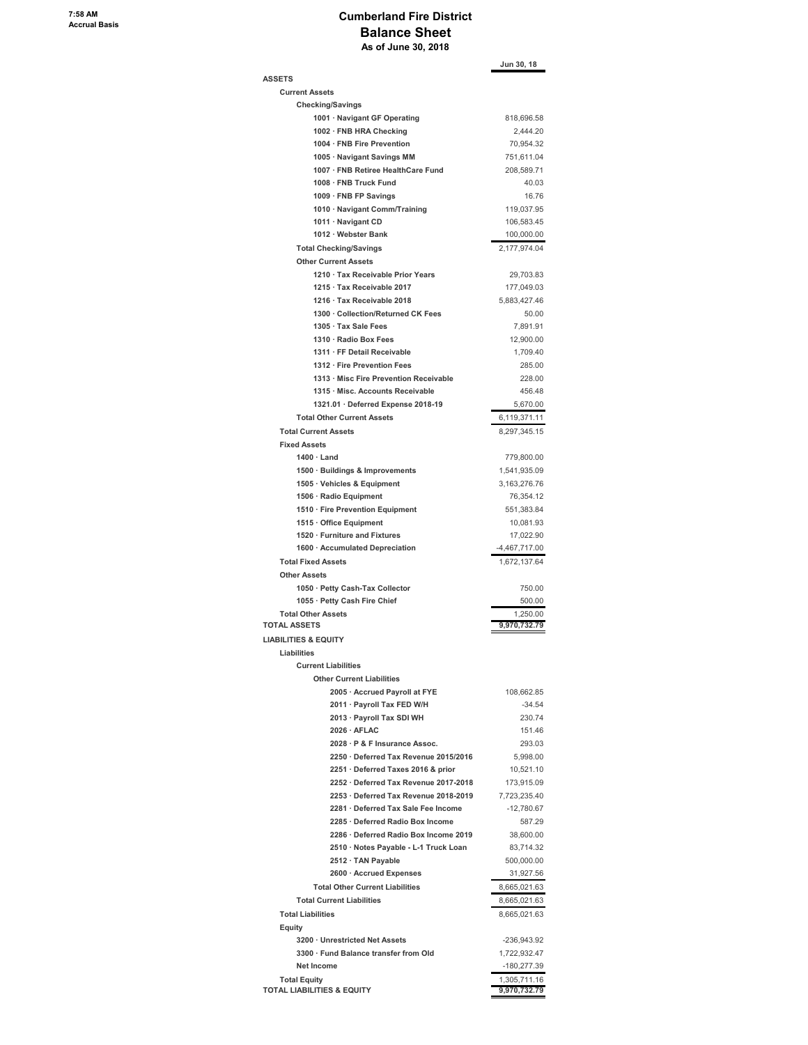7:58 AM
Accrual Basis

# Cumberland Fire District
## Balance Sheet
### As of June 30, 2018

| | Jun 30, 18 |
|---|---|
| **ASSETS** | |
| **Current Assets** | |
| **Checking/Savings** | |
| 1001 · Navigant GF Operating | 818,696.58 |
| 1002 · FNB HRA Checking | 2,444.20 |
| 1004 · FNB Fire Prevention | 70,954.32 |
| 1005 · Navigant Savings MM | 751,611.04 |
| 1007 · FNB Retiree HealthCare Fund | 208,589.71 |
| 1008 · FNB Truck Fund | 40.03 |
| 1009 · FNB FP Savings | 16.76 |
| 1010 · Navigant Comm/Training | 119,037.95 |
| 1011 · Navigant CD | 106,583.45 |
| 1012 · Webster Bank | 100,000.00 |
| **Total Checking/Savings** | 2,177,974.04 |
| **Other Current Assets** | |
| 1210 · Tax Receivable Prior Years | 29,703.83 |
| 1215 · Tax Receivable 2017 | 177,049.03 |
| 1216 · Tax Receivable 2018 | 5,883,427.46 |
| 1300 · Collection/Returned CK Fees | 50.00 |
| 1305 · Tax Sale Fees | 7,891.91 |
| 1310 · Radio Box Fees | 12,900.00 |
| 1311 · FF Detail Receivable | 1,709.40 |
| 1312 · Fire Prevention Fees | 285.00 |
| 1313 · Misc Fire Prevention Receivable | 228.00 |
| 1315 · Misc. Accounts Receivable | 456.48 |
| 1321.01 · Deferred Expense 2018-19 | 5,670.00 |
| **Total Other Current Assets** | 6,119,371.11 |
| **Total Current Assets** | 8,297,345.15 |
| **Fixed Assets** | |
| 1400 · Land | 779,800.00 |
| 1500 · Buildings & Improvements | 1,541,935.09 |
| 1505 · Vehicles & Equipment | 3,163,276.76 |
| 1506 · Radio Equipment | 76,354.12 |
| 1510 · Fire Prevention Equipment | 551,383.84 |
| 1515 · Office Equipment | 10,081.93 |
| 1520 · Furniture and Fixtures | 17,022.90 |
| 1600 · Accumulated Depreciation | -4,467,717.00 |
| **Total Fixed Assets** | 1,672,137.64 |
| **Other Assets** | |
| 1050 · Petty Cash-Tax Collector | 750.00 |
| 1055 · Petty Cash Fire Chief | 500.00 |
| **Total Other Assets** | 1,250.00 |
| **TOTAL ASSETS** | 9,970,732.79 |
| **LIABILITIES & EQUITY** | |
| **Liabilities** | |
| **Current Liabilities** | |
| **Other Current Liabilities** | |
| 2005 · Accrued Payroll at FYE | 108,662.85 |
| 2011 · Payroll Tax FED W/H | -34.54 |
| 2013 · Payroll Tax SDI WH | 230.74 |
| 2026 · AFLAC | 151.46 |
| 2028 · P & F Insurance Assoc. | 293.03 |
| 2250 · Deferred Tax Revenue 2015/2016 | 5,998.00 |
| 2251 · Deferred Taxes 2016 & prior | 10,521.10 |
| 2252 · Deferred Tax Revenue 2017-2018 | 173,915.09 |
| 2253 · Deferred Tax Revenue 2018-2019 | 7,723,235.40 |
| 2281 · Deferred Tax Sale Fee Income | -12,780.67 |
| 2285 · Deferred Radio Box Income | 587.29 |
| 2286 · Deferred Radio Box Income 2019 | 38,600.00 |
| 2510 · Notes Payable - L-1 Truck Loan | 83,714.32 |
| 2512 · TAN Payable | 500,000.00 |
| 2600 · Accrued Expenses | 31,927.56 |
| **Total Other Current Liabilities** | 8,665,021.63 |
| **Total Current Liabilities** | 8,665,021.63 |
| **Total Liabilities** | 8,665,021.63 |
| **Equity** | |
| 3200 · Unrestricted Net Assets | -236,943.92 |
| 3300 · Fund Balance transfer from Old | 1,722,932.47 |
| Net Income | -180,277.39 |
| **Total Equity** | 1,305,711.16 |
| **TOTAL LIABILITIES & EQUITY** | 9,970,732.79 |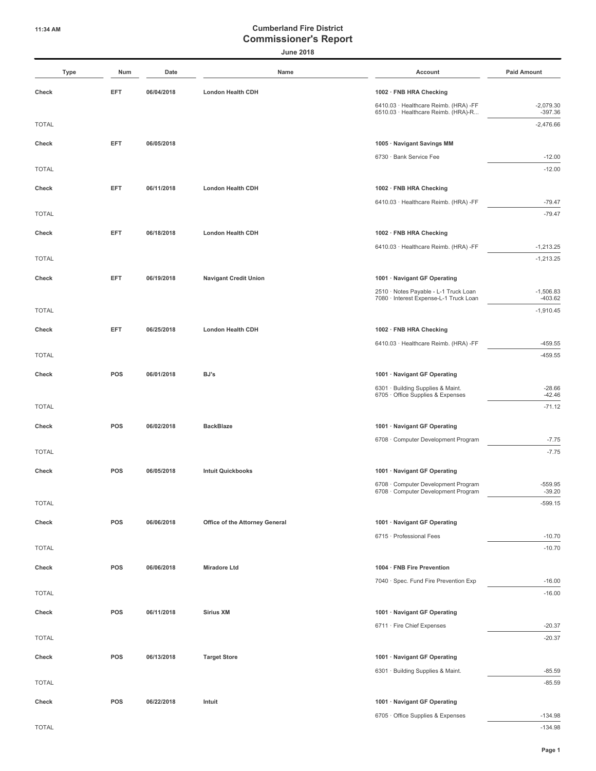# Cumberland Fire District
## Commissioner's Report
**June 2018**

| Type | Num | Date | Name | Account | Paid Amount |
|---|---|---|---|---|---|
| **Check** | **EFT** | **06/04/2018** | **London Health CDH** | **1002 · FNB HRA Checking** | |
| | | | | 6410.03 · Healthcare Reimb. (HRA) -FF | -2,079.30 |
| | | | | 6510.03 · Healthcare Reimb. (HRA)-R... | -397.36 |
| TOTAL | | | | | -2,476.66 |
| **Check** | **EFT** | **06/05/2018** | | **1005 · Navigant Savings MM** | |
| | | | | 6730 · Bank Service Fee | -12.00 |
| TOTAL | | | | | -12.00 |
| **Check** | **EFT** | **06/11/2018** | **London Health CDH** | **1002 · FNB HRA Checking** | |
| | | | | 6410.03 · Healthcare Reimb. (HRA) -FF | -79.47 |
| TOTAL | | | | | -79.47 |
| **Check** | **EFT** | **06/18/2018** | **London Health CDH** | **1002 · FNB HRA Checking** | |
| | | | | 6410.03 · Healthcare Reimb. (HRA) -FF | -1,213.25 |
| TOTAL | | | | | -1,213.25 |
| **Check** | **EFT** | **06/19/2018** | **Navigant Credit Union** | **1001 · Navigant GF Operating** | |
| | | | | 2510 · Notes Payable - L-1 Truck Loan | -1,506.83 |
| | | | | 7080 · Interest Expense-L-1 Truck Loan | -403.62 |
| TOTAL | | | | | -1,910.45 |
| **Check** | **EFT** | **06/25/2018** | **London Health CDH** | **1002 · FNB HRA Checking** | |
| | | | | 6410.03 · Healthcare Reimb. (HRA) -FF | -459.55 |
| TOTAL | | | | | -459.55 |
| **Check** | **POS** | **06/01/2018** | **BJ's** | **1001 · Navigant GF Operating** | |
| | | | | 6301 · Building Supplies & Maint. | -28.66 |
| | | | | 6705 · Office Supplies & Expenses | -42.46 |
| TOTAL | | | | | -71.12 |
| **Check** | **POS** | **06/02/2018** | **BackBlaze** | **1001 · Navigant GF Operating** | |
| | | | | 6708 · Computer Development Program | -7.75 |
| TOTAL | | | | | -7.75 |
| **Check** | **POS** | **06/05/2018** | **Intuit Quickbooks** | **1001 · Navigant GF Operating** | |
| | | | | 6708 · Computer Development Program | -559.95 |
| | | | | 6708 · Computer Development Program | -39.20 |
| TOTAL | | | | | -599.15 |
| **Check** | **POS** | **06/06/2018** | **Office of the Attorney General** | **1001 · Navigant GF Operating** | |
| | | | | 6715 · Professional Fees | -10.70 |
| TOTAL | | | | | -10.70 |
| **Check** | **POS** | **06/06/2018** | **Miradore Ltd** | **1004 · FNB Fire Prevention** | |
| | | | | 7040 · Spec. Fund Fire Prevention Exp | -16.00 |
| TOTAL | | | | | -16.00 |
| **Check** | **POS** | **06/11/2018** | **Sirius XM** | **1001 · Navigant GF Operating** | |
| | | | | 6711 · Fire Chief Expenses | -20.37 |
| TOTAL | | | | | -20.37 |
| **Check** | **POS** | **06/13/2018** | **Target Store** | **1001 · Navigant GF Operating** | |
| | | | | 6301 · Building Supplies & Maint. | -85.59 |
| TOTAL | | | | | -85.59 |
| **Check** | **POS** | **06/22/2018** | **Intuit** | **1001 · Navigant GF Operating** | |
| | | | | 6705 · Office Supplies & Expenses | -134.98 |
| TOTAL | | | | | -134.98 |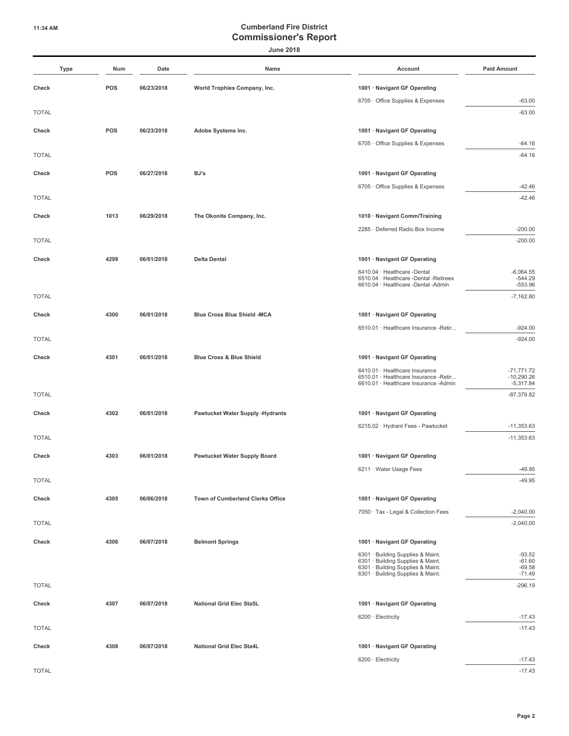**11:34 AM**

# Cumberland Fire District
## Commissioner's Report
**June 2018**

| Type | Num | Date | Name | Account | Paid Amount |
|---|---|---|---|---|---|
| **Check** | **POS** | **06/23/2018** | **World Trophies Company, Inc.** | **1001 · Navigant GF Operating** | |
| | | | | 6705 · Office Supplies & Expenses | -63.00 |
| TOTAL | | | | | -63.00 |
| **Check** | **POS** | **06/23/2018** | **Adobe Systems Inc.** | **1001 · Navigant GF Operating** | |
| | | | | 6705 · Office Supplies & Expenses | -64.16 |
| TOTAL | | | | | -64.16 |
| **Check** | **POS** | **06/27/2018** | **BJ's** | **1001 · Navigant GF Operating** | |
| | | | | 6705 · Office Supplies & Expenses | -42.46 |
| TOTAL | | | | | -42.46 |
| **Check** | **1013** | **06/29/2018** | **The Okonite Company, Inc.** | **1010 · Navigant Comm/Training** | |
| | | | | 2285 · Deferred Radio Box Income | -200.00 |
| TOTAL | | | | | -200.00 |
| **Check** | **4299** | **06/01/2018** | **Delta Dental** | **1001 · Navigant GF Operating** | |
| | | | | 6410.04 · Healthcare -Dental | -6,064.55 |
| | | | | 6510.04 · Healthcare -Dental -Retirees | -544.29 |
| | | | | 6610.04 · Healthcare -Dental -Admin | -553.96 |
| TOTAL | | | | | -7,162.80 |
| **Check** | **4300** | **06/01/2018** | **Blue Cross Blue Shield -MCA** | **1001 · Navigant GF Operating** | |
| | | | | 6510.01 · Healthcare Insurance -Retir... | -924.00 |
| TOTAL | | | | | -924.00 |
| **Check** | **4301** | **06/01/2018** | **Blue Cross & Blue Shield** | **1001 · Navigant GF Operating** | |
| | | | | 6410.01 · Healthcare Insurance | -71,771.72 |
| | | | | 6510.01 · Healthcare Insurance -Retir... | -10,290.26 |
| | | | | 6610.01 · Healthcare Insurance -Admin | -5,317.84 |
| TOTAL | | | | | -87,379.82 |
| **Check** | **4302** | **06/01/2018** | **Pawtucket Water Supply -Hydrants** | **1001 · Navigant GF Operating** | |
| | | | | 6215.02 · Hydrant Fees - Pawtucket | -11,353.63 |
| TOTAL | | | | | -11,353.63 |
| **Check** | **4303** | **06/01/2018** | **Pawtucket Water Supply Board** | **1001 · Navigant GF Operating** | |
| | | | | 6211 · Water Usage Fees | -49.95 |
| TOTAL | | | | | -49.95 |
| **Check** | **4305** | **06/06/2018** | **Town of Cumberland Clerks Office** | **1001 · Navigant GF Operating** | |
| | | | | 7050 · Tax - Legal & Collection Fees | -2,040.00 |
| TOTAL | | | | | -2,040.00 |
| **Check** | **4306** | **06/07/2018** | **Belmont Springs** | **1001 · Navigant GF Operating** | |
| | | | | 6301 · Building Supplies & Maint. | -93.52 |
| | | | | 6301 · Building Supplies & Maint. | -61.60 |
| | | | | 6301 · Building Supplies & Maint. | -69.58 |
| | | | | 6301 · Building Supplies & Maint. | -71.49 |
| TOTAL | | | | | -296.19 |
| **Check** | **4307** | **06/07/2018** | **National Grid Elec Sta5L** | **1001 · Navigant GF Operating** | |
| | | | | 6200 · Electricity | -17.43 |
| TOTAL | | | | | -17.43 |
| **Check** | **4308** | **06/07/2018** | **National Grid Elec Sta4L** | **1001 · Navigant GF Operating** | |
| | | | | 6200 · Electricity | -17.43 |
| TOTAL | | | | | -17.43 |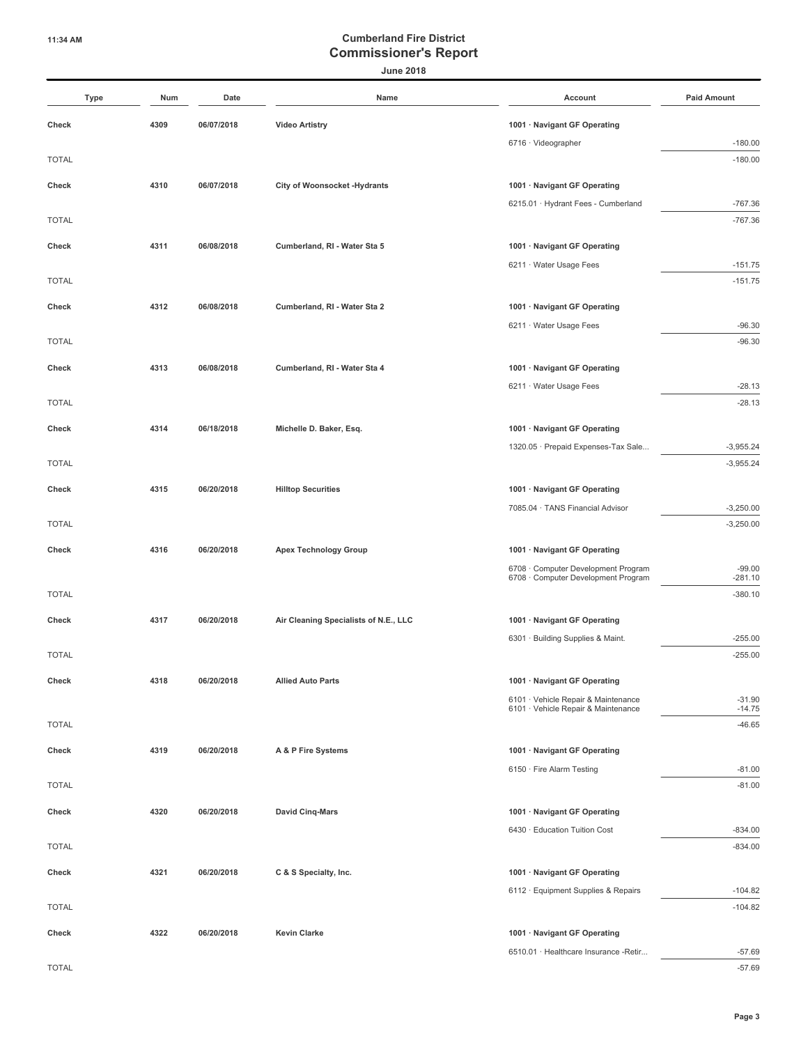**Cumberland Fire District**

# Commissioner's Report

**June 2018**

| Type | Num | Date | Name | Account | Paid Amount |
|---|---|---|---|---|---|
| **Check** | **4309** | **06/07/2018** | **Video Artistry** | **1001 · Navigant GF Operating** | |
| | | | | 6716 · Videographer | -180.00 |
| TOTAL | | | | | -180.00 |
| **Check** | **4310** | **06/07/2018** | **City of Woonsocket -Hydrants** | **1001 · Navigant GF Operating** | |
| | | | | 6215.01 · Hydrant Fees - Cumberland | -767.36 |
| TOTAL | | | | | -767.36 |
| **Check** | **4311** | **06/08/2018** | **Cumberland, RI - Water Sta 5** | **1001 · Navigant GF Operating** | |
| | | | | 6211 · Water Usage Fees | -151.75 |
| TOTAL | | | | | -151.75 |
| **Check** | **4312** | **06/08/2018** | **Cumberland, RI - Water Sta 2** | **1001 · Navigant GF Operating** | |
| | | | | 6211 · Water Usage Fees | -96.30 |
| TOTAL | | | | | -96.30 |
| **Check** | **4313** | **06/08/2018** | **Cumberland, RI - Water Sta 4** | **1001 · Navigant GF Operating** | |
| | | | | 6211 · Water Usage Fees | -28.13 |
| TOTAL | | | | | -28.13 |
| **Check** | **4314** | **06/18/2018** | **Michelle D. Baker, Esq.** | **1001 · Navigant GF Operating** | |
| | | | | 1320.05 · Prepaid Expenses-Tax Sale... | -3,955.24 |
| TOTAL | | | | | -3,955.24 |
| **Check** | **4315** | **06/20/2018** | **Hilltop Securities** | **1001 · Navigant GF Operating** | |
| | | | | 7085.04 · TANS Financial Advisor | -3,250.00 |
| TOTAL | | | | | -3,250.00 |
| **Check** | **4316** | **06/20/2018** | **Apex Technology Group** | **1001 · Navigant GF Operating** | |
| | | | | 6708 · Computer Development Program | -99.00 |
| | | | | 6708 · Computer Development Program | -281.10 |
| TOTAL | | | | | -380.10 |
| **Check** | **4317** | **06/20/2018** | **Air Cleaning Specialists of N.E., LLC** | **1001 · Navigant GF Operating** | |
| | | | | 6301 · Building Supplies & Maint. | -255.00 |
| TOTAL | | | | | -255.00 |
| **Check** | **4318** | **06/20/2018** | **Allied Auto Parts** | **1001 · Navigant GF Operating** | |
| | | | | 6101 · Vehicle Repair & Maintenance | -31.90 |
| | | | | 6101 · Vehicle Repair & Maintenance | -14.75 |
| TOTAL | | | | | -46.65 |
| **Check** | **4319** | **06/20/2018** | **A & P Fire Systems** | **1001 · Navigant GF Operating** | |
| | | | | 6150 · Fire Alarm Testing | -81.00 |
| TOTAL | | | | | -81.00 |
| **Check** | **4320** | **06/20/2018** | **David Cinq-Mars** | **1001 · Navigant GF Operating** | |
| | | | | 6430 · Education Tuition Cost | -834.00 |
| TOTAL | | | | | -834.00 |
| **Check** | **4321** | **06/20/2018** | **C & S Specialty, Inc.** | **1001 · Navigant GF Operating** | |
| | | | | 6112 · Equipment Supplies & Repairs | -104.82 |
| TOTAL | | | | | -104.82 |
| **Check** | **4322** | **06/20/2018** | **Kevin Clarke** | **1001 · Navigant GF Operating** | |
| | | | | 6510.01 · Healthcare Insurance -Retir... | -57.69 |
| TOTAL | | | | | -57.69 |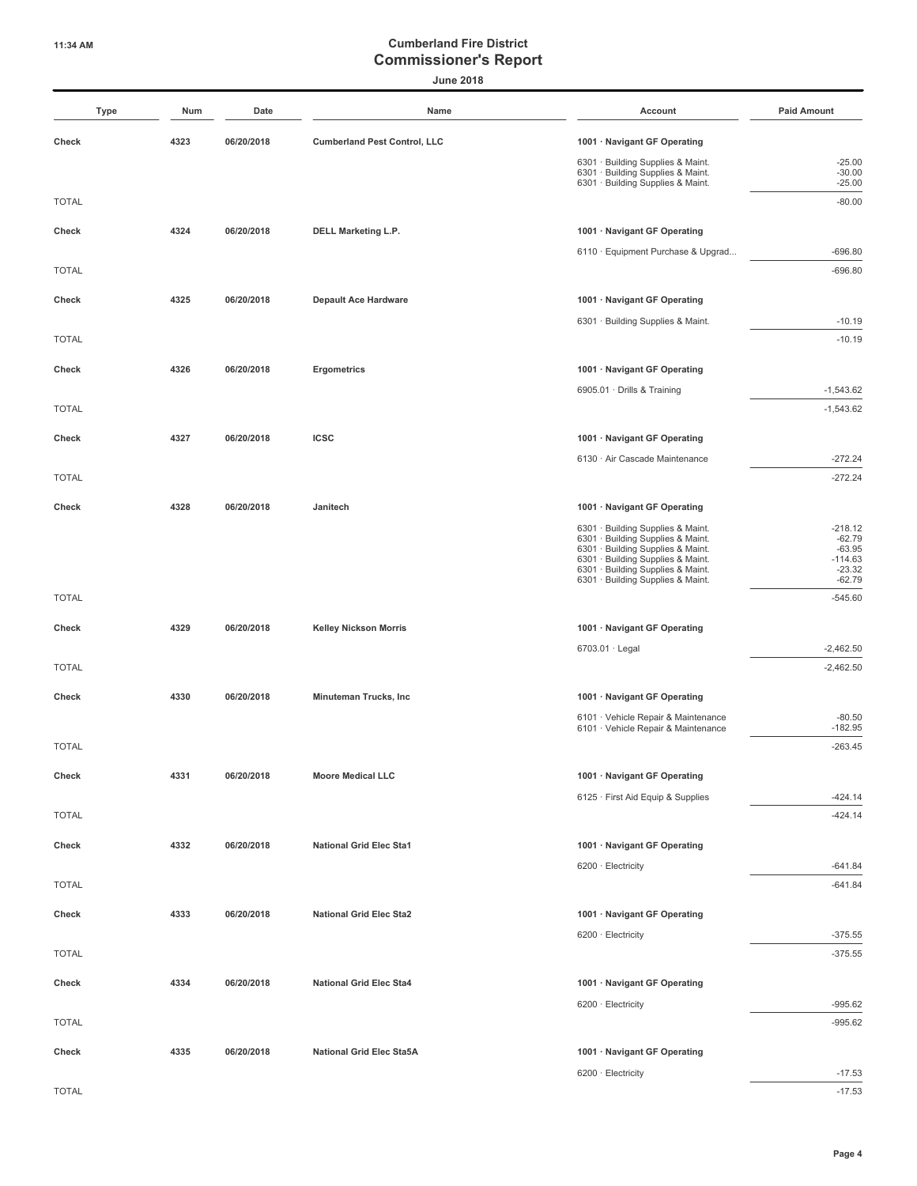# Cumberland Fire District
## Commissioner's Report
### June 2018

| Type | Num | Date | Name | Account | Paid Amount |
|---|---|---|---|---|---|
| Check | 4323 | 06/20/2018 | Cumberland Pest Control, LLC | 1001 · Navigant GF Operating | |
| | | | | 6301 · Building Supplies & Maint. | -25.00 |
| | | | | 6301 · Building Supplies & Maint. | -30.00 |
| | | | | 6301 · Building Supplies & Maint. | -25.00 |
| TOTAL | | | | | -80.00 |
| Check | 4324 | 06/20/2018 | DELL Marketing L.P. | 1001 · Navigant GF Operating | |
| | | | | 6110 · Equipment Purchase & Upgrad... | -696.80 |
| TOTAL | | | | | -696.80 |
| Check | 4325 | 06/20/2018 | Depault Ace Hardware | 1001 · Navigant GF Operating | |
| | | | | 6301 · Building Supplies & Maint. | -10.19 |
| TOTAL | | | | | -10.19 |
| Check | 4326 | 06/20/2018 | Ergometrics | 1001 · Navigant GF Operating | |
| | | | | 6905.01 · Drills & Training | -1,543.62 |
| TOTAL | | | | | -1,543.62 |
| Check | 4327 | 06/20/2018 | ICSC | 1001 · Navigant GF Operating | |
| | | | | 6130 · Air Cascade Maintenance | -272.24 |
| TOTAL | | | | | -272.24 |
| Check | 4328 | 06/20/2018 | Janitech | 1001 · Navigant GF Operating | |
| | | | | 6301 · Building Supplies & Maint. | -218.12 |
| | | | | 6301 · Building Supplies & Maint. | -62.79 |
| | | | | 6301 · Building Supplies & Maint. | -63.95 |
| | | | | 6301 · Building Supplies & Maint. | -114.63 |
| | | | | 6301 · Building Supplies & Maint. | -23.32 |
| | | | | 6301 · Building Supplies & Maint. | -62.79 |
| TOTAL | | | | | -545.60 |
| Check | 4329 | 06/20/2018 | Kelley Nickson Morris | 1001 · Navigant GF Operating | |
| | | | | 6703.01 · Legal | -2,462.50 |
| TOTAL | | | | | -2,462.50 |
| Check | 4330 | 06/20/2018 | Minuteman Trucks, Inc | 1001 · Navigant GF Operating | |
| | | | | 6101 · Vehicle Repair & Maintenance | -80.50 |
| | | | | 6101 · Vehicle Repair & Maintenance | -182.95 |
| TOTAL | | | | | -263.45 |
| Check | 4331 | 06/20/2018 | Moore Medical LLC | 1001 · Navigant GF Operating | |
| | | | | 6125 · First Aid Equip & Supplies | -424.14 |
| TOTAL | | | | | -424.14 |
| Check | 4332 | 06/20/2018 | National Grid Elec Sta1 | 1001 · Navigant GF Operating | |
| | | | | 6200 · Electricity | -641.84 |
| TOTAL | | | | | -641.84 |
| Check | 4333 | 06/20/2018 | National Grid Elec Sta2 | 1001 · Navigant GF Operating | |
| | | | | 6200 · Electricity | -375.55 |
| TOTAL | | | | | -375.55 |
| Check | 4334 | 06/20/2018 | National Grid Elec Sta4 | 1001 · Navigant GF Operating | |
| | | | | 6200 · Electricity | -995.62 |
| TOTAL | | | | | -995.62 |
| Check | 4335 | 06/20/2018 | National Grid Elec Sta5A | 1001 · Navigant GF Operating | |
| | | | | 6200 · Electricity | -17.53 |
| TOTAL | | | | | -17.53 |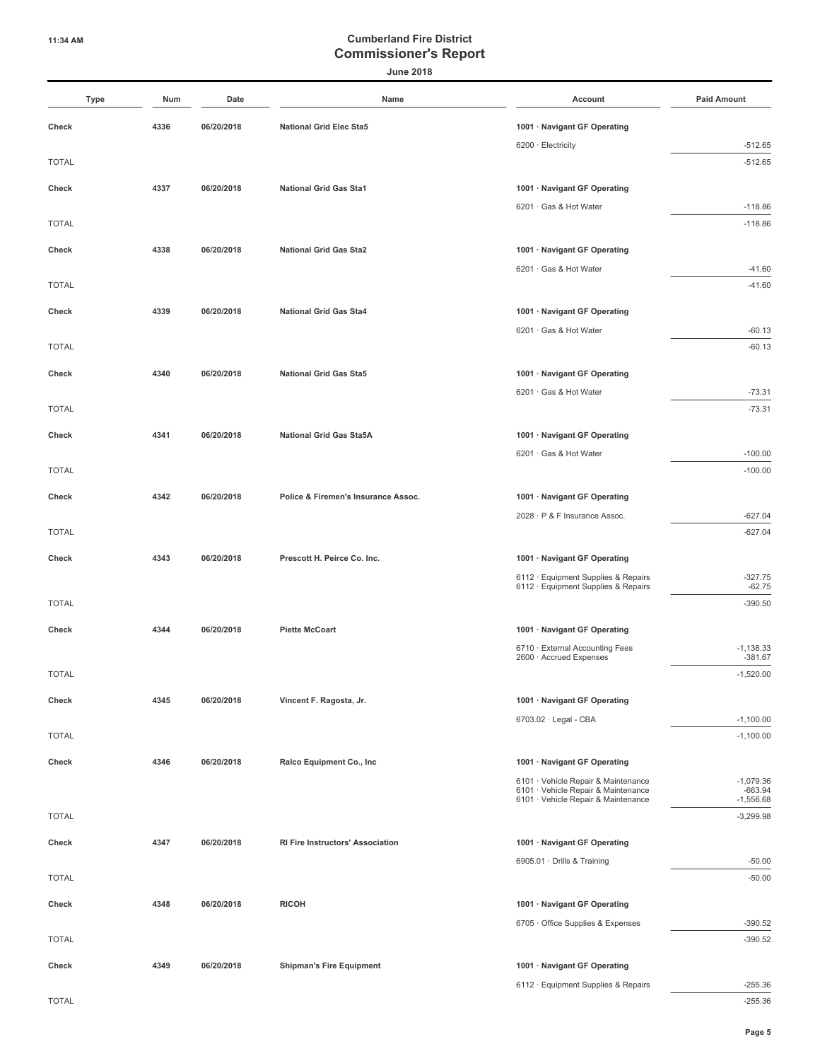# Cumberland Fire District
## Commissioner's Report
**June 2018**

| Type | Num | Date | Name | Account | Paid Amount |
|---|---|---|---|---|---|
| **Check** | **4336** | **06/20/2018** | **National Grid Elec Sta5** | **1001 · Navigant GF Operating** | |
| | | | | 6200 · Electricity | -512.65 |
| TOTAL | | | | | -512.65 |
| **Check** | **4337** | **06/20/2018** | **National Grid Gas Sta1** | **1001 · Navigant GF Operating** | |
| | | | | 6201 · Gas & Hot Water | -118.86 |
| TOTAL | | | | | -118.86 |
| **Check** | **4338** | **06/20/2018** | **National Grid Gas Sta2** | **1001 · Navigant GF Operating** | |
| | | | | 6201 · Gas & Hot Water | -41.60 |
| TOTAL | | | | | -41.60 |
| **Check** | **4339** | **06/20/2018** | **National Grid Gas Sta4** | **1001 · Navigant GF Operating** | |
| | | | | 6201 · Gas & Hot Water | -60.13 |
| TOTAL | | | | | -60.13 |
| **Check** | **4340** | **06/20/2018** | **National Grid Gas Sta5** | **1001 · Navigant GF Operating** | |
| | | | | 6201 · Gas & Hot Water | -73.31 |
| TOTAL | | | | | -73.31 |
| **Check** | **4341** | **06/20/2018** | **National Grid Gas Sta5A** | **1001 · Navigant GF Operating** | |
| | | | | 6201 · Gas & Hot Water | -100.00 |
| TOTAL | | | | | -100.00 |
| **Check** | **4342** | **06/20/2018** | **Police & Firemen's Insurance Assoc.** | **1001 · Navigant GF Operating** | |
| | | | | 2028 · P & F Insurance Assoc. | -627.04 |
| TOTAL | | | | | -627.04 |
| **Check** | **4343** | **06/20/2018** | **Prescott H. Peirce Co. Inc.** | **1001 · Navigant GF Operating** | |
| | | | | 6112 · Equipment Supplies & Repairs | -327.75 |
| | | | | 6112 · Equipment Supplies & Repairs | -62.75 |
| TOTAL | | | | | -390.50 |
| **Check** | **4344** | **06/20/2018** | **Piette McCoart** | **1001 · Navigant GF Operating** | |
| | | | | 6710 · External Accounting Fees | -1,138.33 |
| | | | | 2600 · Accrued Expenses | -381.67 |
| TOTAL | | | | | -1,520.00 |
| **Check** | **4345** | **06/20/2018** | **Vincent F. Ragosta, Jr.** | **1001 · Navigant GF Operating** | |
| | | | | 6703.02 · Legal - CBA | -1,100.00 |
| TOTAL | | | | | -1,100.00 |
| **Check** | **4346** | **06/20/2018** | **Ralco Equipment Co., Inc** | **1001 · Navigant GF Operating** | |
| | | | | 6101 · Vehicle Repair & Maintenance | -1,079.36 |
| | | | | 6101 · Vehicle Repair & Maintenance | -663.94 |
| | | | | 6101 · Vehicle Repair & Maintenance | -1,556.68 |
| TOTAL | | | | | -3,299.98 |
| **Check** | **4347** | **06/20/2018** | **RI Fire Instructors' Association** | **1001 · Navigant GF Operating** | |
| | | | | 6905.01 · Drills & Training | -50.00 |
| TOTAL | | | | | -50.00 |
| **Check** | **4348** | **06/20/2018** | **RICOH** | **1001 · Navigant GF Operating** | |
| | | | | 6705 · Office Supplies & Expenses | -390.52 |
| TOTAL | | | | | -390.52 |
| **Check** | **4349** | **06/20/2018** | **Shipman's Fire Equipment** | **1001 · Navigant GF Operating** | |
| | | | | 6112 · Equipment Supplies & Repairs | -255.36 |
| TOTAL | | | | | -255.36 |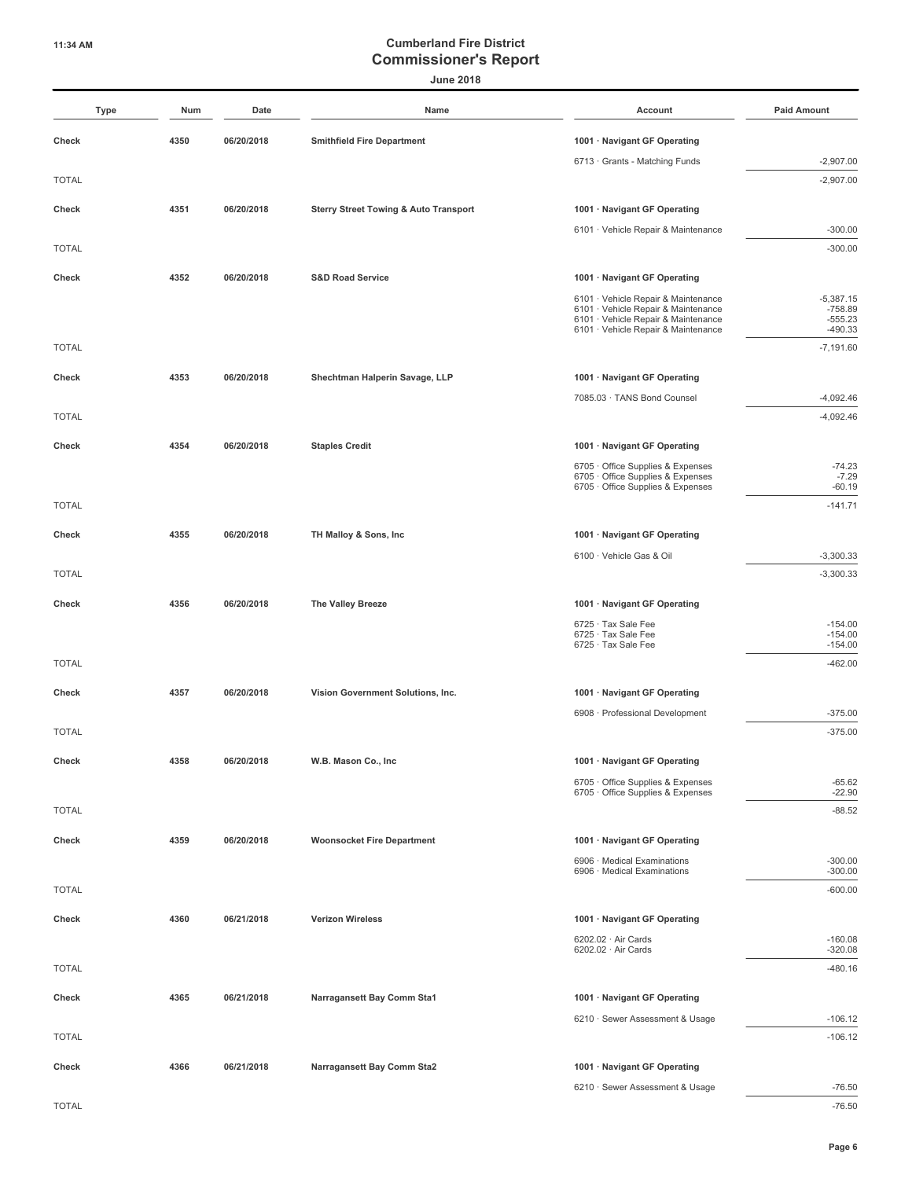# Cumberland Fire District
## Commissioner's Report
**June 2018**

| Type | Num | Date | Name | Account | Paid Amount |
|---|---|---|---|---|---|
| **Check** | **4350** | **06/20/2018** | **Smithfield Fire Department** | **1001 · Navigant GF Operating** | |
| | | | | 6713 · Grants - Matching Funds | -2,907.00 |
| TOTAL | | | | | -2,907.00 |
| **Check** | **4351** | **06/20/2018** | **Sterry Street Towing & Auto Transport** | **1001 · Navigant GF Operating** | |
| | | | | 6101 · Vehicle Repair & Maintenance | -300.00 |
| TOTAL | | | | | -300.00 |
| **Check** | **4352** | **06/20/2018** | **S&D Road Service** | **1001 · Navigant GF Operating** | |
| | | | | 6101 · Vehicle Repair & Maintenance | -5,387.15 |
| | | | | 6101 · Vehicle Repair & Maintenance | -758.89 |
| | | | | 6101 · Vehicle Repair & Maintenance | -555.23 |
| | | | | 6101 · Vehicle Repair & Maintenance | -490.33 |
| TOTAL | | | | | -7,191.60 |
| **Check** | **4353** | **06/20/2018** | **Shechtman Halperin Savage, LLP** | **1001 · Navigant GF Operating** | |
| | | | | 7085.03 · TANS Bond Counsel | -4,092.46 |
| TOTAL | | | | | -4,092.46 |
| **Check** | **4354** | **06/20/2018** | **Staples Credit** | **1001 · Navigant GF Operating** | |
| | | | | 6705 · Office Supplies & Expenses | -74.23 |
| | | | | 6705 · Office Supplies & Expenses | -7.29 |
| | | | | 6705 · Office Supplies & Expenses | -60.19 |
| TOTAL | | | | | -141.71 |
| **Check** | **4355** | **06/20/2018** | **TH Malloy & Sons, Inc** | **1001 · Navigant GF Operating** | |
| | | | | 6100 · Vehicle Gas & Oil | -3,300.33 |
| TOTAL | | | | | -3,300.33 |
| **Check** | **4356** | **06/20/2018** | **The Valley Breeze** | **1001 · Navigant GF Operating** | |
| | | | | 6725 · Tax Sale Fee | -154.00 |
| | | | | 6725 · Tax Sale Fee | -154.00 |
| | | | | 6725 · Tax Sale Fee | -154.00 |
| TOTAL | | | | | -462.00 |
| **Check** | **4357** | **06/20/2018** | **Vision Government Solutions, Inc.** | **1001 · Navigant GF Operating** | |
| | | | | 6908 · Professional Development | -375.00 |
| TOTAL | | | | | -375.00 |
| **Check** | **4358** | **06/20/2018** | **W.B. Mason Co., Inc** | **1001 · Navigant GF Operating** | |
| | | | | 6705 · Office Supplies & Expenses | -65.62 |
| | | | | 6705 · Office Supplies & Expenses | -22.90 |
| TOTAL | | | | | -88.52 |
| **Check** | **4359** | **06/20/2018** | **Woonsocket Fire Department** | **1001 · Navigant GF Operating** | |
| | | | | 6906 · Medical Examinations | -300.00 |
| | | | | 6906 · Medical Examinations | -300.00 |
| TOTAL | | | | | -600.00 |
| **Check** | **4360** | **06/21/2018** | **Verizon Wireless** | **1001 · Navigant GF Operating** | |
| | | | | 6202.02 · Air Cards | -160.08 |
| | | | | 6202.02 · Air Cards | -320.08 |
| TOTAL | | | | | -480.16 |
| **Check** | **4365** | **06/21/2018** | **Narragansett Bay Comm Sta1** | **1001 · Navigant GF Operating** | |
| | | | | 6210 · Sewer Assessment & Usage | -106.12 |
| TOTAL | | | | | -106.12 |
| **Check** | **4366** | **06/21/2018** | **Narragansett Bay Comm Sta2** | **1001 · Navigant GF Operating** | |
| | | | | 6210 · Sewer Assessment & Usage | -76.50 |
| TOTAL | | | | | -76.50 |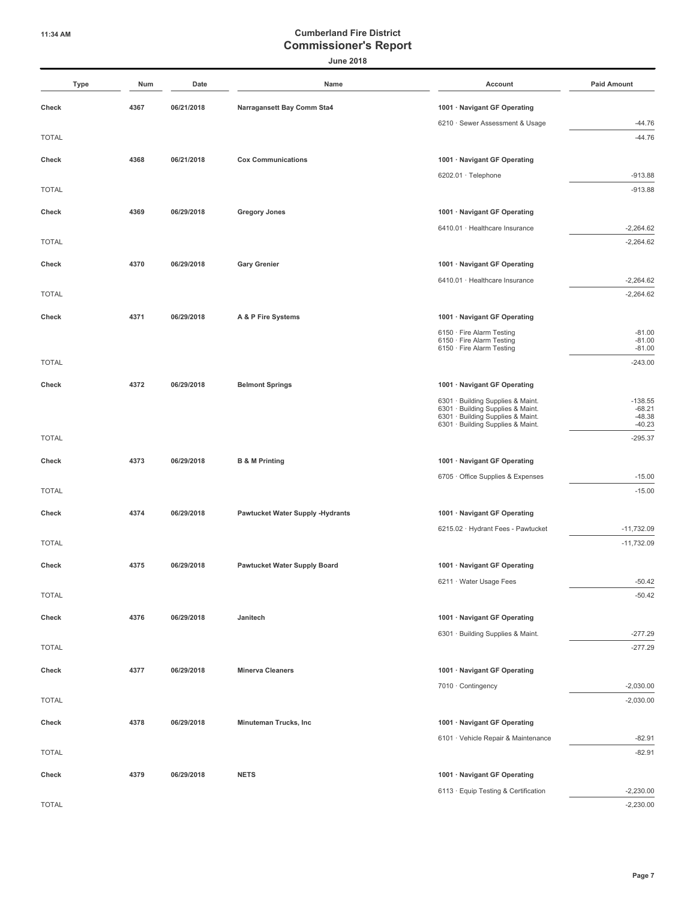# Cumberland Fire District
## Commissioner's Report
### June 2018

| Type | Num | Date | Name | Account | Paid Amount |
|---|---|---|---|---|---|
| Check | 4367 | 06/21/2018 | Narragansett Bay Comm Sta4 | 1001 · Navigant GF Operating | |
| | | | | 6210 · Sewer Assessment & Usage | -44.76 |
| TOTAL | | | | | -44.76 |
| Check | 4368 | 06/21/2018 | Cox Communications | 1001 · Navigant GF Operating | |
| | | | | 6202.01 · Telephone | -913.88 |
| TOTAL | | | | | -913.88 |
| Check | 4369 | 06/29/2018 | Gregory Jones | 1001 · Navigant GF Operating | |
| | | | | 6410.01 · Healthcare Insurance | -2,264.62 |
| TOTAL | | | | | -2,264.62 |
| Check | 4370 | 06/29/2018 | Gary Grenier | 1001 · Navigant GF Operating | |
| | | | | 6410.01 · Healthcare Insurance | -2,264.62 |
| TOTAL | | | | | -2,264.62 |
| Check | 4371 | 06/29/2018 | A & P Fire Systems | 1001 · Navigant GF Operating | |
| | | | | 6150 · Fire Alarm Testing | -81.00 |
| | | | | 6150 · Fire Alarm Testing | -81.00 |
| | | | | 6150 · Fire Alarm Testing | -81.00 |
| TOTAL | | | | | -243.00 |
| Check | 4372 | 06/29/2018 | Belmont Springs | 1001 · Navigant GF Operating | |
| | | | | 6301 · Building Supplies & Maint. | -138.55 |
| | | | | 6301 · Building Supplies & Maint. | -68.21 |
| | | | | 6301 · Building Supplies & Maint. | -48.38 |
| | | | | 6301 · Building Supplies & Maint. | -40.23 |
| TOTAL | | | | | -295.37 |
| Check | 4373 | 06/29/2018 | B & M Printing | 1001 · Navigant GF Operating | |
| | | | | 6705 · Office Supplies & Expenses | -15.00 |
| TOTAL | | | | | -15.00 |
| Check | 4374 | 06/29/2018 | Pawtucket Water Supply -Hydrants | 1001 · Navigant GF Operating | |
| | | | | 6215.02 · Hydrant Fees - Pawtucket | -11,732.09 |
| TOTAL | | | | | -11,732.09 |
| Check | 4375 | 06/29/2018 | Pawtucket Water Supply Board | 1001 · Navigant GF Operating | |
| | | | | 6211 · Water Usage Fees | -50.42 |
| TOTAL | | | | | -50.42 |
| Check | 4376 | 06/29/2018 | Janitech | 1001 · Navigant GF Operating | |
| | | | | 6301 · Building Supplies & Maint. | -277.29 |
| TOTAL | | | | | -277.29 |
| Check | 4377 | 06/29/2018 | Minerva Cleaners | 1001 · Navigant GF Operating | |
| | | | | 7010 · Contingency | -2,030.00 |
| TOTAL | | | | | -2,030.00 |
| Check | 4378 | 06/29/2018 | Minuteman Trucks, Inc | 1001 · Navigant GF Operating | |
| | | | | 6101 · Vehicle Repair & Maintenance | -82.91 |
| TOTAL | | | | | -82.91 |
| Check | 4379 | 06/29/2018 | NETS | 1001 · Navigant GF Operating | |
| | | | | 6113 · Equip Testing & Certification | -2,230.00 |
| TOTAL | | | | | -2,230.00 |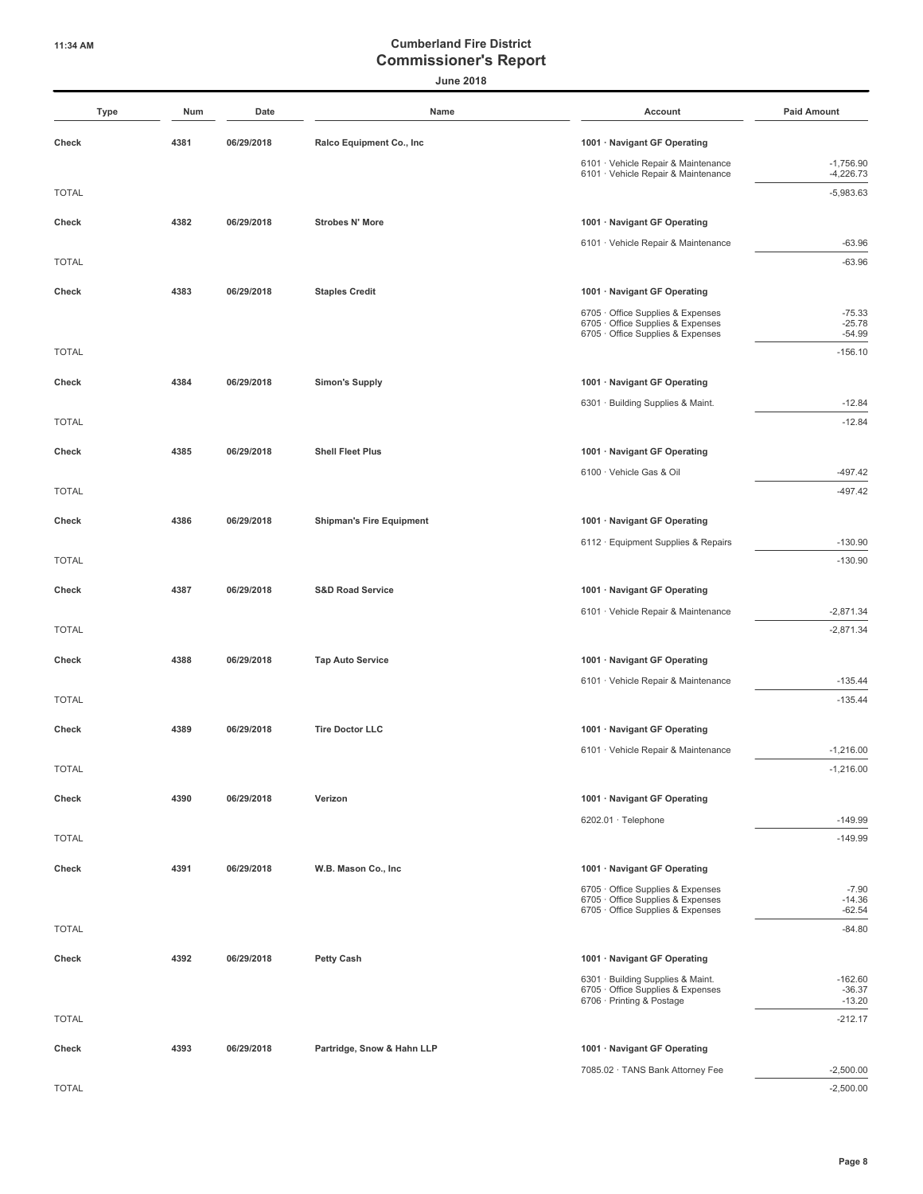# Cumberland Fire District
## Commissioner's Report
### June 2018

| Type | Num | Date | Name | Account | Paid Amount |
|---|---|---|---|---|---|
| Check | 4381 | 06/29/2018 | Ralco Equipment Co., Inc | 1001 · Navigant GF Operating | |
| | | | | 6101 · Vehicle Repair & Maintenance | -1,756.90 |
| | | | | 6101 · Vehicle Repair & Maintenance | -4,226.73 |
| TOTAL | | | | | -5,983.63 |
| Check | 4382 | 06/29/2018 | Strobes N' More | 1001 · Navigant GF Operating | |
| | | | | 6101 · Vehicle Repair & Maintenance | -63.96 |
| TOTAL | | | | | -63.96 |
| Check | 4383 | 06/29/2018 | Staples Credit | 1001 · Navigant GF Operating | |
| | | | | 6705 · Office Supplies & Expenses | -75.33 |
| | | | | 6705 · Office Supplies & Expenses | -25.78 |
| | | | | 6705 · Office Supplies & Expenses | -54.99 |
| TOTAL | | | | | -156.10 |
| Check | 4384 | 06/29/2018 | Simon's Supply | 1001 · Navigant GF Operating | |
| | | | | 6301 · Building Supplies & Maint. | -12.84 |
| TOTAL | | | | | -12.84 |
| Check | 4385 | 06/29/2018 | Shell Fleet Plus | 1001 · Navigant GF Operating | |
| | | | | 6100 · Vehicle Gas & Oil | -497.42 |
| TOTAL | | | | | -497.42 |
| Check | 4386 | 06/29/2018 | Shipman's Fire Equipment | 1001 · Navigant GF Operating | |
| | | | | 6112 · Equipment Supplies & Repairs | -130.90 |
| TOTAL | | | | | -130.90 |
| Check | 4387 | 06/29/2018 | S&D Road Service | 1001 · Navigant GF Operating | |
| | | | | 6101 · Vehicle Repair & Maintenance | -2,871.34 |
| TOTAL | | | | | -2,871.34 |
| Check | 4388 | 06/29/2018 | Tap Auto Service | 1001 · Navigant GF Operating | |
| | | | | 6101 · Vehicle Repair & Maintenance | -135.44 |
| TOTAL | | | | | -135.44 |
| Check | 4389 | 06/29/2018 | Tire Doctor LLC | 1001 · Navigant GF Operating | |
| | | | | 6101 · Vehicle Repair & Maintenance | -1,216.00 |
| TOTAL | | | | | -1,216.00 |
| Check | 4390 | 06/29/2018 | Verizon | 1001 · Navigant GF Operating | |
| | | | | 6202.01 · Telephone | -149.99 |
| TOTAL | | | | | -149.99 |
| Check | 4391 | 06/29/2018 | W.B. Mason Co., Inc | 1001 · Navigant GF Operating | |
| | | | | 6705 · Office Supplies & Expenses | -7.90 |
| | | | | 6705 · Office Supplies & Expenses | -14.36 |
| | | | | 6705 · Office Supplies & Expenses | -62.54 |
| TOTAL | | | | | -84.80 |
| Check | 4392 | 06/29/2018 | Petty Cash | 1001 · Navigant GF Operating | |
| | | | | 6301 · Building Supplies & Maint. | -162.60 |
| | | | | 6705 · Office Supplies & Expenses | -36.37 |
| | | | | 6706 · Printing & Postage | -13.20 |
| TOTAL | | | | | -212.17 |
| Check | 4393 | 06/29/2018 | Partridge, Snow & Hahn LLP | 1001 · Navigant GF Operating | |
| | | | | 7085.02 · TANS Bank Attorney Fee | -2,500.00 |
| TOTAL | | | | | -2,500.00 |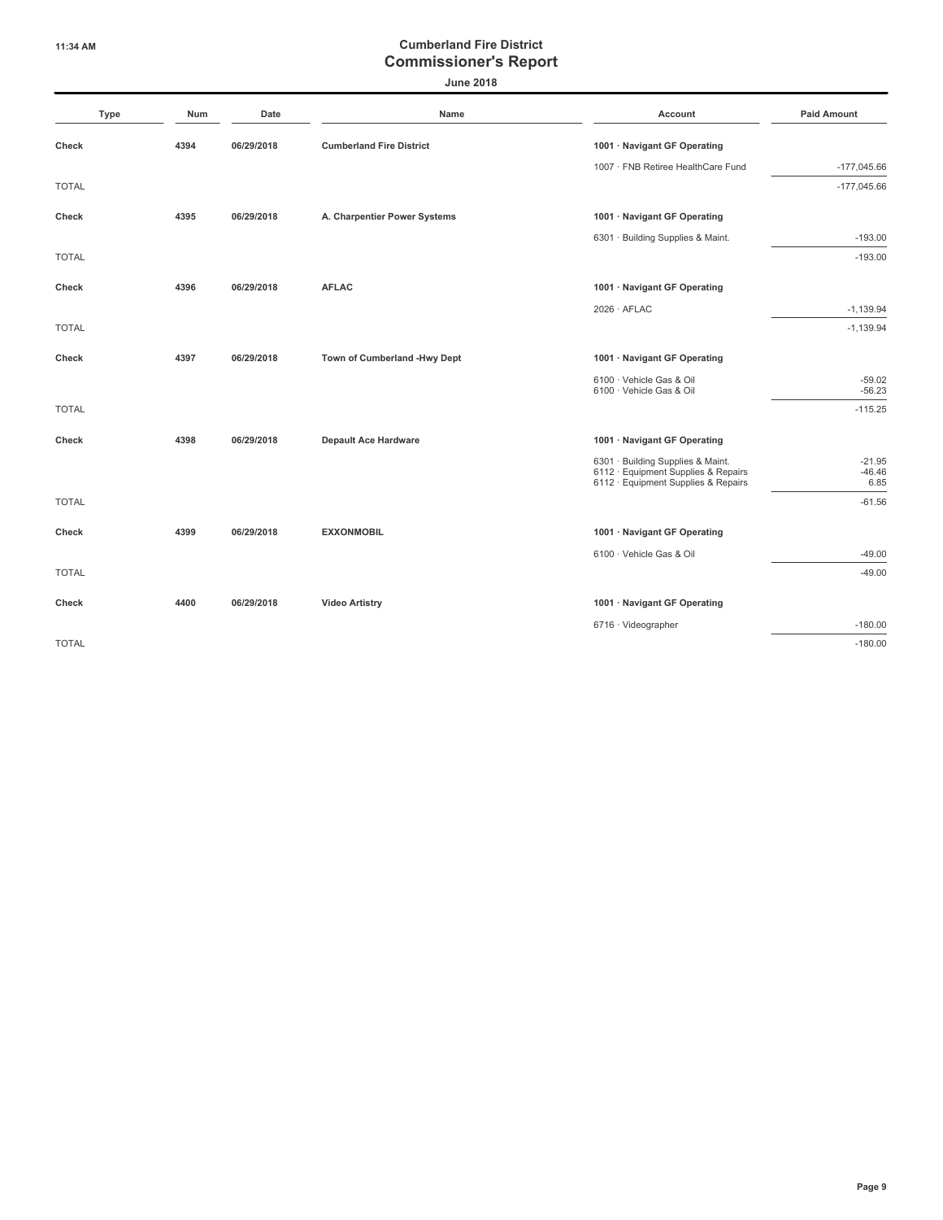# Cumberland Fire District

## Commissioner's Report

**June 2018**

| Type | Num | Date | Name | Account | Paid Amount |
|---|---|---|---|---|---|
| **Check** | **4394** | **06/29/2018** | **Cumberland Fire District** | **1001 · Navigant GF Operating** | |
| | | | | 1007 · FNB Retiree HealthCare Fund | -177,045.66 |
| TOTAL | | | | | -177,045.66 |
| **Check** | **4395** | **06/29/2018** | **A. Charpentier Power Systems** | **1001 · Navigant GF Operating** | |
| | | | | 6301 · Building Supplies & Maint. | -193.00 |
| TOTAL | | | | | -193.00 |
| **Check** | **4396** | **06/29/2018** | **AFLAC** | **1001 · Navigant GF Operating** | |
| | | | | 2026 · AFLAC | -1,139.94 |
| TOTAL | | | | | -1,139.94 |
| **Check** | **4397** | **06/29/2018** | **Town of Cumberland -Hwy Dept** | **1001 · Navigant GF Operating** | |
| | | | | 6100 · Vehicle Gas & Oil | -59.02 |
| | | | | 6100 · Vehicle Gas & Oil | -56.23 |
| TOTAL | | | | | -115.25 |
| **Check** | **4398** | **06/29/2018** | **Depault Ace Hardware** | **1001 · Navigant GF Operating** | |
| | | | | 6301 · Building Supplies & Maint. | -21.95 |
| | | | | 6112 · Equipment Supplies & Repairs | -46.46 |
| | | | | 6112 · Equipment Supplies & Repairs | 6.85 |
| TOTAL | | | | | -61.56 |
| **Check** | **4399** | **06/29/2018** | **EXXONMOBIL** | **1001 · Navigant GF Operating** | |
| | | | | 6100 · Vehicle Gas & Oil | -49.00 |
| TOTAL | | | | | -49.00 |
| **Check** | **4400** | **06/29/2018** | **Video Artistry** | **1001 · Navigant GF Operating** | |
| | | | | 6716 · Videographer | -180.00 |
| TOTAL | | | | | -180.00 |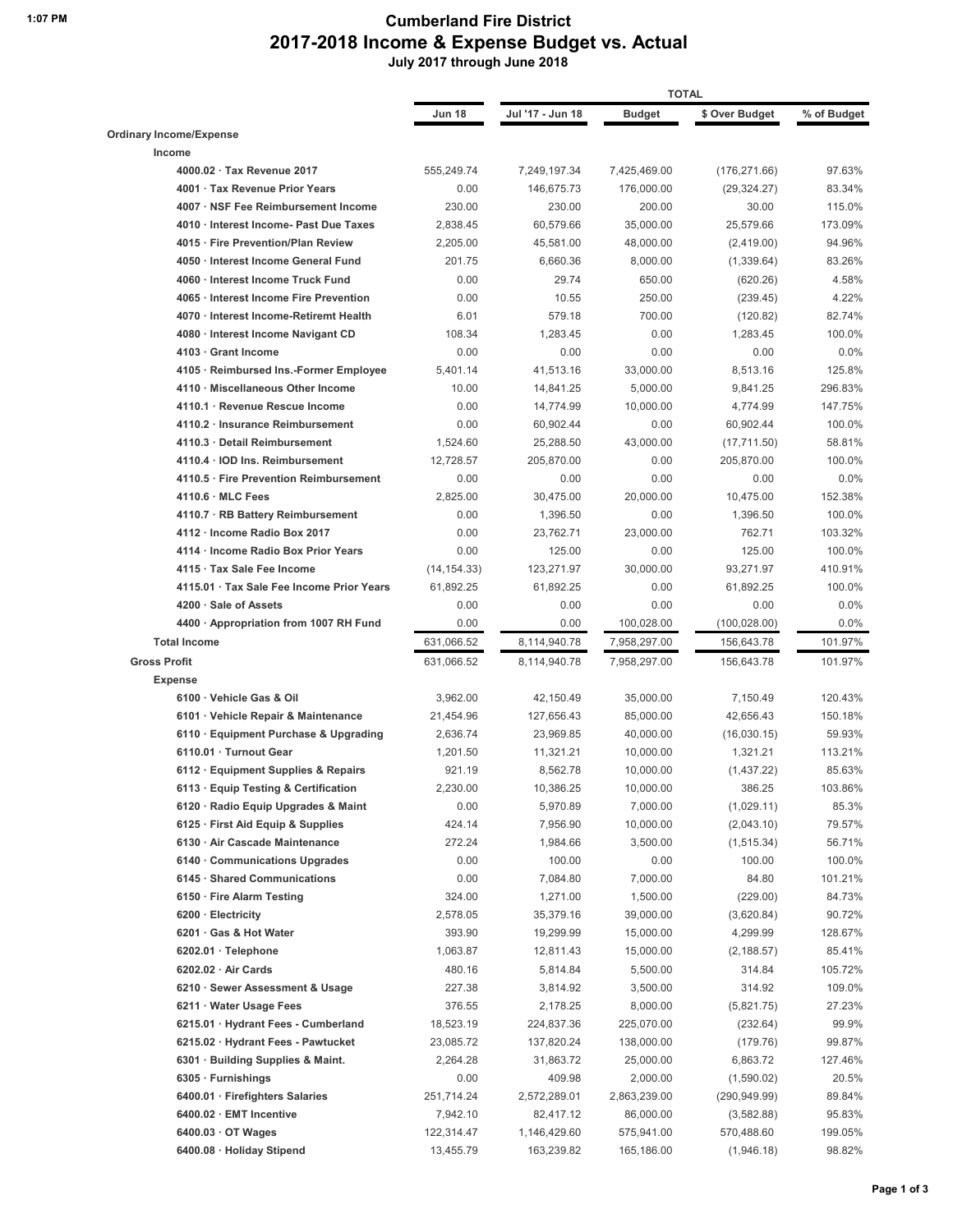# Cumberland Fire District

## 2017-2018 Income & Expense Budget vs. Actual

### July 2017 through June 2018

| | Jun 18 | TOTAL Jul '17 - Jun 18 | Budget | $ Over Budget | % of Budget |
|---|---|---|---|---|---|
| **Ordinary Income/Expense** | | | | | |
| **Income** | | | | | |
| 4000.02 · Tax Revenue 2017 | 555,249.74 | 7,249,197.34 | 7,425,469.00 | (176,271.66) | 97.63% |
| 4001 · Tax Revenue Prior Years | 0.00 | 146,675.73 | 176,000.00 | (29,324.27) | 83.34% |
| 4007 · NSF Fee Reimbursement Income | 230.00 | 230.00 | 200.00 | 30.00 | 115.0% |
| 4010 · Interest Income- Past Due Taxes | 2,838.45 | 60,579.66 | 35,000.00 | 25,579.66 | 173.09% |
| 4015 · Fire Prevention/Plan Review | 2,205.00 | 45,581.00 | 48,000.00 | (2,419.00) | 94.96% |
| 4050 · Interest Income General Fund | 201.75 | 6,660.36 | 8,000.00 | (1,339.64) | 83.26% |
| 4060 · Interest Income Truck Fund | 0.00 | 29.74 | 650.00 | (620.26) | 4.58% |
| 4065 · Interest Income Fire Prevention | 0.00 | 10.55 | 250.00 | (239.45) | 4.22% |
| 4070 · Interest Income-Retiremt Health | 6.01 | 579.18 | 700.00 | (120.82) | 82.74% |
| 4080 · Interest Income Navigant CD | 108.34 | 1,283.45 | 0.00 | 1,283.45 | 100.0% |
| 4103 · Grant Income | 0.00 | 0.00 | 0.00 | 0.00 | 0.0% |
| 4105 · Reimbursed Ins.-Former Employee | 5,401.14 | 41,513.16 | 33,000.00 | 8,513.16 | 125.8% |
| 4110 · Miscellaneous Other Income | 10.00 | 14,841.25 | 5,000.00 | 9,841.25 | 296.83% |
| 4110.1 · Revenue Rescue Income | 0.00 | 14,774.99 | 10,000.00 | 4,774.99 | 147.75% |
| 4110.2 · Insurance Reimbursement | 0.00 | 60,902.44 | 0.00 | 60,902.44 | 100.0% |
| 4110.3 · Detail Reimbursement | 1,524.60 | 25,288.50 | 43,000.00 | (17,711.50) | 58.81% |
| 4110.4 · IOD Ins. Reimbursement | 12,728.57 | 205,870.00 | 0.00 | 205,870.00 | 100.0% |
| 4110.5 · Fire Prevention Reimbursement | 0.00 | 0.00 | 0.00 | 0.00 | 0.0% |
| 4110.6 · MLC Fees | 2,825.00 | 30,475.00 | 20,000.00 | 10,475.00 | 152.38% |
| 4110.7 · RB Battery Reimbursement | 0.00 | 1,396.50 | 0.00 | 1,396.50 | 100.0% |
| 4112 · Income Radio Box 2017 | 0.00 | 23,762.71 | 23,000.00 | 762.71 | 103.32% |
| 4114 · Income Radio Box Prior Years | 0.00 | 125.00 | 0.00 | 125.00 | 100.0% |
| 4115 · Tax Sale Fee Income | (14,154.33) | 123,271.97 | 30,000.00 | 93,271.97 | 410.91% |
| 4115.01 · Tax Sale Fee Income Prior Years | 61,892.25 | 61,892.25 | 0.00 | 61,892.25 | 100.0% |
| 4200 · Sale of Assets | 0.00 | 0.00 | 0.00 | 0.00 | 0.0% |
| 4400 · Appropriation from 1007 RH Fund | 0.00 | 0.00 | 100,028.00 | (100,028.00) | 0.0% |
| **Total Income** | 631,066.52 | 8,114,940.78 | 7,958,297.00 | 156,643.78 | 101.97% |
| **Gross Profit** | 631,066.52 | 8,114,940.78 | 7,958,297.00 | 156,643.78 | 101.97% |
| **Expense** | | | | | |
| 6100 · Vehicle Gas & Oil | 3,962.00 | 42,150.49 | 35,000.00 | 7,150.49 | 120.43% |
| 6101 · Vehicle Repair & Maintenance | 21,454.96 | 127,656.43 | 85,000.00 | 42,656.43 | 150.18% |
| 6110 · Equipment Purchase & Upgrading | 2,636.74 | 23,969.85 | 40,000.00 | (16,030.15) | 59.93% |
| 6110.01 · Turnout Gear | 1,201.50 | 11,321.21 | 10,000.00 | 1,321.21 | 113.21% |
| 6112 · Equipment Supplies & Repairs | 921.19 | 8,562.78 | 10,000.00 | (1,437.22) | 85.63% |
| 6113 · Equip Testing & Certification | 2,230.00 | 10,386.25 | 10,000.00 | 386.25 | 103.86% |
| 6120 · Radio Equip Upgrades & Maint | 0.00 | 5,970.89 | 7,000.00 | (1,029.11) | 85.3% |
| 6125 · First Aid Equip & Supplies | 424.14 | 7,956.90 | 10,000.00 | (2,043.10) | 79.57% |
| 6130 · Air Cascade Maintenance | 272.24 | 1,984.66 | 3,500.00 | (1,515.34) | 56.71% |
| 6140 · Communications Upgrades | 0.00 | 100.00 | 0.00 | 100.00 | 100.0% |
| 6145 · Shared Communications | 0.00 | 7,084.80 | 7,000.00 | 84.80 | 101.21% |
| 6150 · Fire Alarm Testing | 324.00 | 1,271.00 | 1,500.00 | (229.00) | 84.73% |
| 6200 · Electricity | 2,578.05 | 35,379.16 | 39,000.00 | (3,620.84) | 90.72% |
| 6201 · Gas & Hot Water | 393.90 | 19,299.99 | 15,000.00 | 4,299.99 | 128.67% |
| 6202.01 · Telephone | 1,063.87 | 12,811.43 | 15,000.00 | (2,188.57) | 85.41% |
| 6202.02 · Air Cards | 480.16 | 5,814.84 | 5,500.00 | 314.84 | 105.72% |
| 6210 · Sewer Assessment & Usage | 227.38 | 3,814.92 | 3,500.00 | 314.92 | 109.0% |
| 6211 · Water Usage Fees | 376.55 | 2,178.25 | 8,000.00 | (5,821.75) | 27.23% |
| 6215.01 · Hydrant Fees - Cumberland | 18,523.19 | 224,837.36 | 225,070.00 | (232.64) | 99.9% |
| 6215.02 · Hydrant Fees - Pawtucket | 23,085.72 | 137,820.24 | 138,000.00 | (179.76) | 99.87% |
| 6301 · Building Supplies & Maint. | 2,264.28 | 31,863.72 | 25,000.00 | 6,863.72 | 127.46% |
| 6305 · Furnishings | 0.00 | 409.98 | 2,000.00 | (1,590.02) | 20.5% |
| 6400.01 · Firefighters Salaries | 251,714.24 | 2,572,289.01 | 2,863,239.00 | (290,949.99) | 89.84% |
| 6400.02 · EMT Incentive | 7,942.10 | 82,417.12 | 86,000.00 | (3,582.88) | 95.83% |
| 6400.03 · OT Wages | 122,314.47 | 1,146,429.60 | 575,941.00 | 570,488.60 | 199.05% |
| 6400.08 · Holiday Stipend | 13,455.79 | 163,239.82 | 165,186.00 | (1,946.18) | 98.82% |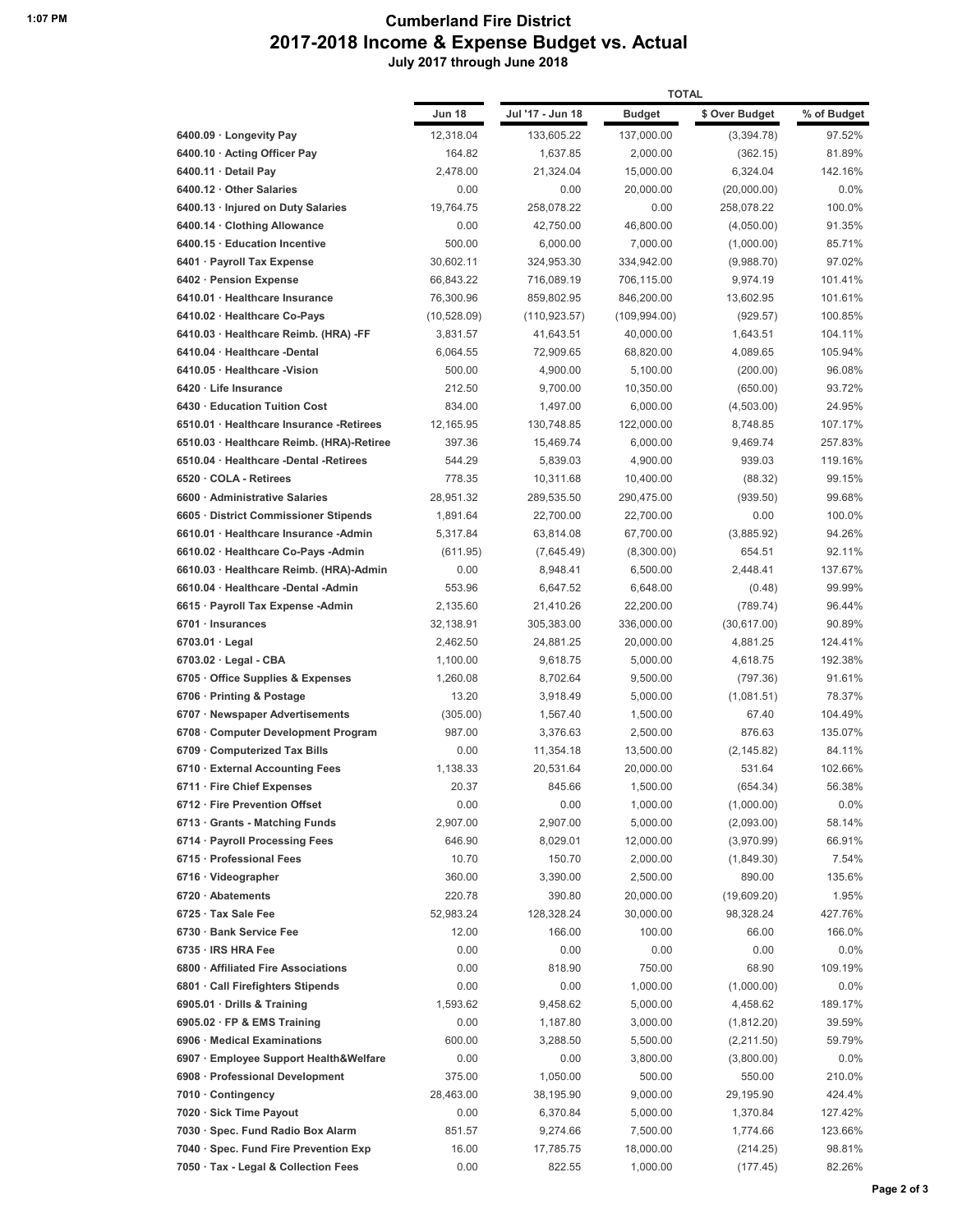# Cumberland Fire District

## 2017-2018 Income & Expense Budget vs. Actual

**July 2017 through June 2018**

| | | TOTAL | | | |
|---|---|---|---|---|---|
| | Jun 18 | Jul '17 - Jun 18 | Budget | $ Over Budget | % of Budget |
| 6400.09 · Longevity Pay | 12,318.04 | 133,605.22 | 137,000.00 | (3,394.78) | 97.52% |
| 6400.10 · Acting Officer Pay | 164.82 | 1,637.85 | 2,000.00 | (362.15) | 81.89% |
| 6400.11 · Detail Pay | 2,478.00 | 21,324.04 | 15,000.00 | 6,324.04 | 142.16% |
| 6400.12 · Other Salaries | 0.00 | 0.00 | 20,000.00 | (20,000.00) | 0.0% |
| 6400.13 · Injured on Duty Salaries | 19,764.75 | 258,078.22 | 0.00 | 258,078.22 | 100.0% |
| 6400.14 · Clothing Allowance | 0.00 | 42,750.00 | 46,800.00 | (4,050.00) | 91.35% |
| 6400.15 · Education Incentive | 500.00 | 6,000.00 | 7,000.00 | (1,000.00) | 85.71% |
| 6401 · Payroll Tax Expense | 30,602.11 | 324,953.30 | 334,942.00 | (9,988.70) | 97.02% |
| 6402 · Pension Expense | 66,843.22 | 716,089.19 | 706,115.00 | 9,974.19 | 101.41% |
| 6410.01 · Healthcare Insurance | 76,300.96 | 859,802.95 | 846,200.00 | 13,602.95 | 101.61% |
| 6410.02 · Healthcare Co-Pays | (10,528.09) | (110,923.57) | (109,994.00) | (929.57) | 100.85% |
| 6410.03 · Healthcare Reimb. (HRA) -FF | 3,831.57 | 41,643.51 | 40,000.00 | 1,643.51 | 104.11% |
| 6410.04 · Healthcare -Dental | 6,064.55 | 72,909.65 | 68,820.00 | 4,089.65 | 105.94% |
| 6410.05 · Healthcare -Vision | 500.00 | 4,900.00 | 5,100.00 | (200.00) | 96.08% |
| 6420 · Life Insurance | 212.50 | 9,700.00 | 10,350.00 | (650.00) | 93.72% |
| 6430 · Education Tuition Cost | 834.00 | 1,497.00 | 6,000.00 | (4,503.00) | 24.95% |
| 6510.01 · Healthcare Insurance -Retirees | 12,165.95 | 130,748.85 | 122,000.00 | 8,748.85 | 107.17% |
| 6510.03 · Healthcare Reimb. (HRA)-Retiree | 397.36 | 15,469.74 | 6,000.00 | 9,469.74 | 257.83% |
| 6510.04 · Healthcare -Dental -Retirees | 544.29 | 5,839.03 | 4,900.00 | 939.03 | 119.16% |
| 6520 · COLA - Retirees | 778.35 | 10,311.68 | 10,400.00 | (88.32) | 99.15% |
| 6600 · Administrative Salaries | 28,951.32 | 289,535.50 | 290,475.00 | (939.50) | 99.68% |
| 6605 · District Commissioner Stipends | 1,891.64 | 22,700.00 | 22,700.00 | 0.00 | 100.0% |
| 6610.01 · Healthcare Insurance -Admin | 5,317.84 | 63,814.08 | 67,700.00 | (3,885.92) | 94.26% |
| 6610.02 · Healthcare Co-Pays -Admin | (611.95) | (7,645.49) | (8,300.00) | 654.51 | 92.11% |
| 6610.03 · Healthcare Reimb. (HRA)-Admin | 0.00 | 8,948.41 | 6,500.00 | 2,448.41 | 137.67% |
| 6610.04 · Healthcare -Dental -Admin | 553.96 | 6,647.52 | 6,648.00 | (0.48) | 99.99% |
| 6615 · Payroll Tax Expense -Admin | 2,135.60 | 21,410.26 | 22,200.00 | (789.74) | 96.44% |
| 6701 · Insurances | 32,138.91 | 305,383.00 | 336,000.00 | (30,617.00) | 90.89% |
| 6703.01 · Legal | 2,462.50 | 24,881.25 | 20,000.00 | 4,881.25 | 124.41% |
| 6703.02 · Legal - CBA | 1,100.00 | 9,618.75 | 5,000.00 | 4,618.75 | 192.38% |
| 6705 · Office Supplies & Expenses | 1,260.08 | 8,702.64 | 9,500.00 | (797.36) | 91.61% |
| 6706 · Printing & Postage | 13.20 | 3,918.49 | 5,000.00 | (1,081.51) | 78.37% |
| 6707 · Newspaper Advertisements | (305.00) | 1,567.40 | 1,500.00 | 67.40 | 104.49% |
| 6708 · Computer Development Program | 987.00 | 3,376.63 | 2,500.00 | 876.63 | 135.07% |
| 6709 · Computerized Tax Bills | 0.00 | 11,354.18 | 13,500.00 | (2,145.82) | 84.11% |
| 6710 · External Accounting Fees | 1,138.33 | 20,531.64 | 20,000.00 | 531.64 | 102.66% |
| 6711 · Fire Chief Expenses | 20.37 | 845.66 | 1,500.00 | (654.34) | 56.38% |
| 6712 · Fire Prevention Offset | 0.00 | 0.00 | 1,000.00 | (1,000.00) | 0.0% |
| 6713 · Grants - Matching Funds | 2,907.00 | 2,907.00 | 5,000.00 | (2,093.00) | 58.14% |
| 6714 · Payroll Processing Fees | 646.90 | 8,029.01 | 12,000.00 | (3,970.99) | 66.91% |
| 6715 · Professional Fees | 10.70 | 150.70 | 2,000.00 | (1,849.30) | 7.54% |
| 6716 · Videographer | 360.00 | 3,390.00 | 2,500.00 | 890.00 | 135.6% |
| 6720 · Abatements | 220.78 | 390.80 | 20,000.00 | (19,609.20) | 1.95% |
| 6725 · Tax Sale Fee | 52,983.24 | 128,328.24 | 30,000.00 | 98,328.24 | 427.76% |
| 6730 · Bank Service Fee | 12.00 | 166.00 | 100.00 | 66.00 | 166.0% |
| 6735 · IRS HRA Fee | 0.00 | 0.00 | 0.00 | 0.00 | 0.0% |
| 6800 · Affiliated Fire Associations | 0.00 | 818.90 | 750.00 | 68.90 | 109.19% |
| 6801 · Call Firefighters Stipends | 0.00 | 0.00 | 1,000.00 | (1,000.00) | 0.0% |
| 6905.01 · Drills & Training | 1,593.62 | 9,458.62 | 5,000.00 | 4,458.62 | 189.17% |
| 6905.02 · FP & EMS Training | 0.00 | 1,187.80 | 3,000.00 | (1,812.20) | 39.59% |
| 6906 · Medical Examinations | 600.00 | 3,288.50 | 5,500.00 | (2,211.50) | 59.79% |
| 6907 · Employee Support Health&Welfare | 0.00 | 0.00 | 3,800.00 | (3,800.00) | 0.0% |
| 6908 · Professional Development | 375.00 | 1,050.00 | 500.00 | 550.00 | 210.0% |
| 7010 · Contingency | 28,463.00 | 38,195.90 | 9,000.00 | 29,195.90 | 424.4% |
| 7020 · Sick Time Payout | 0.00 | 6,370.84 | 5,000.00 | 1,370.84 | 127.42% |
| 7030 · Spec. Fund Radio Box Alarm | 851.57 | 9,274.66 | 7,500.00 | 1,774.66 | 123.66% |
| 7040 · Spec. Fund Fire Prevention Exp | 16.00 | 17,785.75 | 18,000.00 | (214.25) | 98.81% |
| 7050 · Tax - Legal & Collection Fees | 0.00 | 822.55 | 1,000.00 | (177.45) | 82.26% |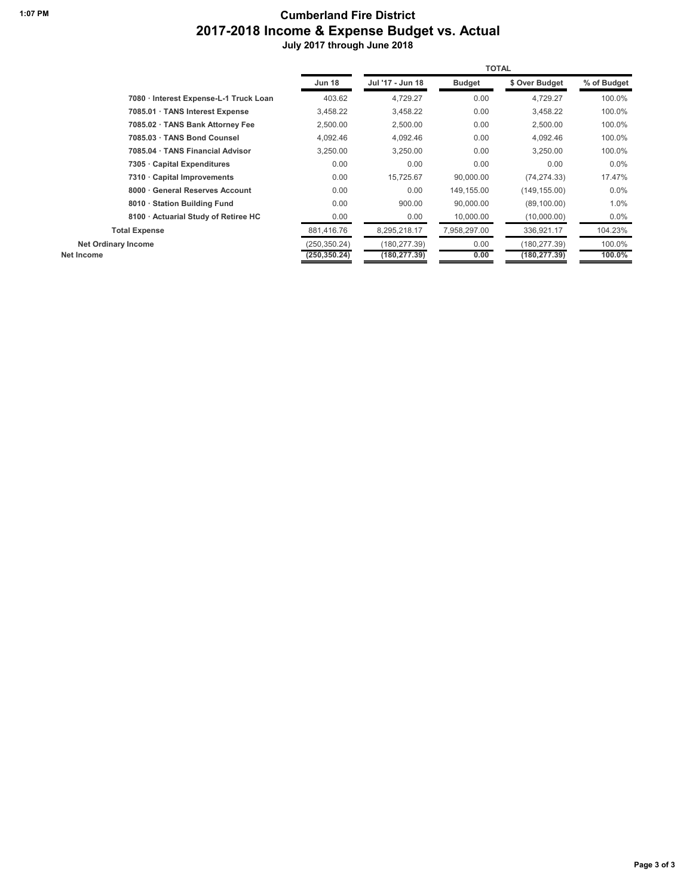# Cumberland Fire District

## 2017-2018 Income & Expense Budget vs. Actual

### July 2017 through June 2018

| | | TOTAL | | | |
|---|---|---|---|---|---|
| | Jun 18 | Jul '17 - Jun 18 | Budget | $ Over Budget | % of Budget |
| 7080 · Interest Expense-L-1 Truck Loan | 403.62 | 4,729.27 | 0.00 | 4,729.27 | 100.0% |
| 7085.01 · TANS Interest Expense | 3,458.22 | 3,458.22 | 0.00 | 3,458.22 | 100.0% |
| 7085.02 · TANS Bank Attorney Fee | 2,500.00 | 2,500.00 | 0.00 | 2,500.00 | 100.0% |
| 7085.03 · TANS Bond Counsel | 4,092.46 | 4,092.46 | 0.00 | 4,092.46 | 100.0% |
| 7085.04 · TANS Financial Advisor | 3,250.00 | 3,250.00 | 0.00 | 3,250.00 | 100.0% |
| 7305 · Capital Expenditures | 0.00 | 0.00 | 0.00 | 0.00 | 0.0% |
| 7310 · Capital Improvements | 0.00 | 15,725.67 | 90,000.00 | (74,274.33) | 17.47% |
| 8000 · General Reserves Account | 0.00 | 0.00 | 149,155.00 | (149,155.00) | 0.0% |
| 8010 · Station Building Fund | 0.00 | 900.00 | 90,000.00 | (89,100.00) | 1.0% |
| 8100 · Actuarial Study of Retiree HC | 0.00 | 0.00 | 10,000.00 | (10,000.00) | 0.0% |
| Total Expense | 881,416.76 | 8,295,218.17 | 7,958,297.00 | 336,921.17 | 104.23% |
| Net Ordinary Income | (250,350.24) | (180,277.39) | 0.00 | (180,277.39) | 100.0% |
| **Net Income** | **(250,350.24)** | **(180,277.39)** | **0.00** | **(180,277.39)** | **100.0%** |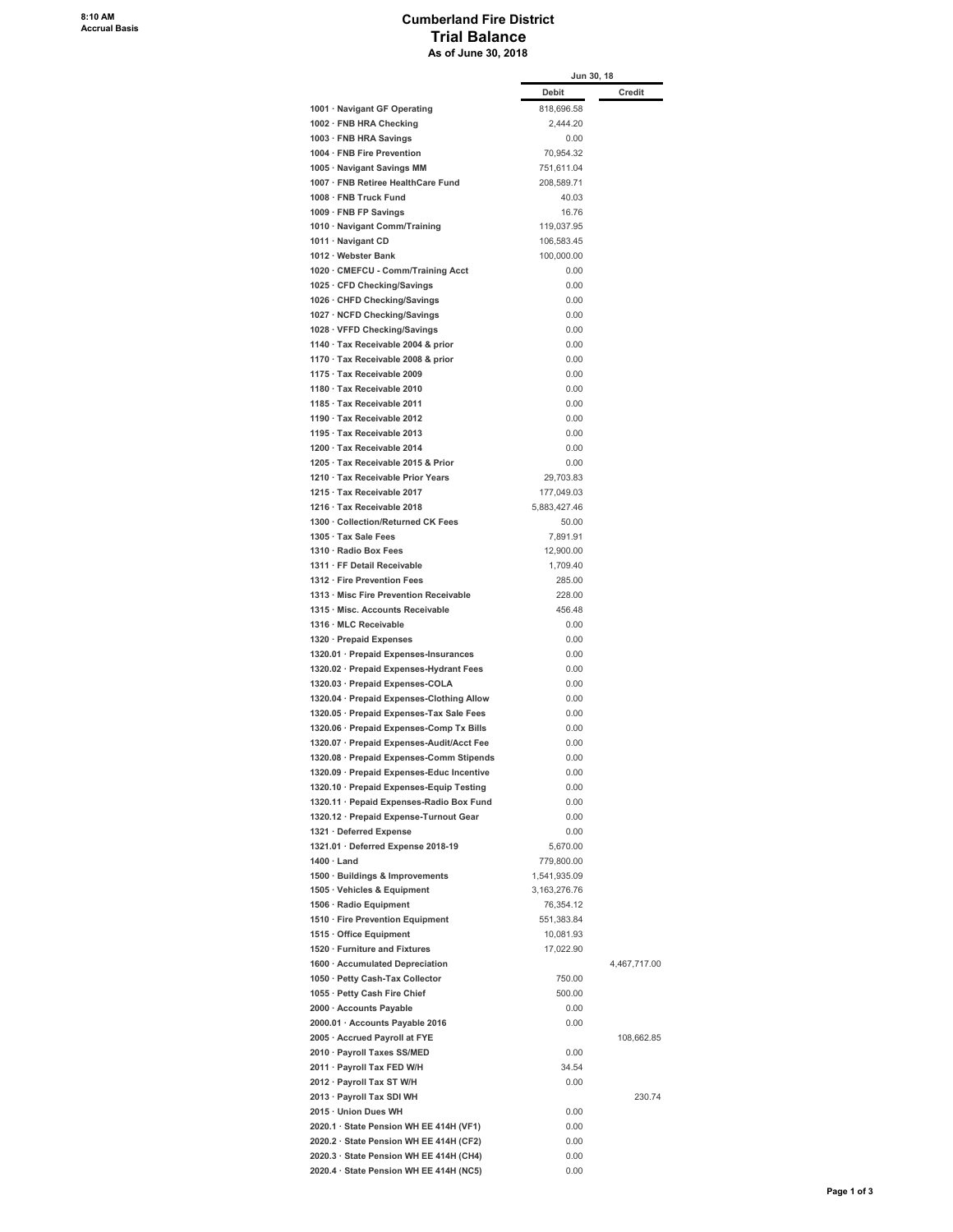8:10 AM
Accrual Basis

# Cumberland Fire District
## Trial Balance
### As of June 30, 2018

| | Jun 30, 18 | |
|---|---|---|
| | Debit | Credit |
| 1001 · Navigant GF Operating | 818,696.58 | |
| 1002 · FNB HRA Checking | 2,444.20 | |
| 1003 · FNB HRA Savings | 0.00 | |
| 1004 · FNB Fire Prevention | 70,954.32 | |
| 1005 · Navigant Savings MM | 751,611.04 | |
| 1007 · FNB Retiree HealthCare Fund | 208,589.71 | |
| 1008 · FNB Truck Fund | 40.03 | |
| 1009 · FNB FP Savings | 16.76 | |
| 1010 · Navigant Comm/Training | 119,037.95 | |
| 1011 · Navigant CD | 106,583.45 | |
| 1012 · Webster Bank | 100,000.00 | |
| 1020 · CMEFCU - Comm/Training Acct | 0.00 | |
| 1025 · CFD Checking/Savings | 0.00 | |
| 1026 · CHFD Checking/Savings | 0.00 | |
| 1027 · NCFD Checking/Savings | 0.00 | |
| 1028 · VFFD Checking/Savings | 0.00 | |
| 1140 · Tax Receivable 2004 & prior | 0.00 | |
| 1170 · Tax Receivable 2008 & prior | 0.00 | |
| 1175 · Tax Receivable 2009 | 0.00 | |
| 1180 · Tax Receivable 2010 | 0.00 | |
| 1185 · Tax Receivable 2011 | 0.00 | |
| 1190 · Tax Receivable 2012 | 0.00 | |
| 1195 · Tax Receivable 2013 | 0.00 | |
| 1200 · Tax Receivable 2014 | 0.00 | |
| 1205 · Tax Receivable 2015 & Prior | 0.00 | |
| 1210 · Tax Receivable Prior Years | 29,703.83 | |
| 1215 · Tax Receivable 2017 | 177,049.03 | |
| 1216 · Tax Receivable 2018 | 5,883,427.46 | |
| 1300 · Collection/Returned CK Fees | 50.00 | |
| 1305 · Tax Sale Fees | 7,891.91 | |
| 1310 · Radio Box Fees | 12,900.00 | |
| 1311 · FF Detail Receivable | 1,709.40 | |
| 1312 · Fire Prevention Fees | 285.00 | |
| 1313 · Misc Fire Prevention Receivable | 228.00 | |
| 1315 · Misc. Accounts Receivable | 456.48 | |
| 1316 · MLC Receivable | 0.00 | |
| 1320 · Prepaid Expenses | 0.00 | |
| 1320.01 · Prepaid Expenses-Insurances | 0.00 | |
| 1320.02 · Prepaid Expenses-Hydrant Fees | 0.00 | |
| 1320.03 · Prepaid Expenses-COLA | 0.00 | |
| 1320.04 · Prepaid Expenses-Clothing Allow | 0.00 | |
| 1320.05 · Prepaid Expenses-Tax Sale Fees | 0.00 | |
| 1320.06 · Prepaid Expenses-Comp Tx Bills | 0.00 | |
| 1320.07 · Prepaid Expenses-Audit/Acct Fee | 0.00 | |
| 1320.08 · Prepaid Expenses-Comm Stipends | 0.00 | |
| 1320.09 · Prepaid Expenses-Educ Incentive | 0.00 | |
| 1320.10 · Prepaid Expenses-Equip Testing | 0.00 | |
| 1320.11 · Pepaid Expenses-Radio Box Fund | 0.00 | |
| 1320.12 · Prepaid Expense-Turnout Gear | 0.00 | |
| 1321 · Deferred Expense | 0.00 | |
| 1321.01 · Deferred Expense 2018-19 | 5,670.00 | |
| 1400 · Land | 779,800.00 | |
| 1500 · Buildings & Improvements | 1,541,935.09 | |
| 1505 · Vehicles & Equipment | 3,163,276.76 | |
| 1506 · Radio Equipment | 76,354.12 | |
| 1510 · Fire Prevention Equipment | 551,383.84 | |
| 1515 · Office Equipment | 10,081.93 | |
| 1520 · Furniture and Fixtures | 17,022.90 | |
| 1600 · Accumulated Depreciation | | 4,467,717.00 |
| 1050 · Petty Cash-Tax Collector | 750.00 | |
| 1055 · Petty Cash Fire Chief | 500.00 | |
| 2000 · Accounts Payable | 0.00 | |
| 2000.01 · Accounts Payable 2016 | 0.00 | |
| 2005 · Accrued Payroll at FYE | | 108,662.85 |
| 2010 · Payroll Taxes SS/MED | 0.00 | |
| 2011 · Payroll Tax FED W/H | 34.54 | |
| 2012 · Payroll Tax ST W/H | 0.00 | |
| 2013 · Payroll Tax SDI WH | | 230.74 |
| 2015 · Union Dues WH | 0.00 | |
| 2020.1 · State Pension WH EE 414H (VF1) | 0.00 | |
| 2020.2 · State Pension WH EE 414H (CF2) | 0.00 | |
| 2020.3 · State Pension WH EE 414H (CH4) | 0.00 | |
| 2020.4 · State Pension WH EE 414H (NC5) | 0.00 | |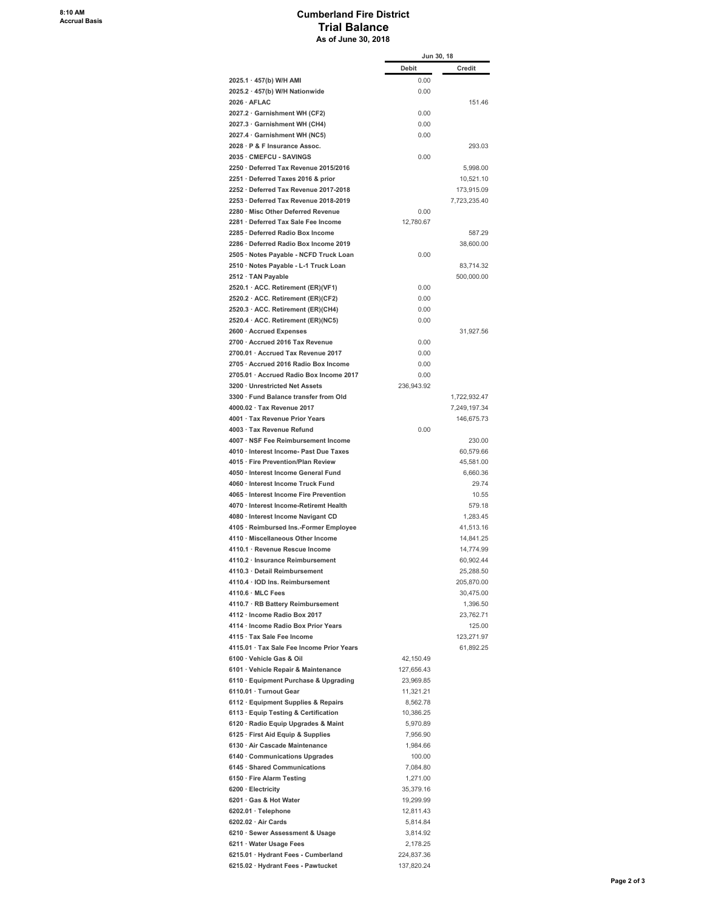# Cumberland Fire District
## Trial Balance
### As of June 30, 2018

8:10 AM
Accrual Basis

| | Jun 30, 18 | |
|---|---|---|
| | Debit | Credit |
| 2025.1 · 457(b) W/H AMI | 0.00 | |
| 2025.2 · 457(b) W/H Nationwide | 0.00 | |
| 2026 · AFLAC | | 151.46 |
| 2027.2 · Garnishment WH (CF2) | 0.00 | |
| 2027.3 · Garnishment WH (CH4) | 0.00 | |
| 2027.4 · Garnishment WH (NC5) | 0.00 | |
| 2028 · P & F Insurance Assoc. | | 293.03 |
| 2035 · CMEFCU - SAVINGS | 0.00 | |
| 2250 · Deferred Tax Revenue 2015/2016 | | 5,998.00 |
| 2251 · Deferred Taxes 2016 & prior | | 10,521.10 |
| 2252 · Deferred Tax Revenue 2017-2018 | | 173,915.09 |
| 2253 · Deferred Tax Revenue 2018-2019 | | 7,723,235.40 |
| 2280 · Misc Other Deferred Revenue | 0.00 | |
| 2281 · Deferred Tax Sale Fee Income | 12,780.67 | |
| 2285 · Deferred Radio Box Income | | 587.29 |
| 2286 · Deferred Radio Box Income 2019 | | 38,600.00 |
| 2505 · Notes Payable - NCFD Truck Loan | 0.00 | |
| 2510 · Notes Payable - L-1 Truck Loan | | 83,714.32 |
| 2512 · TAN Payable | | 500,000.00 |
| 2520.1 · ACC. Retirement (ER)(VF1) | 0.00 | |
| 2520.2 · ACC. Retirement (ER)(CF2) | 0.00 | |
| 2520.3 · ACC. Retirement (ER)(CH4) | 0.00 | |
| 2520.4 · ACC. Retirement (ER)(NC5) | 0.00 | |
| 2600 · Accrued Expenses | | 31,927.56 |
| 2700 · Accrued 2016 Tax Revenue | 0.00 | |
| 2700.01 · Accrued Tax Revenue 2017 | 0.00 | |
| 2705 · Accrued 2016 Radio Box Income | 0.00 | |
| 2705.01 · Accrued Radio Box Income 2017 | 0.00 | |
| 3200 · Unrestricted Net Assets | 236,943.92 | |
| 3300 · Fund Balance transfer from Old | | 1,722,932.47 |
| 4000.02 · Tax Revenue 2017 | | 7,249,197.34 |
| 4001 · Tax Revenue Prior Years | | 146,675.73 |
| 4003 · Tax Revenue Refund | 0.00 | |
| 4007 · NSF Fee Reimbursement Income | | 230.00 |
| 4010 · Interest Income- Past Due Taxes | | 60,579.66 |
| 4015 · Fire Prevention/Plan Review | | 45,581.00 |
| 4050 · Interest Income General Fund | | 6,660.36 |
| 4060 · Interest Income Truck Fund | | 29.74 |
| 4065 · Interest Income Fire Prevention | | 10.55 |
| 4070 · Interest Income-Retiremt Health | | 579.18 |
| 4080 · Interest Income Navigant CD | | 1,283.45 |
| 4105 · Reimbursed Ins.-Former Employee | | 41,513.16 |
| 4110 · Miscellaneous Other Income | | 14,841.25 |
| 4110.1 · Revenue Rescue Income | | 14,774.99 |
| 4110.2 · Insurance Reimbursement | | 60,902.44 |
| 4110.3 · Detail Reimbursement | | 25,288.50 |
| 4110.4 · IOD Ins. Reimbursement | | 205,870.00 |
| 4110.6 · MLC Fees | | 30,475.00 |
| 4110.7 · RB Battery Reimbursement | | 1,396.50 |
| 4112 · Income Radio Box 2017 | | 23,762.71 |
| 4114 · Income Radio Box Prior Years | | 125.00 |
| 4115 · Tax Sale Fee Income | | 123,271.97 |
| 4115.01 · Tax Sale Fee Income Prior Years | | 61,892.25 |
| 6100 · Vehicle Gas & Oil | 42,150.49 | |
| 6101 · Vehicle Repair & Maintenance | 127,656.43 | |
| 6110 · Equipment Purchase & Upgrading | 23,969.85 | |
| 6110.01 · Turnout Gear | 11,321.21 | |
| 6112 · Equipment Supplies & Repairs | 8,562.78 | |
| 6113 · Equip Testing & Certification | 10,386.25 | |
| 6120 · Radio Equip Upgrades & Maint | 5,970.89 | |
| 6125 · First Aid Equip & Supplies | 7,956.90 | |
| 6130 · Air Cascade Maintenance | 1,984.66 | |
| 6140 · Communications Upgrades | 100.00 | |
| 6145 · Shared Communications | 7,084.80 | |
| 6150 · Fire Alarm Testing | 1,271.00 | |
| 6200 · Electricity | 35,379.16 | |
| 6201 · Gas & Hot Water | 19,299.99 | |
| 6202.01 · Telephone | 12,811.43 | |
| 6202.02 · Air Cards | 5,814.84 | |
| 6210 · Sewer Assessment & Usage | 3,814.92 | |
| 6211 · Water Usage Fees | 2,178.25 | |
| 6215.01 · Hydrant Fees - Cumberland | 224,837.36 | |
| 6215.02 · Hydrant Fees - Pawtucket | 137,820.24 | |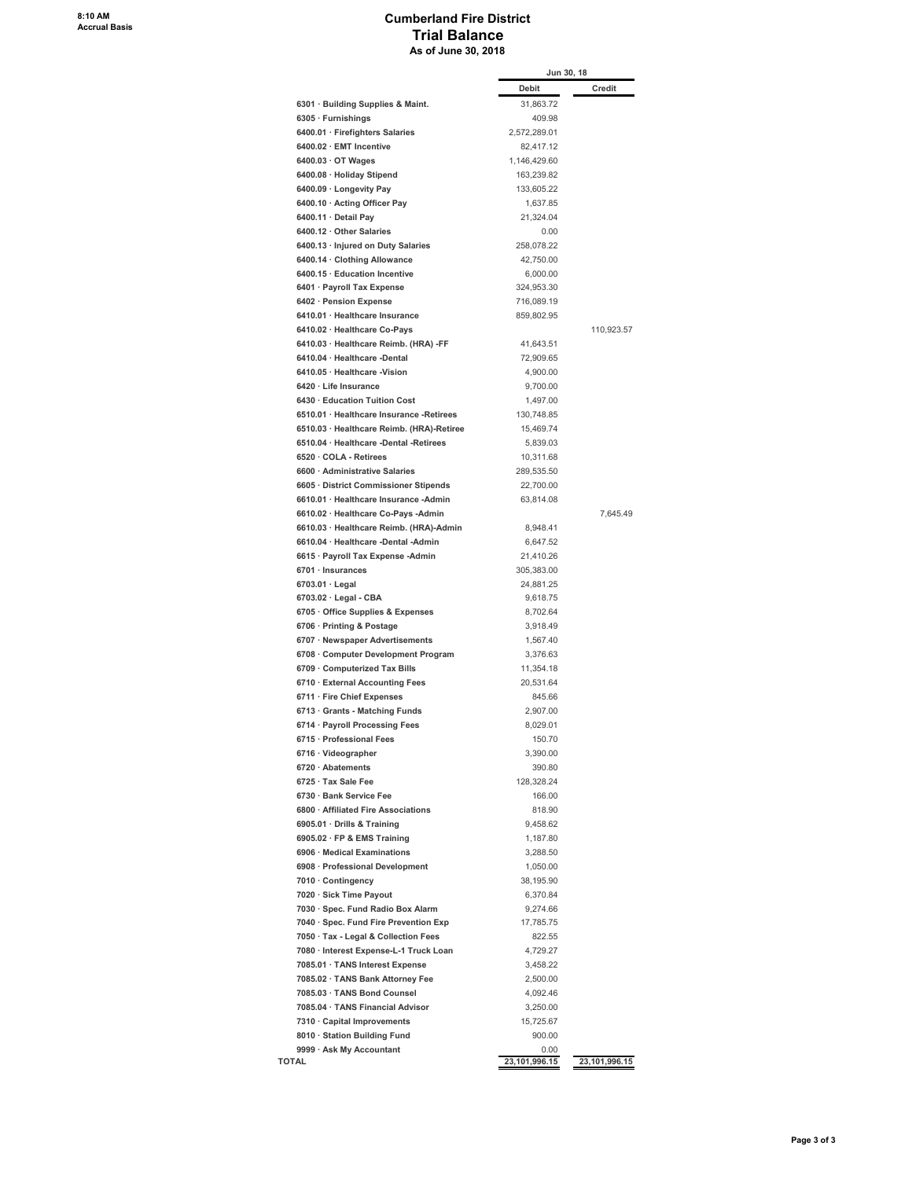8:10 AM
Accrual Basis

# Cumberland Fire District
## Trial Balance
### As of June 30, 2018

| | Jun 30, 18 | |
|---|---|---|
| | Debit | Credit |
| 6301 · Building Supplies & Maint. | 31,863.72 | |
| 6305 · Furnishings | 409.98 | |
| 6400.01 · Firefighters Salaries | 2,572,289.01 | |
| 6400.02 · EMT Incentive | 82,417.12 | |
| 6400.03 · OT Wages | 1,146,429.60 | |
| 6400.08 · Holiday Stipend | 163,239.82 | |
| 6400.09 · Longevity Pay | 133,605.22 | |
| 6400.10 · Acting Officer Pay | 1,637.85 | |
| 6400.11 · Detail Pay | 21,324.04 | |
| 6400.12 · Other Salaries | 0.00 | |
| 6400.13 · Injured on Duty Salaries | 258,078.22 | |
| 6400.14 · Clothing Allowance | 42,750.00 | |
| 6400.15 · Education Incentive | 6,000.00 | |
| 6401 · Payroll Tax Expense | 324,953.30 | |
| 6402 · Pension Expense | 716,089.19 | |
| 6410.01 · Healthcare Insurance | 859,802.95 | |
| 6410.02 · Healthcare Co-Pays | | 110,923.57 |
| 6410.03 · Healthcare Reimb. (HRA) -FF | 41,643.51 | |
| 6410.04 · Healthcare -Dental | 72,909.65 | |
| 6410.05 · Healthcare -Vision | 4,900.00 | |
| 6420 · Life Insurance | 9,700.00 | |
| 6430 · Education Tuition Cost | 1,497.00 | |
| 6510.01 · Healthcare Insurance -Retirees | 130,748.85 | |
| 6510.03 · Healthcare Reimb. (HRA)-Retiree | 15,469.74 | |
| 6510.04 · Healthcare -Dental -Retirees | 5,839.03 | |
| 6520 · COLA - Retirees | 10,311.68 | |
| 6600 · Administrative Salaries | 289,535.50 | |
| 6605 · District Commissioner Stipends | 22,700.00 | |
| 6610.01 · Healthcare Insurance -Admin | 63,814.08 | |
| 6610.02 · Healthcare Co-Pays -Admin | | 7,645.49 |
| 6610.03 · Healthcare Reimb. (HRA)-Admin | 8,948.41 | |
| 6610.04 · Healthcare -Dental -Admin | 6,647.52 | |
| 6615 · Payroll Tax Expense -Admin | 21,410.26 | |
| 6701 · Insurances | 305,383.00 | |
| 6703.01 · Legal | 24,881.25 | |
| 6703.02 · Legal - CBA | 9,618.75 | |
| 6705 · Office Supplies & Expenses | 8,702.64 | |
| 6706 · Printing & Postage | 3,918.49 | |
| 6707 · Newspaper Advertisements | 1,567.40 | |
| 6708 · Computer Development Program | 3,376.63 | |
| 6709 · Computerized Tax Bills | 11,354.18 | |
| 6710 · External Accounting Fees | 20,531.64 | |
| 6711 · Fire Chief Expenses | 845.66 | |
| 6713 · Grants - Matching Funds | 2,907.00 | |
| 6714 · Payroll Processing Fees | 8,029.01 | |
| 6715 · Professional Fees | 150.70 | |
| 6716 · Videographer | 3,390.00 | |
| 6720 · Abatements | 390.80 | |
| 6725 · Tax Sale Fee | 128,328.24 | |
| 6730 · Bank Service Fee | 166.00 | |
| 6800 · Affiliated Fire Associations | 818.90 | |
| 6905.01 · Drills & Training | 9,458.62 | |
| 6905.02 · FP & EMS Training | 1,187.80 | |
| 6906 · Medical Examinations | 3,288.50 | |
| 6908 · Professional Development | 1,050.00 | |
| 7010 · Contingency | 38,195.90 | |
| 7020 · Sick Time Payout | 6,370.84 | |
| 7030 · Spec. Fund Radio Box Alarm | 9,274.66 | |
| 7040 · Spec. Fund Fire Prevention Exp | 17,785.75 | |
| 7050 · Tax - Legal & Collection Fees | 822.55 | |
| 7080 · Interest Expense-L-1 Truck Loan | 4,729.27 | |
| 7085.01 · TANS Interest Expense | 3,458.22 | |
| 7085.02 · TANS Bank Attorney Fee | 2,500.00 | |
| 7085.03 · TANS Bond Counsel | 4,092.46 | |
| 7085.04 · TANS Financial Advisor | 3,250.00 | |
| 7310 · Capital Improvements | 15,725.67 | |
| 8010 · Station Building Fund | 900.00 | |
| 9999 · Ask My Accountant | 0.00 | |
| TOTAL | 23,101,996.15 | 23,101,996.15 |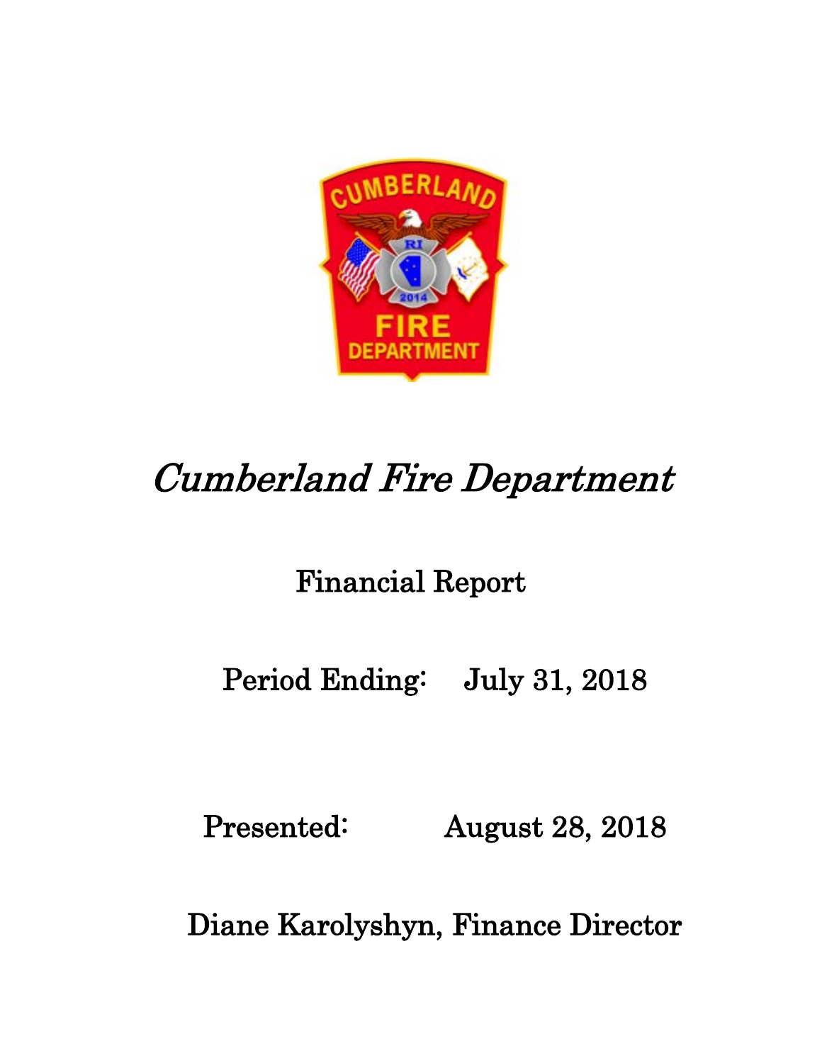# *Cumberland Fire Department*

## Financial Report

Period Ending: July 31, 2018

Presented: August 28, 2018

Diane Karolyshyn, Finance Director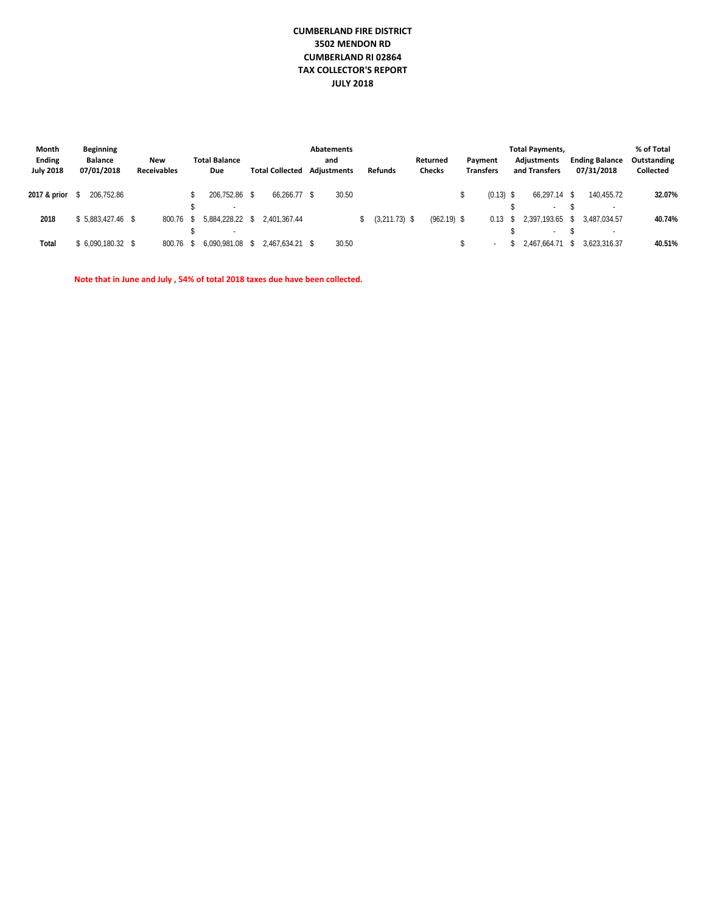**CUMBERLAND FIRE DISTRICT**
**3502 MENDON RD**
**CUMBERLAND RI 02864**
**TAX COLLECTOR'S REPORT**
**JULY 2018**

| Month Ending July 2018 | Beginning Balance 07/01/2018 | New Receivables | Total Balance Due | Total Collected | Abatements and Adjustments | Refunds | Returned Checks | Payment Transfers | Total Payments, Adjustments and Transfers | Ending Balance 07/31/2018 | % of Total Outstanding Collected |
|---|---|---|---|---|---|---|---|---|---|---|---|
| **2017 & prior** | $ 206,752.86 | | $ 206,752.86 | $ 66,266.77 | $ 30.50 | | | $ (0.13) | $ 66,297.14 | $ 140,455.72 | **32.07%** |
| | | | $ - | | | | | | $ - | $ - | |
| **2018** | $ 5,883,427.46 | $ 800.76 | $ 5,884,228.22 | $ 2,401,367.44 | | $ (3,211.73) | $ (962.19) | $ 0.13 | $ 2,397,193.65 | $ 3,487,034.57 | **40.74%** |
| | | | $ - | | | | | | $ - | $ - | |
| **Total** | $ 6,090,180.32 | $ 800.76 | $ 6,090,981.08 | $ 2,467,634.21 | $ 30.50 | | | $ - | $ 2,467,664.71 | $ 3,623,316.37 | **40.51%** |

**Note that in June and July , 54% of total 2018 taxes due have been collected.**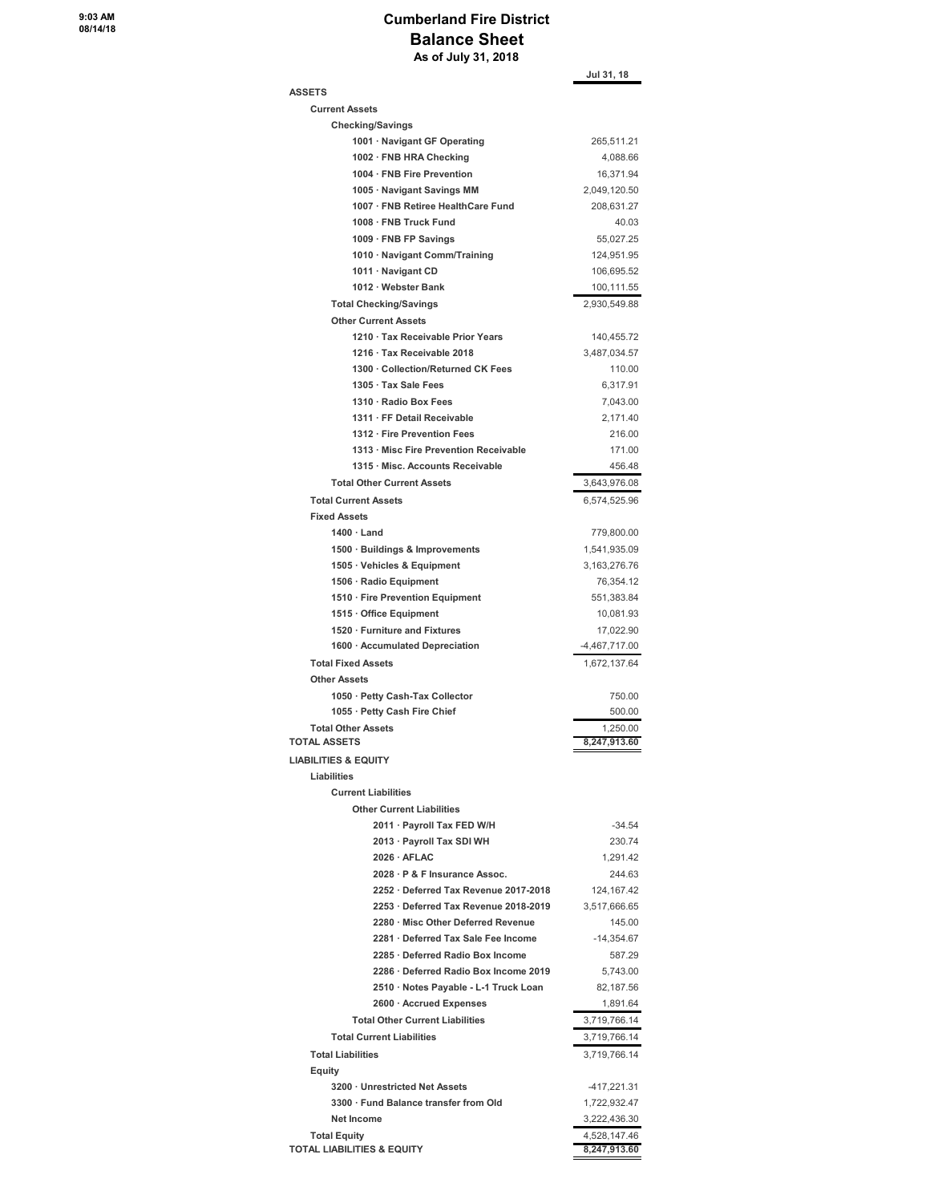# Cumberland Fire District
## Balance Sheet
### As of July 31, 2018

9:03 AM
08/14/18

| | Jul 31, 18 |
|---|---|
| **ASSETS** | |
| **Current Assets** | |
| **Checking/Savings** | |
| 1001 · Navigant GF Operating | 265,511.21 |
| 1002 · FNB HRA Checking | 4,088.66 |
| 1004 · FNB Fire Prevention | 16,371.94 |
| 1005 · Navigant Savings MM | 2,049,120.50 |
| 1007 · FNB Retiree HealthCare Fund | 208,631.27 |
| 1008 · FNB Truck Fund | 40.03 |
| 1009 · FNB FP Savings | 55,027.25 |
| 1010 · Navigant Comm/Training | 124,951.95 |
| 1011 · Navigant CD | 106,695.52 |
| 1012 · Webster Bank | 100,111.55 |
| **Total Checking/Savings** | 2,930,549.88 |
| **Other Current Assets** | |
| 1210 · Tax Receivable Prior Years | 140,455.72 |
| 1216 · Tax Receivable 2018 | 3,487,034.57 |
| 1300 · Collection/Returned CK Fees | 110.00 |
| 1305 · Tax Sale Fees | 6,317.91 |
| 1310 · Radio Box Fees | 7,043.00 |
| 1311 · FF Detail Receivable | 2,171.40 |
| 1312 · Fire Prevention Fees | 216.00 |
| 1313 · Misc Fire Prevention Receivable | 171.00 |
| 1315 · Misc. Accounts Receivable | 456.48 |
| **Total Other Current Assets** | 3,643,976.08 |
| **Total Current Assets** | 6,574,525.96 |
| **Fixed Assets** | |
| 1400 · Land | 779,800.00 |
| 1500 · Buildings & Improvements | 1,541,935.09 |
| 1505 · Vehicles & Equipment | 3,163,276.76 |
| 1506 · Radio Equipment | 76,354.12 |
| 1510 · Fire Prevention Equipment | 551,383.84 |
| 1515 · Office Equipment | 10,081.93 |
| 1520 · Furniture and Fixtures | 17,022.90 |
| 1600 · Accumulated Depreciation | -4,467,717.00 |
| **Total Fixed Assets** | 1,672,137.64 |
| **Other Assets** | |
| 1050 · Petty Cash-Tax Collector | 750.00 |
| 1055 · Petty Cash Fire Chief | 500.00 |
| **Total Other Assets** | 1,250.00 |
| **TOTAL ASSETS** | 8,247,913.60 |
| **LIABILITIES & EQUITY** | |
| **Liabilities** | |
| **Current Liabilities** | |
| **Other Current Liabilities** | |
| 2011 · Payroll Tax FED W/H | -34.54 |
| 2013 · Payroll Tax SDI WH | 230.74 |
| 2026 · AFLAC | 1,291.42 |
| 2028 · P & F Insurance Assoc. | 244.63 |
| 2252 · Deferred Tax Revenue 2017-2018 | 124,167.42 |
| 2253 · Deferred Tax Revenue 2018-2019 | 3,517,666.65 |
| 2280 · Misc Other Deferred Revenue | 145.00 |
| 2281 · Deferred Tax Sale Fee Income | -14,354.67 |
| 2285 · Deferred Radio Box Income | 587.29 |
| 2286 · Deferred Radio Box Income 2019 | 5,743.00 |
| 2510 · Notes Payable - L-1 Truck Loan | 82,187.56 |
| 2600 · Accrued Expenses | 1,891.64 |
| **Total Other Current Liabilities** | 3,719,766.14 |
| **Total Current Liabilities** | 3,719,766.14 |
| **Total Liabilities** | 3,719,766.14 |
| **Equity** | |
| 3200 · Unrestricted Net Assets | -417,221.31 |
| 3300 · Fund Balance transfer from Old | 1,722,932.47 |
| Net Income | 3,222,436.30 |
| **Total Equity** | 4,528,147.46 |
| **TOTAL LIABILITIES & EQUITY** | 8,247,913.60 |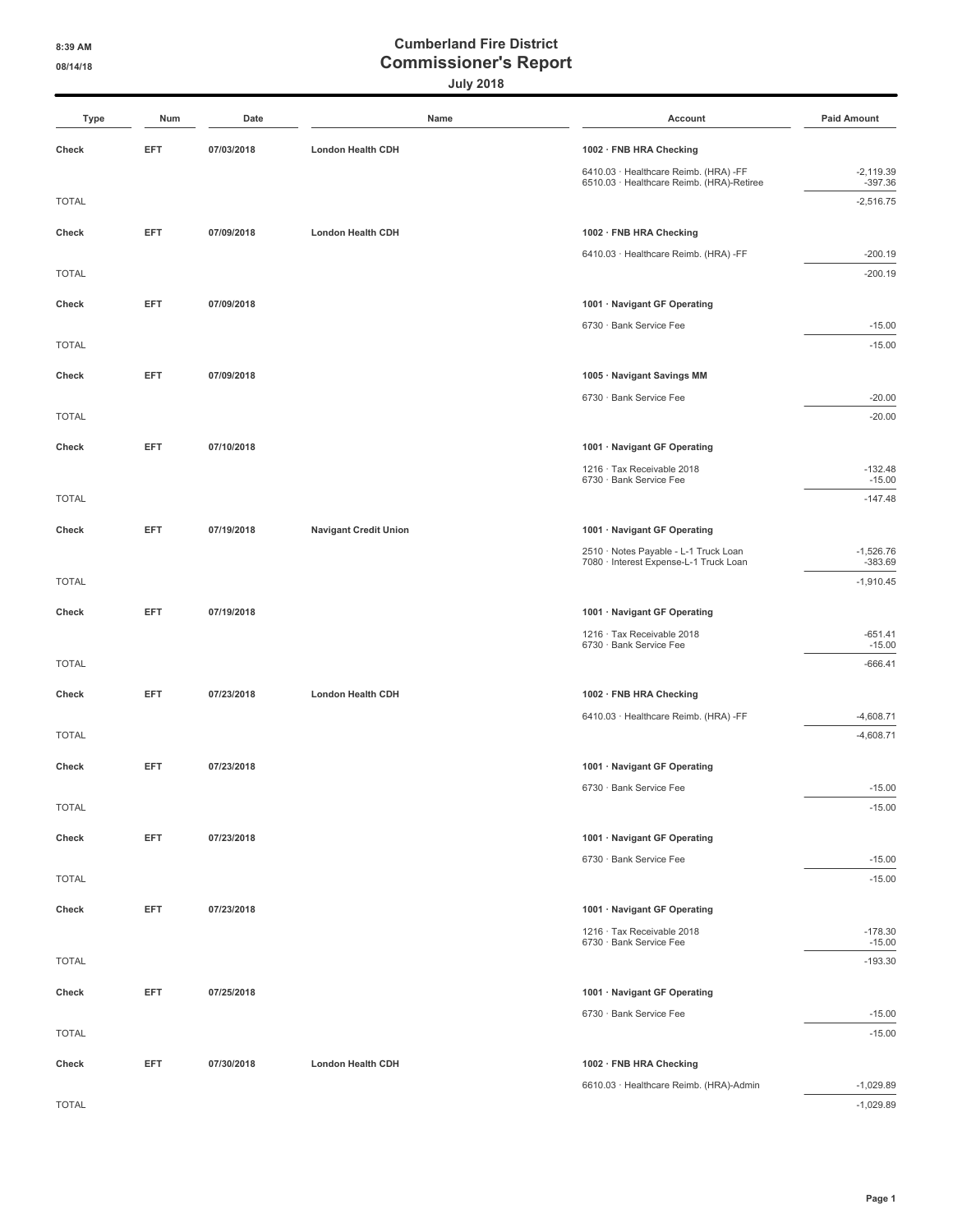# Cumberland Fire District

## Commissioner's Report

### July 2018

8:39 AM

08/14/18

| Type | Num | Date | Name | Account | Paid Amount |
|---|---|---|---|---|---|
| **Check** | **EFT** | **07/03/2018** | **London Health CDH** | **1002 · FNB HRA Checking** | |
| | | | | 6410.03 · Healthcare Reimb. (HRA) -FF | -2,119.39 |
| | | | | 6510.03 · Healthcare Reimb. (HRA)-Retiree | -397.36 |
| TOTAL | | | | | -2,516.75 |
| **Check** | **EFT** | **07/09/2018** | **London Health CDH** | **1002 · FNB HRA Checking** | |
| | | | | 6410.03 · Healthcare Reimb. (HRA) -FF | -200.19 |
| TOTAL | | | | | -200.19 |
| **Check** | **EFT** | **07/09/2018** | | **1001 · Navigant GF Operating** | |
| | | | | 6730 · Bank Service Fee | -15.00 |
| TOTAL | | | | | -15.00 |
| **Check** | **EFT** | **07/09/2018** | | **1005 · Navigant Savings MM** | |
| | | | | 6730 · Bank Service Fee | -20.00 |
| TOTAL | | | | | -20.00 |
| **Check** | **EFT** | **07/10/2018** | | **1001 · Navigant GF Operating** | |
| | | | | 1216 · Tax Receivable 2018 | -132.48 |
| | | | | 6730 · Bank Service Fee | -15.00 |
| TOTAL | | | | | -147.48 |
| **Check** | **EFT** | **07/19/2018** | **Navigant Credit Union** | **1001 · Navigant GF Operating** | |
| | | | | 2510 · Notes Payable - L-1 Truck Loan | -1,526.76 |
| | | | | 7080 · Interest Expense-L-1 Truck Loan | -383.69 |
| TOTAL | | | | | -1,910.45 |
| **Check** | **EFT** | **07/19/2018** | | **1001 · Navigant GF Operating** | |
| | | | | 1216 · Tax Receivable 2018 | -651.41 |
| | | | | 6730 · Bank Service Fee | -15.00 |
| TOTAL | | | | | -666.41 |
| **Check** | **EFT** | **07/23/2018** | **London Health CDH** | **1002 · FNB HRA Checking** | |
| | | | | 6410.03 · Healthcare Reimb. (HRA) -FF | -4,608.71 |
| TOTAL | | | | | -4,608.71 |
| **Check** | **EFT** | **07/23/2018** | | **1001 · Navigant GF Operating** | |
| | | | | 6730 · Bank Service Fee | -15.00 |
| TOTAL | | | | | -15.00 |
| **Check** | **EFT** | **07/23/2018** | | **1001 · Navigant GF Operating** | |
| | | | | 6730 · Bank Service Fee | -15.00 |
| TOTAL | | | | | -15.00 |
| **Check** | **EFT** | **07/23/2018** | | **1001 · Navigant GF Operating** | |
| | | | | 1216 · Tax Receivable 2018 | -178.30 |
| | | | | 6730 · Bank Service Fee | -15.00 |
| TOTAL | | | | | -193.30 |
| **Check** | **EFT** | **07/25/2018** | | **1001 · Navigant GF Operating** | |
| | | | | 6730 · Bank Service Fee | -15.00 |
| TOTAL | | | | | -15.00 |
| **Check** | **EFT** | **07/30/2018** | **London Health CDH** | **1002 · FNB HRA Checking** | |
| | | | | 6610.03 · Healthcare Reimb. (HRA)-Admin | -1,029.89 |
| TOTAL | | | | | -1,029.89 |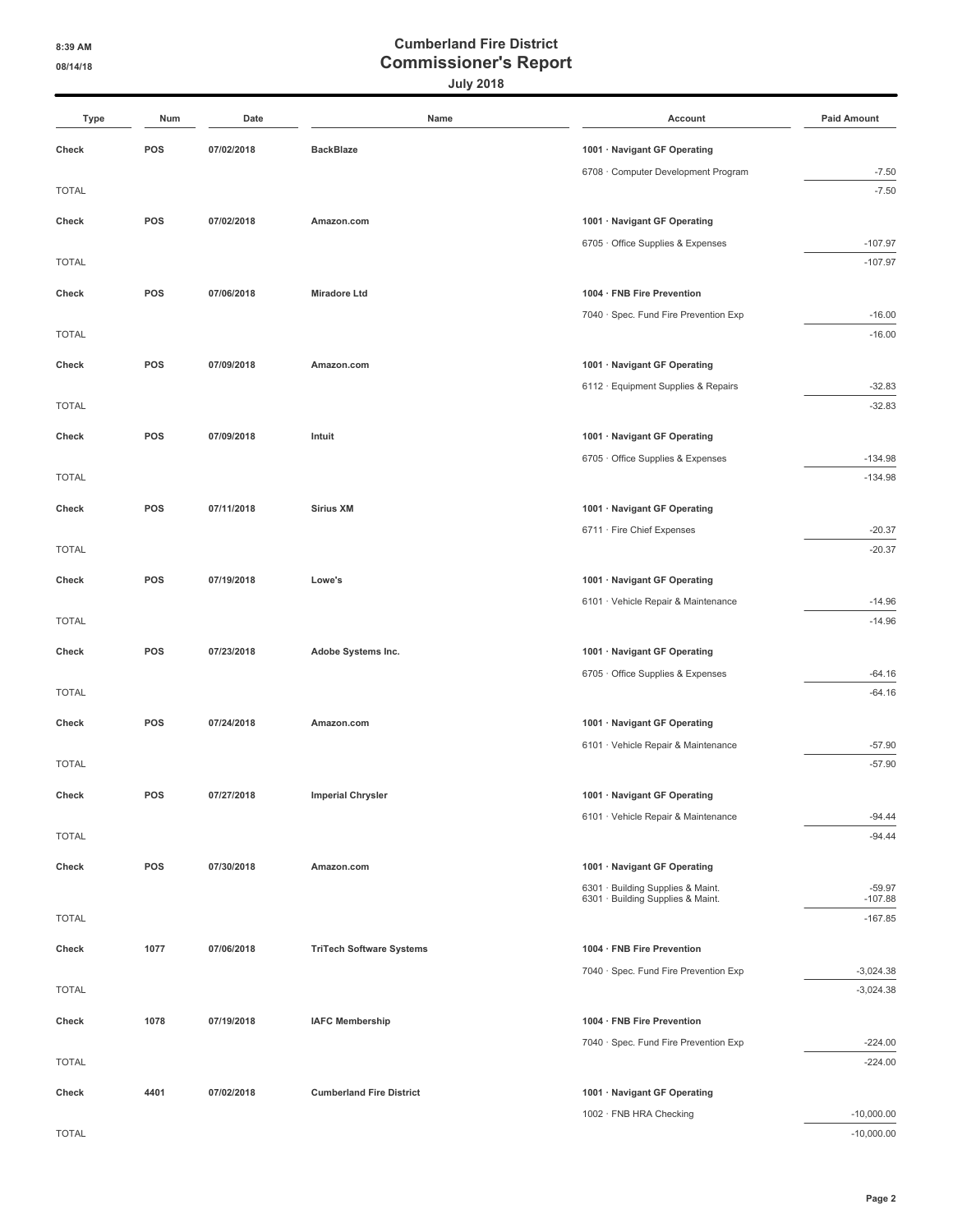# Cumberland Fire District

## Commissioner's Report

### July 2018

8:39 AM
08/14/18

| Type | Num | Date | Name | Account | Paid Amount |
|---|---|---|---|---|---|
| Check | POS | 07/02/2018 | BackBlaze | 1001 · Navigant GF Operating | |
| | | | | 6708 · Computer Development Program | -7.50 |
| TOTAL | | | | | -7.50 |
| Check | POS | 07/02/2018 | Amazon.com | 1001 · Navigant GF Operating | |
| | | | | 6705 · Office Supplies & Expenses | -107.97 |
| TOTAL | | | | | -107.97 |
| Check | POS | 07/06/2018 | Miradore Ltd | 1004 · FNB Fire Prevention | |
| | | | | 7040 · Spec. Fund Fire Prevention Exp | -16.00 |
| TOTAL | | | | | -16.00 |
| Check | POS | 07/09/2018 | Amazon.com | 1001 · Navigant GF Operating | |
| | | | | 6112 · Equipment Supplies & Repairs | -32.83 |
| TOTAL | | | | | -32.83 |
| Check | POS | 07/09/2018 | Intuit | 1001 · Navigant GF Operating | |
| | | | | 6705 · Office Supplies & Expenses | -134.98 |
| TOTAL | | | | | -134.98 |
| Check | POS | 07/11/2018 | Sirius XM | 1001 · Navigant GF Operating | |
| | | | | 6711 · Fire Chief Expenses | -20.37 |
| TOTAL | | | | | -20.37 |
| Check | POS | 07/19/2018 | Lowe's | 1001 · Navigant GF Operating | |
| | | | | 6101 · Vehicle Repair & Maintenance | -14.96 |
| TOTAL | | | | | -14.96 |
| Check | POS | 07/23/2018 | Adobe Systems Inc. | 1001 · Navigant GF Operating | |
| | | | | 6705 · Office Supplies & Expenses | -64.16 |
| TOTAL | | | | | -64.16 |
| Check | POS | 07/24/2018 | Amazon.com | 1001 · Navigant GF Operating | |
| | | | | 6101 · Vehicle Repair & Maintenance | -57.90 |
| TOTAL | | | | | -57.90 |
| Check | POS | 07/27/2018 | Imperial Chrysler | 1001 · Navigant GF Operating | |
| | | | | 6101 · Vehicle Repair & Maintenance | -94.44 |
| TOTAL | | | | | -94.44 |
| Check | POS | 07/30/2018 | Amazon.com | 1001 · Navigant GF Operating | |
| | | | | 6301 · Building Supplies & Maint. | -59.97 |
| | | | | 6301 · Building Supplies & Maint. | -107.88 |
| TOTAL | | | | | -167.85 |
| Check | 1077 | 07/06/2018 | TriTech Software Systems | 1004 · FNB Fire Prevention | |
| | | | | 7040 · Spec. Fund Fire Prevention Exp | -3,024.38 |
| TOTAL | | | | | -3,024.38 |
| Check | 1078 | 07/19/2018 | IAFC Membership | 1004 · FNB Fire Prevention | |
| | | | | 7040 · Spec. Fund Fire Prevention Exp | -224.00 |
| TOTAL | | | | | -224.00 |
| Check | 4401 | 07/02/2018 | Cumberland Fire District | 1001 · Navigant GF Operating | |
| | | | | 1002 · FNB HRA Checking | -10,000.00 |
| TOTAL | | | | | -10,000.00 |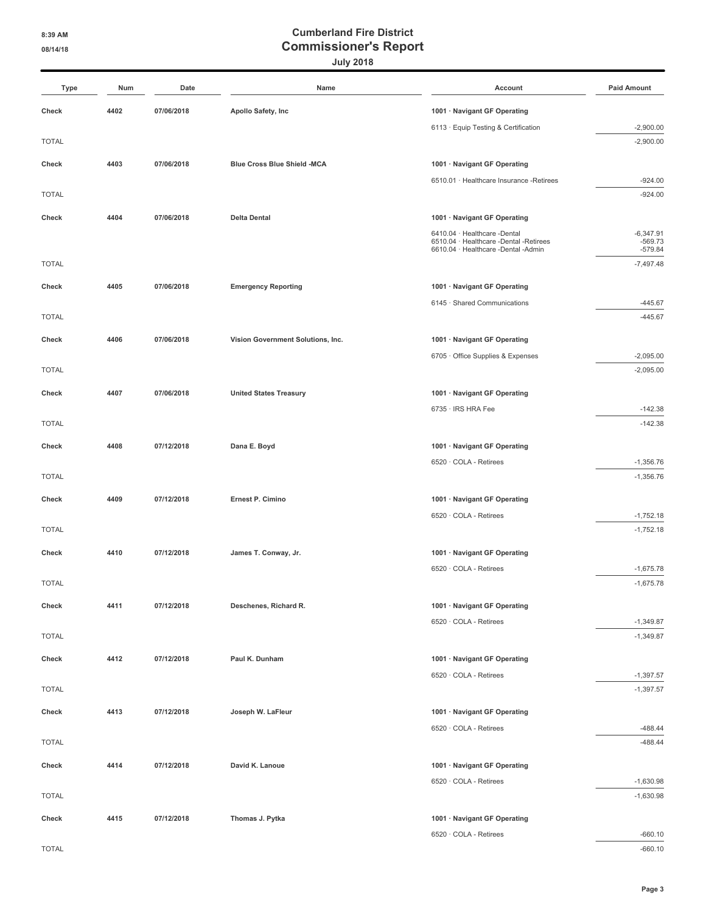# Cumberland Fire District
## Commissioner's Report
### July 2018

8:39 AM
08/14/18

| Type | Num | Date | Name | Account | Paid Amount |
|---|---|---|---|---|---|
| Check | 4402 | 07/06/2018 | Apollo Safety, Inc | 1001 · Navigant GF Operating | |
| | | | | 6113 · Equip Testing & Certification | -2,900.00 |
| TOTAL | | | | | -2,900.00 |
| Check | 4403 | 07/06/2018 | Blue Cross Blue Shield -MCA | 1001 · Navigant GF Operating | |
| | | | | 6510.01 · Healthcare Insurance -Retirees | -924.00 |
| TOTAL | | | | | -924.00 |
| Check | 4404 | 07/06/2018 | Delta Dental | 1001 · Navigant GF Operating | |
| | | | | 6410.04 · Healthcare -Dental | -6,347.91 |
| | | | | 6510.04 · Healthcare -Dental -Retirees | -569.73 |
| | | | | 6610.04 · Healthcare -Dental -Admin | -579.84 |
| TOTAL | | | | | -7,497.48 |
| Check | 4405 | 07/06/2018 | Emergency Reporting | 1001 · Navigant GF Operating | |
| | | | | 6145 · Shared Communications | -445.67 |
| TOTAL | | | | | -445.67 |
| Check | 4406 | 07/06/2018 | Vision Government Solutions, Inc. | 1001 · Navigant GF Operating | |
| | | | | 6705 · Office Supplies & Expenses | -2,095.00 |
| TOTAL | | | | | -2,095.00 |
| Check | 4407 | 07/06/2018 | United States Treasury | 1001 · Navigant GF Operating | |
| | | | | 6735 · IRS HRA Fee | -142.38 |
| TOTAL | | | | | -142.38 |
| Check | 4408 | 07/12/2018 | Dana E. Boyd | 1001 · Navigant GF Operating | |
| | | | | 6520 · COLA - Retirees | -1,356.76 |
| TOTAL | | | | | -1,356.76 |
| Check | 4409 | 07/12/2018 | Ernest P. Cimino | 1001 · Navigant GF Operating | |
| | | | | 6520 · COLA - Retirees | -1,752.18 |
| TOTAL | | | | | -1,752.18 |
| Check | 4410 | 07/12/2018 | James T. Conway, Jr. | 1001 · Navigant GF Operating | |
| | | | | 6520 · COLA - Retirees | -1,675.78 |
| TOTAL | | | | | -1,675.78 |
| Check | 4411 | 07/12/2018 | Deschenes, Richard R. | 1001 · Navigant GF Operating | |
| | | | | 6520 · COLA - Retirees | -1,349.87 |
| TOTAL | | | | | -1,349.87 |
| Check | 4412 | 07/12/2018 | Paul K. Dunham | 1001 · Navigant GF Operating | |
| | | | | 6520 · COLA - Retirees | -1,397.57 |
| TOTAL | | | | | -1,397.57 |
| Check | 4413 | 07/12/2018 | Joseph W. LaFleur | 1001 · Navigant GF Operating | |
| | | | | 6520 · COLA - Retirees | -488.44 |
| TOTAL | | | | | -488.44 |
| Check | 4414 | 07/12/2018 | David K. Lanoue | 1001 · Navigant GF Operating | |
| | | | | 6520 · COLA - Retirees | -1,630.98 |
| TOTAL | | | | | -1,630.98 |
| Check | 4415 | 07/12/2018 | Thomas J. Pytka | 1001 · Navigant GF Operating | |
| | | | | 6520 · COLA - Retirees | -660.10 |
| TOTAL | | | | | -660.10 |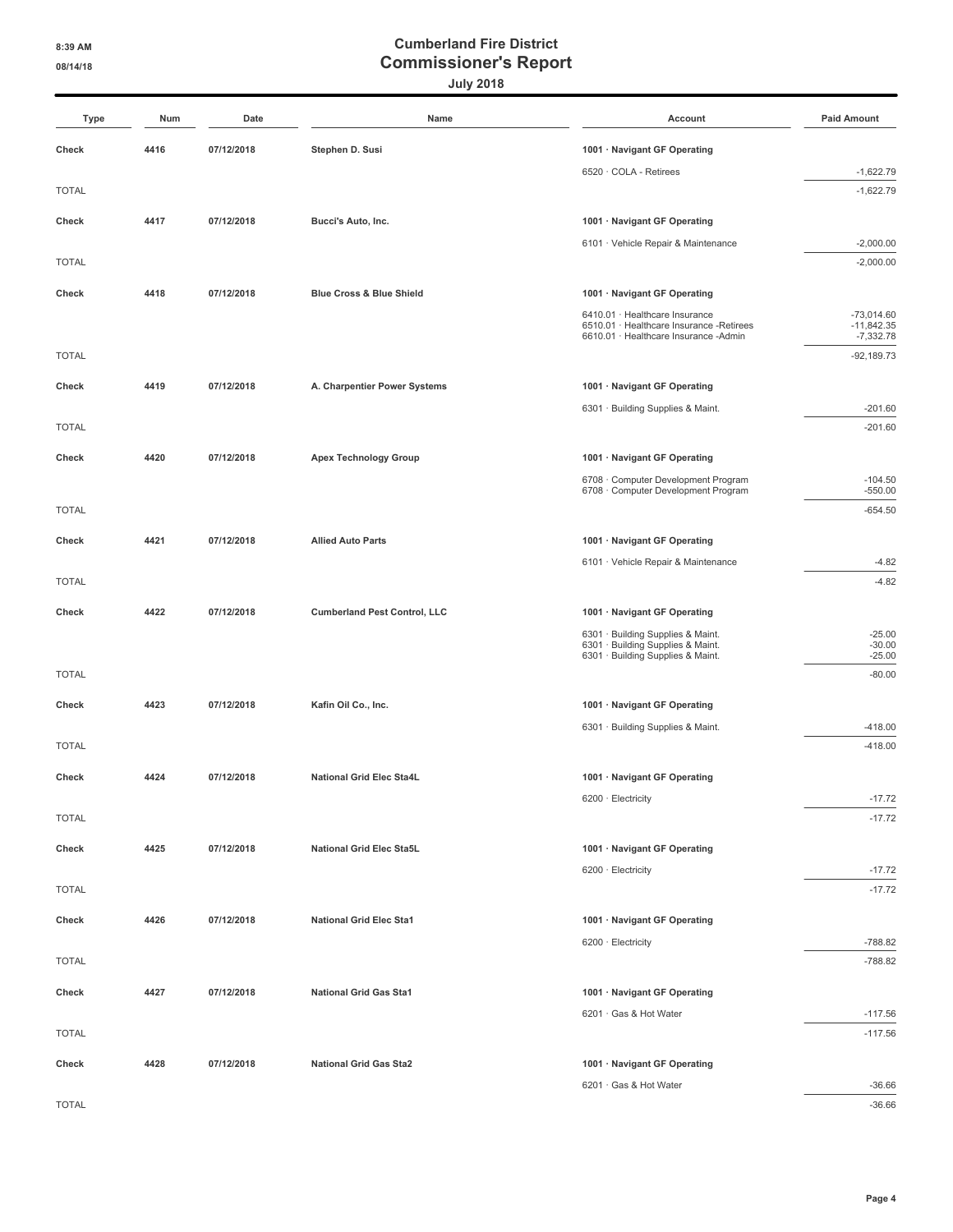# Cumberland Fire District

## Commissioner's Report

### July 2018

| Type | Num | Date | Name | Account | Paid Amount |
|---|---|---|---|---|---|
| Check | 4416 | 07/12/2018 | Stephen D. Susi | 1001 · Navigant GF Operating | |
| | | | | 6520 · COLA - Retirees | -1,622.79 |
| TOTAL | | | | | -1,622.79 |
| Check | 4417 | 07/12/2018 | Bucci's Auto, Inc. | 1001 · Navigant GF Operating | |
| | | | | 6101 · Vehicle Repair & Maintenance | -2,000.00 |
| TOTAL | | | | | -2,000.00 |
| Check | 4418 | 07/12/2018 | Blue Cross & Blue Shield | 1001 · Navigant GF Operating | |
| | | | | 6410.01 · Healthcare Insurance | -73,014.60 |
| | | | | 6510.01 · Healthcare Insurance -Retirees | -11,842.35 |
| | | | | 6610.01 · Healthcare Insurance -Admin | -7,332.78 |
| TOTAL | | | | | -92,189.73 |
| Check | 4419 | 07/12/2018 | A. Charpentier Power Systems | 1001 · Navigant GF Operating | |
| | | | | 6301 · Building Supplies & Maint. | -201.60 |
| TOTAL | | | | | -201.60 |
| Check | 4420 | 07/12/2018 | Apex Technology Group | 1001 · Navigant GF Operating | |
| | | | | 6708 · Computer Development Program | -104.50 |
| | | | | 6708 · Computer Development Program | -550.00 |
| TOTAL | | | | | -654.50 |
| Check | 4421 | 07/12/2018 | Allied Auto Parts | 1001 · Navigant GF Operating | |
| | | | | 6101 · Vehicle Repair & Maintenance | -4.82 |
| TOTAL | | | | | -4.82 |
| Check | 4422 | 07/12/2018 | Cumberland Pest Control, LLC | 1001 · Navigant GF Operating | |
| | | | | 6301 · Building Supplies & Maint. | -25.00 |
| | | | | 6301 · Building Supplies & Maint. | -30.00 |
| | | | | 6301 · Building Supplies & Maint. | -25.00 |
| TOTAL | | | | | -80.00 |
| Check | 4423 | 07/12/2018 | Kafin Oil Co., Inc. | 1001 · Navigant GF Operating | |
| | | | | 6301 · Building Supplies & Maint. | -418.00 |
| TOTAL | | | | | -418.00 |
| Check | 4424 | 07/12/2018 | National Grid Elec Sta4L | 1001 · Navigant GF Operating | |
| | | | | 6200 · Electricity | -17.72 |
| TOTAL | | | | | -17.72 |
| Check | 4425 | 07/12/2018 | National Grid Elec Sta5L | 1001 · Navigant GF Operating | |
| | | | | 6200 · Electricity | -17.72 |
| TOTAL | | | | | -17.72 |
| Check | 4426 | 07/12/2018 | National Grid Elec Sta1 | 1001 · Navigant GF Operating | |
| | | | | 6200 · Electricity | -788.82 |
| TOTAL | | | | | -788.82 |
| Check | 4427 | 07/12/2018 | National Grid Gas Sta1 | 1001 · Navigant GF Operating | |
| | | | | 6201 · Gas & Hot Water | -117.56 |
| TOTAL | | | | | -117.56 |
| Check | 4428 | 07/12/2018 | National Grid Gas Sta2 | 1001 · Navigant GF Operating | |
| | | | | 6201 · Gas & Hot Water | -36.66 |
| TOTAL | | | | | -36.66 |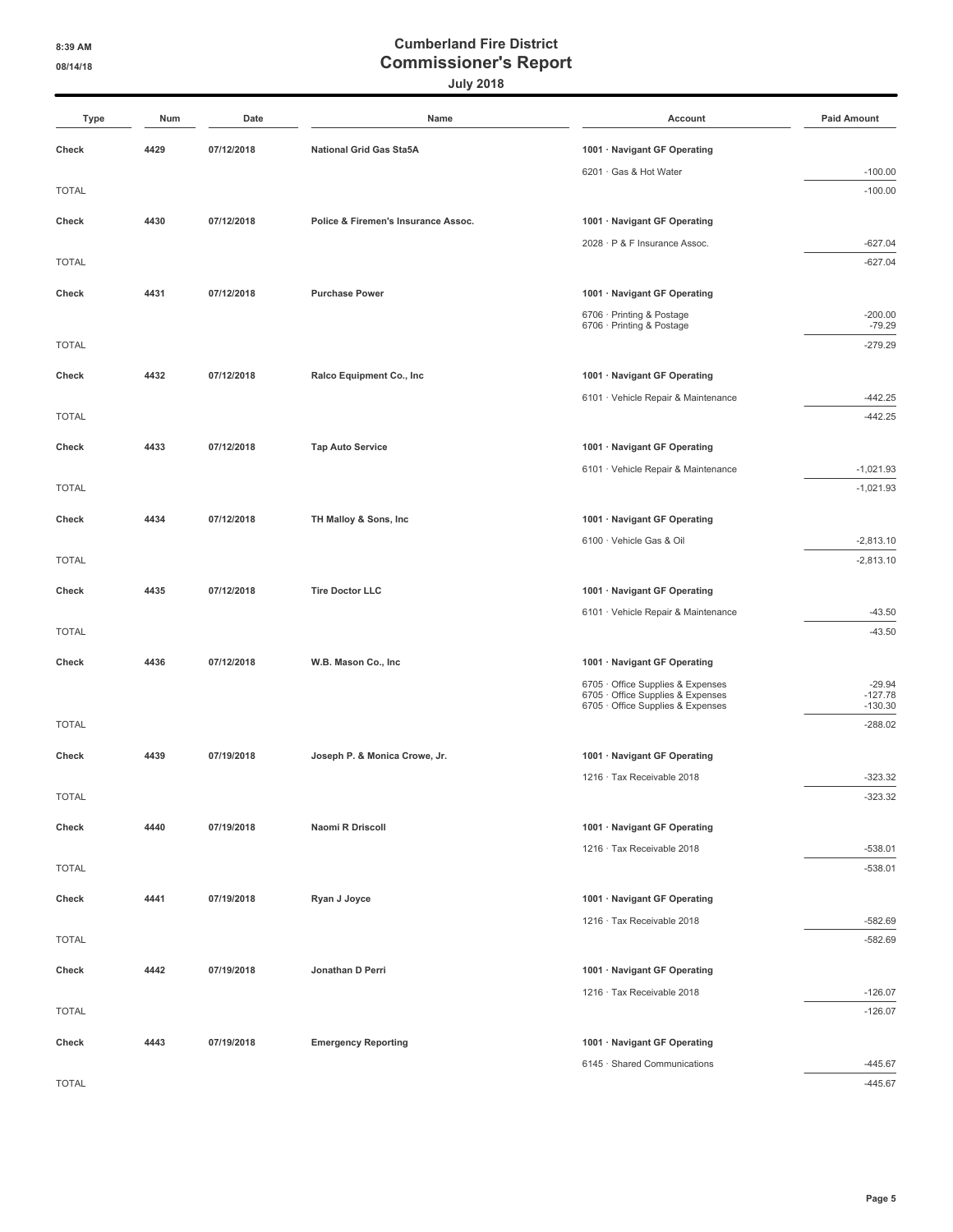# Cumberland Fire District

## Commissioner's Report

### July 2018

| Type | Num | Date | Name | Account | Paid Amount |
|---|---|---|---|---|---|
| Check | 4429 | 07/12/2018 | National Grid Gas Sta5A | 1001 · Navigant GF Operating | |
| | | | | 6201 · Gas & Hot Water | -100.00 |
| TOTAL | | | | | -100.00 |
| Check | 4430 | 07/12/2018 | Police & Firemen's Insurance Assoc. | 1001 · Navigant GF Operating | |
| | | | | 2028 · P & F Insurance Assoc. | -627.04 |
| TOTAL | | | | | -627.04 |
| Check | 4431 | 07/12/2018 | Purchase Power | 1001 · Navigant GF Operating | |
| | | | | 6706 · Printing & Postage | -200.00 |
| | | | | 6706 · Printing & Postage | -79.29 |
| TOTAL | | | | | -279.29 |
| Check | 4432 | 07/12/2018 | Ralco Equipment Co., Inc | 1001 · Navigant GF Operating | |
| | | | | 6101 · Vehicle Repair & Maintenance | -442.25 |
| TOTAL | | | | | -442.25 |
| Check | 4433 | 07/12/2018 | Tap Auto Service | 1001 · Navigant GF Operating | |
| | | | | 6101 · Vehicle Repair & Maintenance | -1,021.93 |
| TOTAL | | | | | -1,021.93 |
| Check | 4434 | 07/12/2018 | TH Malloy & Sons, Inc | 1001 · Navigant GF Operating | |
| | | | | 6100 · Vehicle Gas & Oil | -2,813.10 |
| TOTAL | | | | | -2,813.10 |
| Check | 4435 | 07/12/2018 | Tire Doctor LLC | 1001 · Navigant GF Operating | |
| | | | | 6101 · Vehicle Repair & Maintenance | -43.50 |
| TOTAL | | | | | -43.50 |
| Check | 4436 | 07/12/2018 | W.B. Mason Co., Inc | 1001 · Navigant GF Operating | |
| | | | | 6705 · Office Supplies & Expenses | -29.94 |
| | | | | 6705 · Office Supplies & Expenses | -127.78 |
| | | | | 6705 · Office Supplies & Expenses | -130.30 |
| TOTAL | | | | | -288.02 |
| Check | 4439 | 07/19/2018 | Joseph P. & Monica Crowe, Jr. | 1001 · Navigant GF Operating | |
| | | | | 1216 · Tax Receivable 2018 | -323.32 |
| TOTAL | | | | | -323.32 |
| Check | 4440 | 07/19/2018 | Naomi R Driscoll | 1001 · Navigant GF Operating | |
| | | | | 1216 · Tax Receivable 2018 | -538.01 |
| TOTAL | | | | | -538.01 |
| Check | 4441 | 07/19/2018 | Ryan J Joyce | 1001 · Navigant GF Operating | |
| | | | | 1216 · Tax Receivable 2018 | -582.69 |
| TOTAL | | | | | -582.69 |
| Check | 4442 | 07/19/2018 | Jonathan D Perri | 1001 · Navigant GF Operating | |
| | | | | 1216 · Tax Receivable 2018 | -126.07 |
| TOTAL | | | | | -126.07 |
| Check | 4443 | 07/19/2018 | Emergency Reporting | 1001 · Navigant GF Operating | |
| | | | | 6145 · Shared Communications | -445.67 |
| TOTAL | | | | | -445.67 |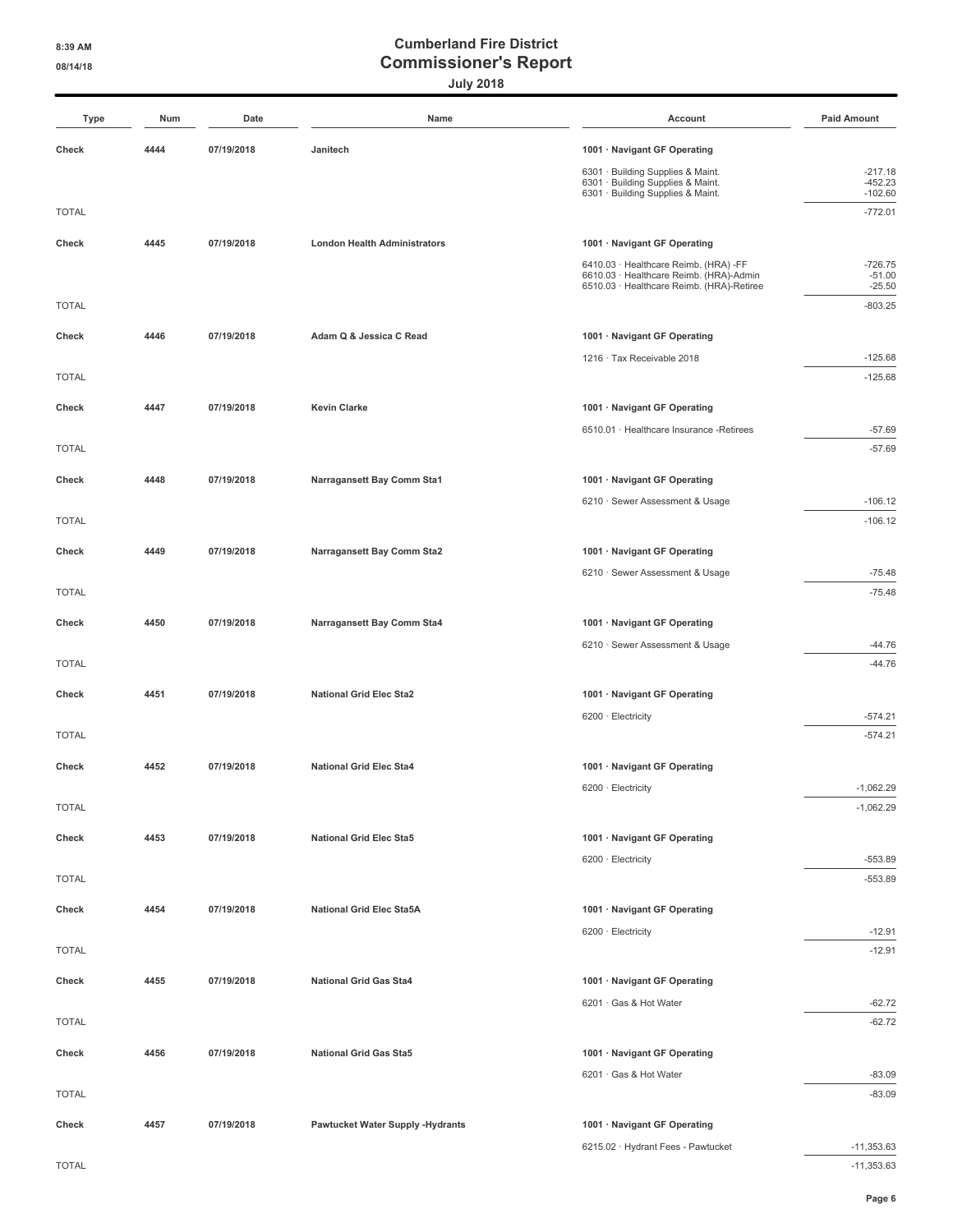# Cumberland Fire District
## Commissioner's Report
### July 2018

| Type | Num | Date | Name | Account | Paid Amount |
|---|---|---|---|---|---|
| Check | 4444 | 07/19/2018 | Janitech | 1001 · Navigant GF Operating | |
| | | | | 6301 · Building Supplies & Maint. | -217.18 |
| | | | | 6301 · Building Supplies & Maint. | -452.23 |
| | | | | 6301 · Building Supplies & Maint. | -102.60 |
| TOTAL | | | | | -772.01 |
| Check | 4445 | 07/19/2018 | London Health Administrators | 1001 · Navigant GF Operating | |
| | | | | 6410.03 · Healthcare Reimb. (HRA) -FF | -726.75 |
| | | | | 6610.03 · Healthcare Reimb. (HRA)-Admin | -51.00 |
| | | | | 6510.03 · Healthcare Reimb. (HRA)-Retiree | -25.50 |
| TOTAL | | | | | -803.25 |
| Check | 4446 | 07/19/2018 | Adam Q & Jessica C Read | 1001 · Navigant GF Operating | |
| | | | | 1216 · Tax Receivable 2018 | -125.68 |
| TOTAL | | | | | -125.68 |
| Check | 4447 | 07/19/2018 | Kevin Clarke | 1001 · Navigant GF Operating | |
| | | | | 6510.01 · Healthcare Insurance -Retirees | -57.69 |
| TOTAL | | | | | -57.69 |
| Check | 4448 | 07/19/2018 | Narragansett Bay Comm Sta1 | 1001 · Navigant GF Operating | |
| | | | | 6210 · Sewer Assessment & Usage | -106.12 |
| TOTAL | | | | | -106.12 |
| Check | 4449 | 07/19/2018 | Narragansett Bay Comm Sta2 | 1001 · Navigant GF Operating | |
| | | | | 6210 · Sewer Assessment & Usage | -75.48 |
| TOTAL | | | | | -75.48 |
| Check | 4450 | 07/19/2018 | Narragansett Bay Comm Sta4 | 1001 · Navigant GF Operating | |
| | | | | 6210 · Sewer Assessment & Usage | -44.76 |
| TOTAL | | | | | -44.76 |
| Check | 4451 | 07/19/2018 | National Grid Elec Sta2 | 1001 · Navigant GF Operating | |
| | | | | 6200 · Electricity | -574.21 |
| TOTAL | | | | | -574.21 |
| Check | 4452 | 07/19/2018 | National Grid Elec Sta4 | 1001 · Navigant GF Operating | |
| | | | | 6200 · Electricity | -1,062.29 |
| TOTAL | | | | | -1,062.29 |
| Check | 4453 | 07/19/2018 | National Grid Elec Sta5 | 1001 · Navigant GF Operating | |
| | | | | 6200 · Electricity | -553.89 |
| TOTAL | | | | | -553.89 |
| Check | 4454 | 07/19/2018 | National Grid Elec Sta5A | 1001 · Navigant GF Operating | |
| | | | | 6200 · Electricity | -12.91 |
| TOTAL | | | | | -12.91 |
| Check | 4455 | 07/19/2018 | National Grid Gas Sta4 | 1001 · Navigant GF Operating | |
| | | | | 6201 · Gas & Hot Water | -62.72 |
| TOTAL | | | | | -62.72 |
| Check | 4456 | 07/19/2018 | National Grid Gas Sta5 | 1001 · Navigant GF Operating | |
| | | | | 6201 · Gas & Hot Water | -83.09 |
| TOTAL | | | | | -83.09 |
| Check | 4457 | 07/19/2018 | Pawtucket Water Supply -Hydrants | 1001 · Navigant GF Operating | |
| | | | | 6215.02 · Hydrant Fees - Pawtucket | -11,353.63 |
| TOTAL | | | | | -11,353.63 |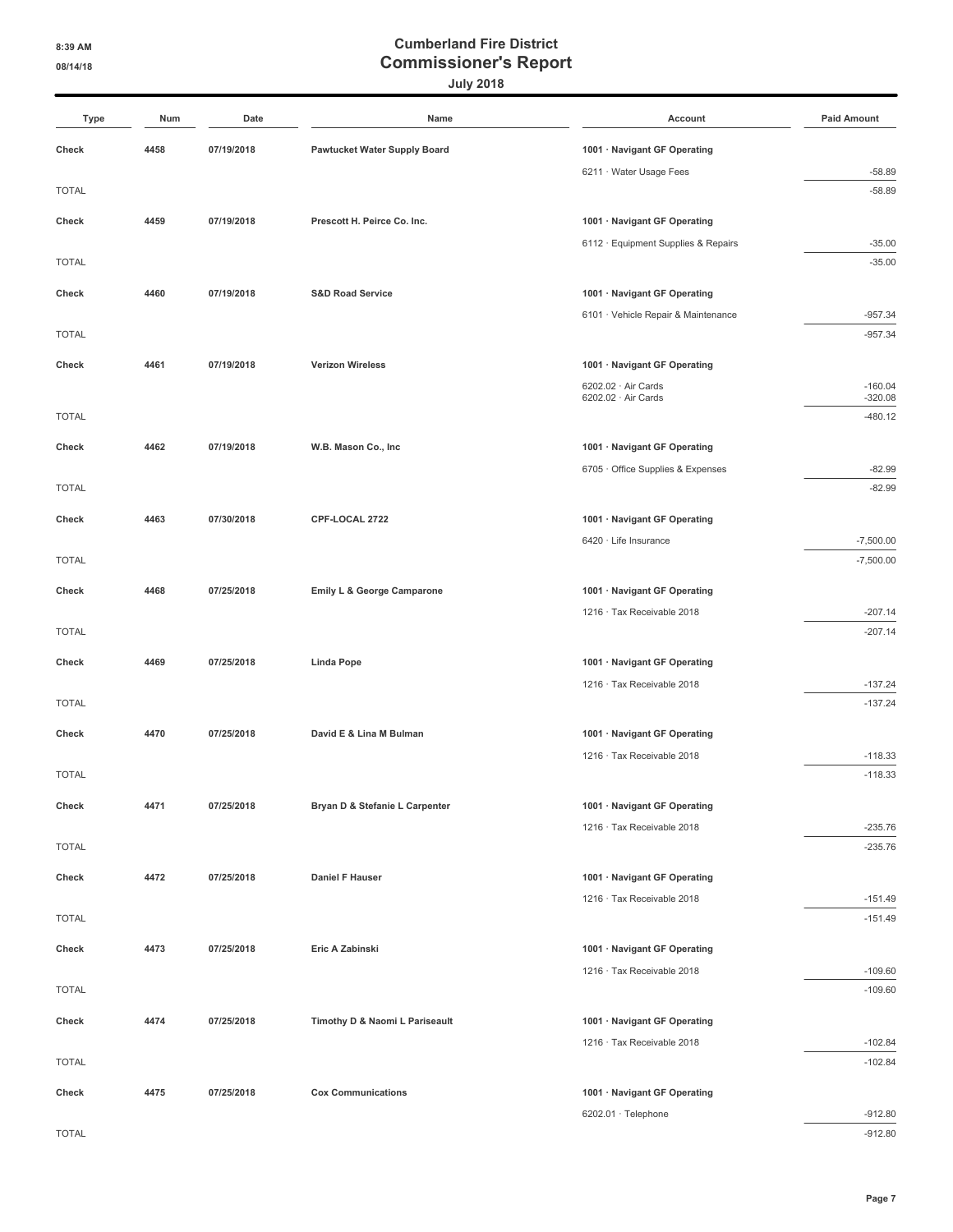# Cumberland Fire District
## Commissioner's Report
### July 2018

| Type | Num | Date | Name | Account | Paid Amount |
|---|---|---|---|---|---|
| Check | 4458 | 07/19/2018 | Pawtucket Water Supply Board | 1001 · Navigant GF Operating | |
| | | | | 6211 · Water Usage Fees | -58.89 |
| TOTAL | | | | | -58.89 |
| Check | 4459 | 07/19/2018 | Prescott H. Peirce Co. Inc. | 1001 · Navigant GF Operating | |
| | | | | 6112 · Equipment Supplies & Repairs | -35.00 |
| TOTAL | | | | | -35.00 |
| Check | 4460 | 07/19/2018 | S&D Road Service | 1001 · Navigant GF Operating | |
| | | | | 6101 · Vehicle Repair & Maintenance | -957.34 |
| TOTAL | | | | | -957.34 |
| Check | 4461 | 07/19/2018 | Verizon Wireless | 1001 · Navigant GF Operating | |
| | | | | 6202.02 · Air Cards | -160.04 |
| | | | | 6202.02 · Air Cards | -320.08 |
| TOTAL | | | | | -480.12 |
| Check | 4462 | 07/19/2018 | W.B. Mason Co., Inc | 1001 · Navigant GF Operating | |
| | | | | 6705 · Office Supplies & Expenses | -82.99 |
| TOTAL | | | | | -82.99 |
| Check | 4463 | 07/30/2018 | CPF-LOCAL 2722 | 1001 · Navigant GF Operating | |
| | | | | 6420 · Life Insurance | -7,500.00 |
| TOTAL | | | | | -7,500.00 |
| Check | 4468 | 07/25/2018 | Emily L & George Camparone | 1001 · Navigant GF Operating | |
| | | | | 1216 · Tax Receivable 2018 | -207.14 |
| TOTAL | | | | | -207.14 |
| Check | 4469 | 07/25/2018 | Linda Pope | 1001 · Navigant GF Operating | |
| | | | | 1216 · Tax Receivable 2018 | -137.24 |
| TOTAL | | | | | -137.24 |
| Check | 4470 | 07/25/2018 | David E & Lina M Bulman | 1001 · Navigant GF Operating | |
| | | | | 1216 · Tax Receivable 2018 | -118.33 |
| TOTAL | | | | | -118.33 |
| Check | 4471 | 07/25/2018 | Bryan D & Stefanie L Carpenter | 1001 · Navigant GF Operating | |
| | | | | 1216 · Tax Receivable 2018 | -235.76 |
| TOTAL | | | | | -235.76 |
| Check | 4472 | 07/25/2018 | Daniel F Hauser | 1001 · Navigant GF Operating | |
| | | | | 1216 · Tax Receivable 2018 | -151.49 |
| TOTAL | | | | | -151.49 |
| Check | 4473 | 07/25/2018 | Eric A Zabinski | 1001 · Navigant GF Operating | |
| | | | | 1216 · Tax Receivable 2018 | -109.60 |
| TOTAL | | | | | -109.60 |
| Check | 4474 | 07/25/2018 | Timothy D & Naomi L Pariseault | 1001 · Navigant GF Operating | |
| | | | | 1216 · Tax Receivable 2018 | -102.84 |
| TOTAL | | | | | -102.84 |
| Check | 4475 | 07/25/2018 | Cox Communications | 1001 · Navigant GF Operating | |
| | | | | 6202.01 · Telephone | -912.80 |
| TOTAL | | | | | -912.80 |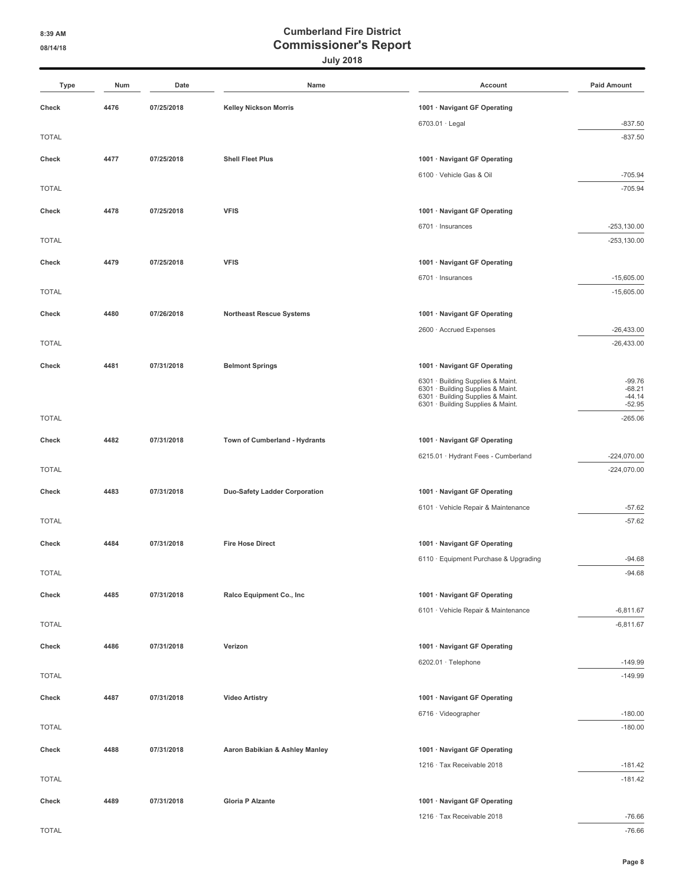# Cumberland Fire District
## Commissioner's Report
### July 2018

| Type | Num | Date | Name | Account | Paid Amount |
|---|---|---|---|---|---|
| Check | 4476 | 07/25/2018 | Kelley Nickson Morris | 1001 · Navigant GF Operating | |
| | | | | 6703.01 · Legal | -837.50 |
| TOTAL | | | | | -837.50 |
| Check | 4477 | 07/25/2018 | Shell Fleet Plus | 1001 · Navigant GF Operating | |
| | | | | 6100 · Vehicle Gas & Oil | -705.94 |
| TOTAL | | | | | -705.94 |
| Check | 4478 | 07/25/2018 | VFIS | 1001 · Navigant GF Operating | |
| | | | | 6701 · Insurances | -253,130.00 |
| TOTAL | | | | | -253,130.00 |
| Check | 4479 | 07/25/2018 | VFIS | 1001 · Navigant GF Operating | |
| | | | | 6701 · Insurances | -15,605.00 |
| TOTAL | | | | | -15,605.00 |
| Check | 4480 | 07/26/2018 | Northeast Rescue Systems | 1001 · Navigant GF Operating | |
| | | | | 2600 · Accrued Expenses | -26,433.00 |
| TOTAL | | | | | -26,433.00 |
| Check | 4481 | 07/31/2018 | Belmont Springs | 1001 · Navigant GF Operating | |
| | | | | 6301 · Building Supplies & Maint. | -99.76 |
| | | | | 6301 · Building Supplies & Maint. | -68.21 |
| | | | | 6301 · Building Supplies & Maint. | -44.14 |
| | | | | 6301 · Building Supplies & Maint. | -52.95 |
| TOTAL | | | | | -265.06 |
| Check | 4482 | 07/31/2018 | Town of Cumberland - Hydrants | 1001 · Navigant GF Operating | |
| | | | | 6215.01 · Hydrant Fees - Cumberland | -224,070.00 |
| TOTAL | | | | | -224,070.00 |
| Check | 4483 | 07/31/2018 | Duo-Safety Ladder Corporation | 1001 · Navigant GF Operating | |
| | | | | 6101 · Vehicle Repair & Maintenance | -57.62 |
| TOTAL | | | | | -57.62 |
| Check | 4484 | 07/31/2018 | Fire Hose Direct | 1001 · Navigant GF Operating | |
| | | | | 6110 · Equipment Purchase & Upgrading | -94.68 |
| TOTAL | | | | | -94.68 |
| Check | 4485 | 07/31/2018 | Ralco Equipment Co., Inc | 1001 · Navigant GF Operating | |
| | | | | 6101 · Vehicle Repair & Maintenance | -6,811.67 |
| TOTAL | | | | | -6,811.67 |
| Check | 4486 | 07/31/2018 | Verizon | 1001 · Navigant GF Operating | |
| | | | | 6202.01 · Telephone | -149.99 |
| TOTAL | | | | | -149.99 |
| Check | 4487 | 07/31/2018 | Video Artistry | 1001 · Navigant GF Operating | |
| | | | | 6716 · Videographer | -180.00 |
| TOTAL | | | | | -180.00 |
| Check | 4488 | 07/31/2018 | Aaron Babikian & Ashley Manley | 1001 · Navigant GF Operating | |
| | | | | 1216 · Tax Receivable 2018 | -181.42 |
| TOTAL | | | | | -181.42 |
| Check | 4489 | 07/31/2018 | Gloria P Alzante | 1001 · Navigant GF Operating | |
| | | | | 1216 · Tax Receivable 2018 | -76.66 |
| TOTAL | | | | | -76.66 |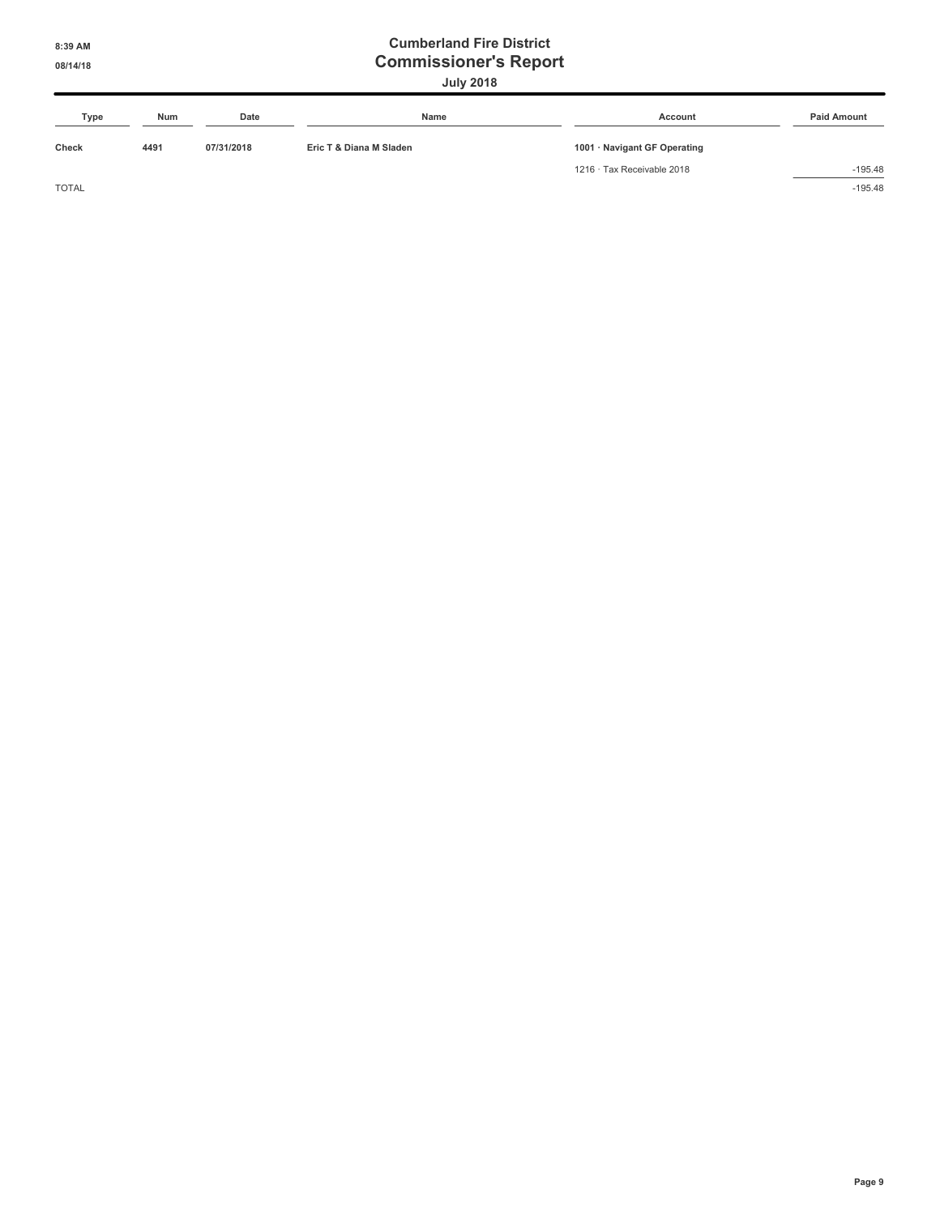# Cumberland Fire District
## Commissioner's Report
### July 2018

| Type | Num | Date | Name | Account | Paid Amount |
|---|---|---|---|---|---|
| **Check** | **4491** | **07/31/2018** | **Eric T & Diana M Sladen** | **1001 · Navigant GF Operating** | |
| | | | | 1216 · Tax Receivable 2018 | -195.48 |
| TOTAL | | | | | -195.48 |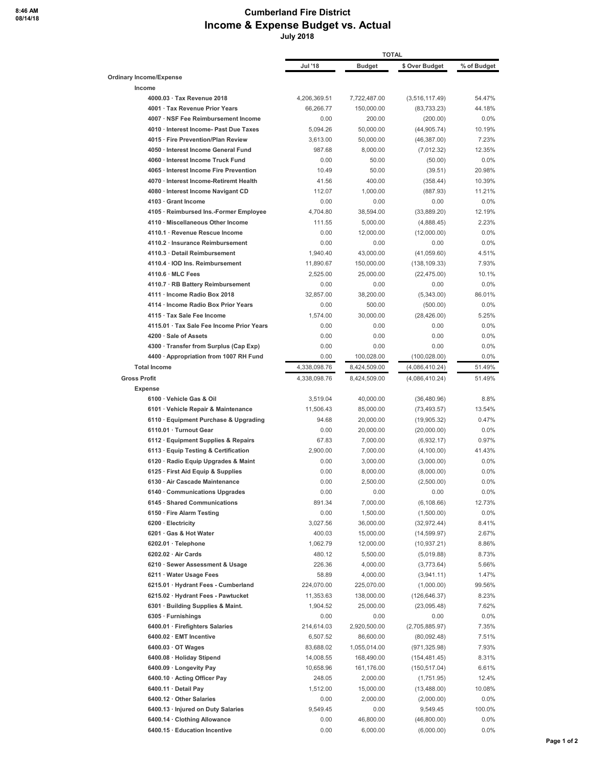# Cumberland Fire District
## Income & Expense Budget vs. Actual
### July 2018

| | TOTAL | | | |
|---|---|---|---|---|
| | Jul '18 | Budget | $ Over Budget | % of Budget |
| **Ordinary Income/Expense** | | | | |
| **Income** | | | | |
| 4000.03 · Tax Revenue 2018 | 4,206,369.51 | 7,722,487.00 | (3,516,117.49) | 54.47% |
| 4001 · Tax Revenue Prior Years | 66,266.77 | 150,000.00 | (83,733.23) | 44.18% |
| 4007 · NSF Fee Reimbursement Income | 0.00 | 200.00 | (200.00) | 0.0% |
| 4010 · Interest Income- Past Due Taxes | 5,094.26 | 50,000.00 | (44,905.74) | 10.19% |
| 4015 · Fire Prevention/Plan Review | 3,613.00 | 50,000.00 | (46,387.00) | 7.23% |
| 4050 · Interest Income General Fund | 987.68 | 8,000.00 | (7,012.32) | 12.35% |
| 4060 · Interest Income Truck Fund | 0.00 | 50.00 | (50.00) | 0.0% |
| 4065 · Interest Income Fire Prevention | 10.49 | 50.00 | (39.51) | 20.98% |
| 4070 · Interest Income-Retiremt Health | 41.56 | 400.00 | (358.44) | 10.39% |
| 4080 · Interest Income Navigant CD | 112.07 | 1,000.00 | (887.93) | 11.21% |
| 4103 · Grant Income | 0.00 | 0.00 | 0.00 | 0.0% |
| 4105 · Reimbursed Ins.-Former Employee | 4,704.80 | 38,594.00 | (33,889.20) | 12.19% |
| 4110 · Miscellaneous Other Income | 111.55 | 5,000.00 | (4,888.45) | 2.23% |
| 4110.1 · Revenue Rescue Income | 0.00 | 12,000.00 | (12,000.00) | 0.0% |
| 4110.2 · Insurance Reimbursement | 0.00 | 0.00 | 0.00 | 0.0% |
| 4110.3 · Detail Reimbursement | 1,940.40 | 43,000.00 | (41,059.60) | 4.51% |
| 4110.4 · IOD Ins. Reimbursement | 11,890.67 | 150,000.00 | (138,109.33) | 7.93% |
| 4110.6 · MLC Fees | 2,525.00 | 25,000.00 | (22,475.00) | 10.1% |
| 4110.7 · RB Battery Reimbursement | 0.00 | 0.00 | 0.00 | 0.0% |
| 4111 · Income Radio Box 2018 | 32,857.00 | 38,200.00 | (5,343.00) | 86.01% |
| 4114 · Income Radio Box Prior Years | 0.00 | 500.00 | (500.00) | 0.0% |
| 4115 · Tax Sale Fee Income | 1,574.00 | 30,000.00 | (28,426.00) | 5.25% |
| 4115.01 · Tax Sale Fee Income Prior Years | 0.00 | 0.00 | 0.00 | 0.0% |
| 4200 · Sale of Assets | 0.00 | 0.00 | 0.00 | 0.0% |
| 4300 · Transfer from Surplus (Cap Exp) | 0.00 | 0.00 | 0.00 | 0.0% |
| 4400 · Appropriation from 1007 RH Fund | 0.00 | 100,028.00 | (100,028.00) | 0.0% |
| **Total Income** | 4,338,098.76 | 8,424,509.00 | (4,086,410.24) | 51.49% |
| **Gross Profit** | 4,338,098.76 | 8,424,509.00 | (4,086,410.24) | 51.49% |
| **Expense** | | | | |
| 6100 · Vehicle Gas & Oil | 3,519.04 | 40,000.00 | (36,480.96) | 8.8% |
| 6101 · Vehicle Repair & Maintenance | 11,506.43 | 85,000.00 | (73,493.57) | 13.54% |
| 6110 · Equipment Purchase & Upgrading | 94.68 | 20,000.00 | (19,905.32) | 0.47% |
| 6110.01 · Turnout Gear | 0.00 | 20,000.00 | (20,000.00) | 0.0% |
| 6112 · Equipment Supplies & Repairs | 67.83 | 7,000.00 | (6,932.17) | 0.97% |
| 6113 · Equip Testing & Certification | 2,900.00 | 7,000.00 | (4,100.00) | 41.43% |
| 6120 · Radio Equip Upgrades & Maint | 0.00 | 3,000.00 | (3,000.00) | 0.0% |
| 6125 · First Aid Equip & Supplies | 0.00 | 8,000.00 | (8,000.00) | 0.0% |
| 6130 · Air Cascade Maintenance | 0.00 | 2,500.00 | (2,500.00) | 0.0% |
| 6140 · Communications Upgrades | 0.00 | 0.00 | 0.00 | 0.0% |
| 6145 · Shared Communications | 891.34 | 7,000.00 | (6,108.66) | 12.73% |
| 6150 · Fire Alarm Testing | 0.00 | 1,500.00 | (1,500.00) | 0.0% |
| 6200 · Electricity | 3,027.56 | 36,000.00 | (32,972.44) | 8.41% |
| 6201 · Gas & Hot Water | 400.03 | 15,000.00 | (14,599.97) | 2.67% |
| 6202.01 · Telephone | 1,062.79 | 12,000.00 | (10,937.21) | 8.86% |
| 6202.02 · Air Cards | 480.12 | 5,500.00 | (5,019.88) | 8.73% |
| 6210 · Sewer Assessment & Usage | 226.36 | 4,000.00 | (3,773.64) | 5.66% |
| 6211 · Water Usage Fees | 58.89 | 4,000.00 | (3,941.11) | 1.47% |
| 6215.01 · Hydrant Fees - Cumberland | 224,070.00 | 225,070.00 | (1,000.00) | 99.56% |
| 6215.02 · Hydrant Fees - Pawtucket | 11,353.63 | 138,000.00 | (126,646.37) | 8.23% |
| 6301 · Building Supplies & Maint. | 1,904.52 | 25,000.00 | (23,095.48) | 7.62% |
| 6305 · Furnishings | 0.00 | 0.00 | 0.00 | 0.0% |
| 6400.01 · Firefighters Salaries | 214,614.03 | 2,920,500.00 | (2,705,885.97) | 7.35% |
| 6400.02 · EMT Incentive | 6,507.52 | 86,600.00 | (80,092.48) | 7.51% |
| 6400.03 · OT Wages | 83,688.02 | 1,055,014.00 | (971,325.98) | 7.93% |
| 6400.08 · Holiday Stipend | 14,008.55 | 168,490.00 | (154,481.45) | 8.31% |
| 6400.09 · Longevity Pay | 10,658.96 | 161,176.00 | (150,517.04) | 6.61% |
| 6400.10 · Acting Officer Pay | 248.05 | 2,000.00 | (1,751.95) | 12.4% |
| 6400.11 · Detail Pay | 1,512.00 | 15,000.00 | (13,488.00) | 10.08% |
| 6400.12 · Other Salaries | 0.00 | 2,000.00 | (2,000.00) | 0.0% |
| 6400.13 · Injured on Duty Salaries | 9,549.45 | 0.00 | 9,549.45 | 100.0% |
| 6400.14 · Clothing Allowance | 0.00 | 46,800.00 | (46,800.00) | 0.0% |
| 6400.15 · Education Incentive | 0.00 | 6,000.00 | (6,000.00) | 0.0% |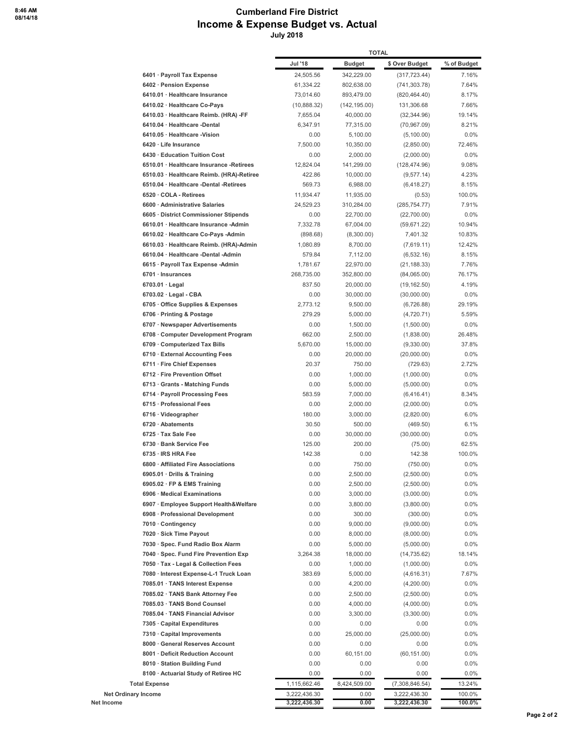# Cumberland Fire District

## Income & Expense Budget vs. Actual

**July 2018**

| | TOTAL | | | |
|---|---|---|---|---|
| | Jul '18 | Budget | $ Over Budget | % of Budget |
| 6401 · Payroll Tax Expense | 24,505.56 | 342,229.00 | (317,723.44) | 7.16% |
| 6402 · Pension Expense | 61,334.22 | 802,638.00 | (741,303.78) | 7.64% |
| 6410.01 · Healthcare Insurance | 73,014.60 | 893,479.00 | (820,464.40) | 8.17% |
| 6410.02 · Healthcare Co-Pays | (10,888.32) | (142,195.00) | 131,306.68 | 7.66% |
| 6410.03 · Healthcare Reimb. (HRA) -FF | 7,655.04 | 40,000.00 | (32,344.96) | 19.14% |
| 6410.04 · Healthcare -Dental | 6,347.91 | 77,315.00 | (70,967.09) | 8.21% |
| 6410.05 · Healthcare -Vision | 0.00 | 5,100.00 | (5,100.00) | 0.0% |
| 6420 · Life Insurance | 7,500.00 | 10,350.00 | (2,850.00) | 72.46% |
| 6430 · Education Tuition Cost | 0.00 | 2,000.00 | (2,000.00) | 0.0% |
| 6510.01 · Healthcare Insurance -Retirees | 12,824.04 | 141,299.00 | (128,474.96) | 9.08% |
| 6510.03 · Healthcare Reimb. (HRA)-Retiree | 422.86 | 10,000.00 | (9,577.14) | 4.23% |
| 6510.04 · Healthcare -Dental -Retirees | 569.73 | 6,988.00 | (6,418.27) | 8.15% |
| 6520 · COLA - Retirees | 11,934.47 | 11,935.00 | (0.53) | 100.0% |
| 6600 · Administrative Salaries | 24,529.23 | 310,284.00 | (285,754.77) | 7.91% |
| 6605 · District Commissioner Stipends | 0.00 | 22,700.00 | (22,700.00) | 0.0% |
| 6610.01 · Healthcare Insurance -Admin | 7,332.78 | 67,004.00 | (59,671.22) | 10.94% |
| 6610.02 · Healthcare Co-Pays -Admin | (898.68) | (8,300.00) | 7,401.32 | 10.83% |
| 6610.03 · Healthcare Reimb. (HRA)-Admin | 1,080.89 | 8,700.00 | (7,619.11) | 12.42% |
| 6610.04 · Healthcare -Dental -Admin | 579.84 | 7,112.00 | (6,532.16) | 8.15% |
| 6615 · Payroll Tax Expense -Admin | 1,781.67 | 22,970.00 | (21,188.33) | 7.76% |
| 6701 · Insurances | 268,735.00 | 352,800.00 | (84,065.00) | 76.17% |
| 6703.01 · Legal | 837.50 | 20,000.00 | (19,162.50) | 4.19% |
| 6703.02 · Legal - CBA | 0.00 | 30,000.00 | (30,000.00) | 0.0% |
| 6705 · Office Supplies & Expenses | 2,773.12 | 9,500.00 | (6,726.88) | 29.19% |
| 6706 · Printing & Postage | 279.29 | 5,000.00 | (4,720.71) | 5.59% |
| 6707 · Newspaper Advertisements | 0.00 | 1,500.00 | (1,500.00) | 0.0% |
| 6708 · Computer Development Program | 662.00 | 2,500.00 | (1,838.00) | 26.48% |
| 6709 · Computerized Tax Bills | 5,670.00 | 15,000.00 | (9,330.00) | 37.8% |
| 6710 · External Accounting Fees | 0.00 | 20,000.00 | (20,000.00) | 0.0% |
| 6711 · Fire Chief Expenses | 20.37 | 750.00 | (729.63) | 2.72% |
| 6712 · Fire Prevention Offset | 0.00 | 1,000.00 | (1,000.00) | 0.0% |
| 6713 · Grants - Matching Funds | 0.00 | 5,000.00 | (5,000.00) | 0.0% |
| 6714 · Payroll Processing Fees | 583.59 | 7,000.00 | (6,416.41) | 8.34% |
| 6715 · Professional Fees | 0.00 | 2,000.00 | (2,000.00) | 0.0% |
| 6716 · Videographer | 180.00 | 3,000.00 | (2,820.00) | 6.0% |
| 6720 · Abatements | 30.50 | 500.00 | (469.50) | 6.1% |
| 6725 · Tax Sale Fee | 0.00 | 30,000.00 | (30,000.00) | 0.0% |
| 6730 · Bank Service Fee | 125.00 | 200.00 | (75.00) | 62.5% |
| 6735 · IRS HRA Fee | 142.38 | 0.00 | 142.38 | 100.0% |
| 6800 · Affiliated Fire Associations | 0.00 | 750.00 | (750.00) | 0.0% |
| 6905.01 · Drills & Training | 0.00 | 2,500.00 | (2,500.00) | 0.0% |
| 6905.02 · FP & EMS Training | 0.00 | 2,500.00 | (2,500.00) | 0.0% |
| 6906 · Medical Examinations | 0.00 | 3,000.00 | (3,000.00) | 0.0% |
| 6907 · Employee Support Health&Welfare | 0.00 | 3,800.00 | (3,800.00) | 0.0% |
| 6908 · Professional Development | 0.00 | 300.00 | (300.00) | 0.0% |
| 7010 · Contingency | 0.00 | 9,000.00 | (9,000.00) | 0.0% |
| 7020 · Sick Time Payout | 0.00 | 8,000.00 | (8,000.00) | 0.0% |
| 7030 · Spec. Fund Radio Box Alarm | 0.00 | 5,000.00 | (5,000.00) | 0.0% |
| 7040 · Spec. Fund Fire Prevention Exp | 3,264.38 | 18,000.00 | (14,735.62) | 18.14% |
| 7050 · Tax - Legal & Collection Fees | 0.00 | 1,000.00 | (1,000.00) | 0.0% |
| 7080 · Interest Expense-L-1 Truck Loan | 383.69 | 5,000.00 | (4,616.31) | 7.67% |
| 7085.01 · TANS Interest Expense | 0.00 | 4,200.00 | (4,200.00) | 0.0% |
| 7085.02 · TANS Bank Attorney Fee | 0.00 | 2,500.00 | (2,500.00) | 0.0% |
| 7085.03 · TANS Bond Counsel | 0.00 | 4,000.00 | (4,000.00) | 0.0% |
| 7085.04 · TANS Financial Advisor | 0.00 | 3,300.00 | (3,300.00) | 0.0% |
| 7305 · Capital Expenditures | 0.00 | 0.00 | 0.00 | 0.0% |
| 7310 · Capital Improvements | 0.00 | 25,000.00 | (25,000.00) | 0.0% |
| 8000 · General Reserves Account | 0.00 | 0.00 | 0.00 | 0.0% |
| 8001 · Deficit Reduction Account | 0.00 | 60,151.00 | (60,151.00) | 0.0% |
| 8010 · Station Building Fund | 0.00 | 0.00 | 0.00 | 0.0% |
| 8100 · Actuarial Study of Retiree HC | 0.00 | 0.00 | 0.00 | 0.0% |
| Total Expense | 1,115,662.46 | 8,424,509.00 | (7,308,846.54) | 13.24% |
| Net Ordinary Income | 3,222,436.30 | 0.00 | 3,222,436.30 | 100.0% |
| **Net Income** | **3,222,436.30** | **0.00** | **3,222,436.30** | **100.0%** |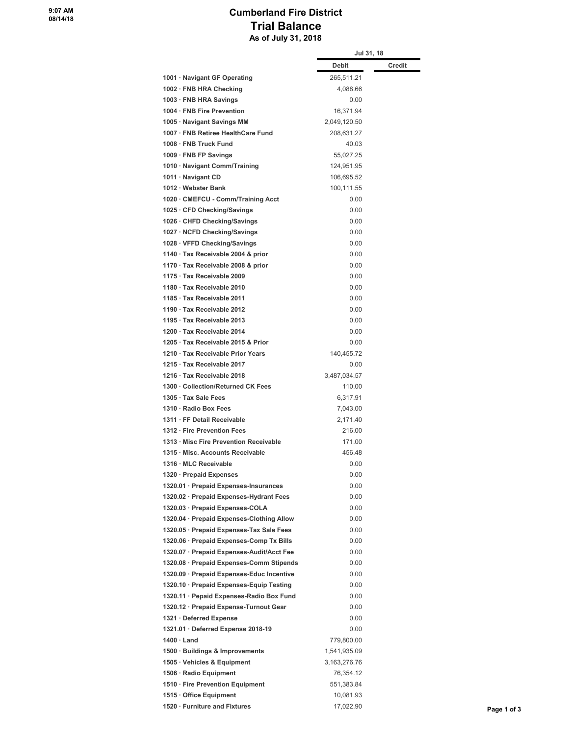# Cumberland Fire District

## Trial Balance

### As of July 31, 2018

| | Jul 31, 18 | |
|---|---|---|
| | Debit | Credit |
| 1001 · Navigant GF Operating | 265,511.21 | |
| 1002 · FNB HRA Checking | 4,088.66 | |
| 1003 · FNB HRA Savings | 0.00 | |
| 1004 · FNB Fire Prevention | 16,371.94 | |
| 1005 · Navigant Savings MM | 2,049,120.50 | |
| 1007 · FNB Retiree HealthCare Fund | 208,631.27 | |
| 1008 · FNB Truck Fund | 40.03 | |
| 1009 · FNB FP Savings | 55,027.25 | |
| 1010 · Navigant Comm/Training | 124,951.95 | |
| 1011 · Navigant CD | 106,695.52 | |
| 1012 · Webster Bank | 100,111.55 | |
| 1020 · CMEFCU - Comm/Training Acct | 0.00 | |
| 1025 · CFD Checking/Savings | 0.00 | |
| 1026 · CHFD Checking/Savings | 0.00 | |
| 1027 · NCFD Checking/Savings | 0.00 | |
| 1028 · VFFD Checking/Savings | 0.00 | |
| 1140 · Tax Receivable 2004 & prior | 0.00 | |
| 1170 · Tax Receivable 2008 & prior | 0.00 | |
| 1175 · Tax Receivable 2009 | 0.00 | |
| 1180 · Tax Receivable 2010 | 0.00 | |
| 1185 · Tax Receivable 2011 | 0.00 | |
| 1190 · Tax Receivable 2012 | 0.00 | |
| 1195 · Tax Receivable 2013 | 0.00 | |
| 1200 · Tax Receivable 2014 | 0.00 | |
| 1205 · Tax Receivable 2015 & Prior | 0.00 | |
| 1210 · Tax Receivable Prior Years | 140,455.72 | |
| 1215 · Tax Receivable 2017 | 0.00 | |
| 1216 · Tax Receivable 2018 | 3,487,034.57 | |
| 1300 · Collection/Returned CK Fees | 110.00 | |
| 1305 · Tax Sale Fees | 6,317.91 | |
| 1310 · Radio Box Fees | 7,043.00 | |
| 1311 · FF Detail Receivable | 2,171.40 | |
| 1312 · Fire Prevention Fees | 216.00 | |
| 1313 · Misc Fire Prevention Receivable | 171.00 | |
| 1315 · Misc. Accounts Receivable | 456.48 | |
| 1316 · MLC Receivable | 0.00 | |
| 1320 · Prepaid Expenses | 0.00 | |
| 1320.01 · Prepaid Expenses-Insurances | 0.00 | |
| 1320.02 · Prepaid Expenses-Hydrant Fees | 0.00 | |
| 1320.03 · Prepaid Expenses-COLA | 0.00 | |
| 1320.04 · Prepaid Expenses-Clothing Allow | 0.00 | |
| 1320.05 · Prepaid Expenses-Tax Sale Fees | 0.00 | |
| 1320.06 · Prepaid Expenses-Comp Tx Bills | 0.00 | |
| 1320.07 · Prepaid Expenses-Audit/Acct Fee | 0.00 | |
| 1320.08 · Prepaid Expenses-Comm Stipends | 0.00 | |
| 1320.09 · Prepaid Expenses-Educ Incentive | 0.00 | |
| 1320.10 · Prepaid Expenses-Equip Testing | 0.00 | |
| 1320.11 · Pepaid Expenses-Radio Box Fund | 0.00 | |
| 1320.12 · Prepaid Expense-Turnout Gear | 0.00 | |
| 1321 · Deferred Expense | 0.00 | |
| 1321.01 · Deferred Expense 2018-19 | 0.00 | |
| 1400 · Land | 779,800.00 | |
| 1500 · Buildings & Improvements | 1,541,935.09 | |
| 1505 · Vehicles & Equipment | 3,163,276.76 | |
| 1506 · Radio Equipment | 76,354.12 | |
| 1510 · Fire Prevention Equipment | 551,383.84 | |
| 1515 · Office Equipment | 10,081.93 | |
| 1520 · Furniture and Fixtures | 17,022.90 | |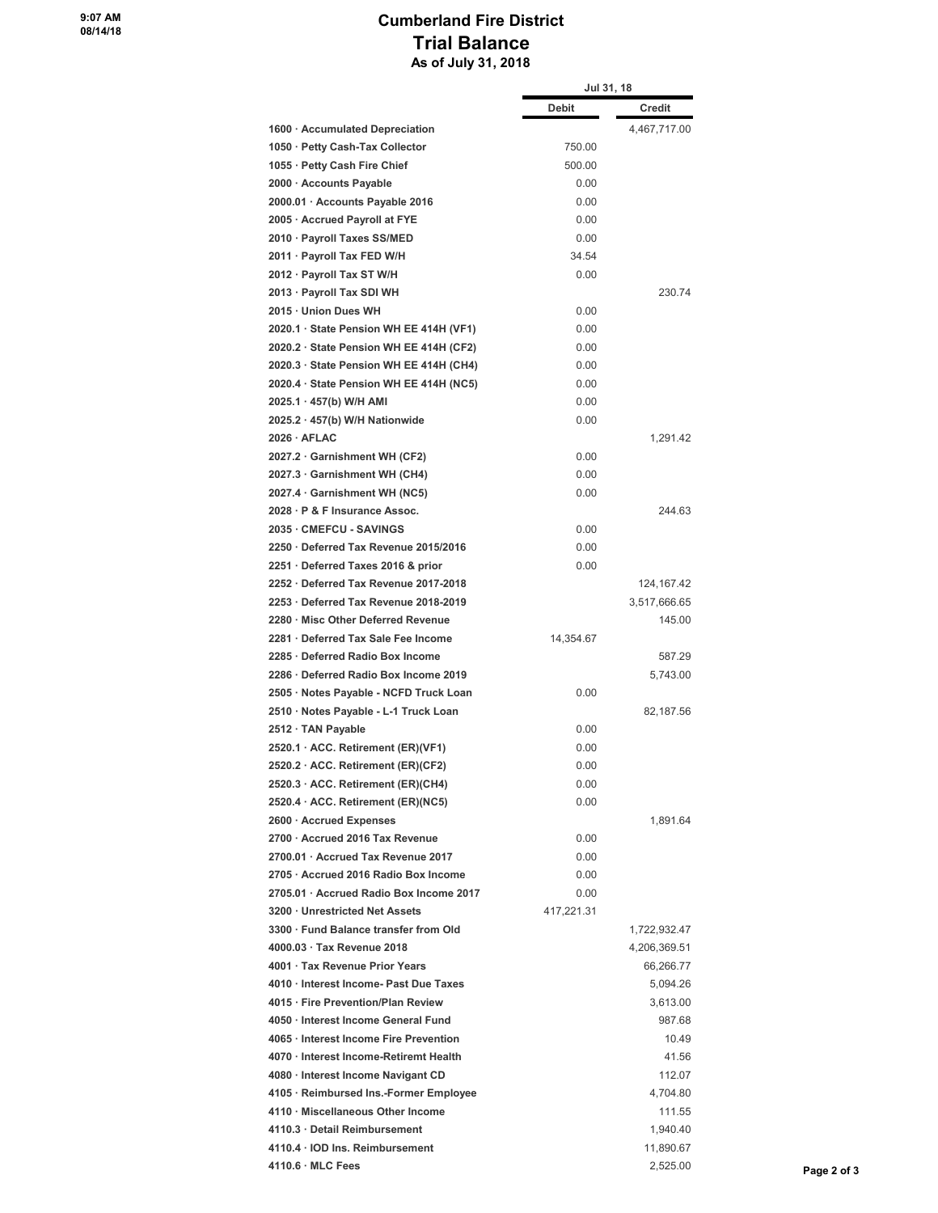# Cumberland Fire District

## Trial Balance

### As of July 31, 2018

| | Jul 31, 18 | |
|---|---|---|
| | Debit | Credit |
| 1600 · Accumulated Depreciation | | 4,467,717.00 |
| 1050 · Petty Cash-Tax Collector | 750.00 | |
| 1055 · Petty Cash Fire Chief | 500.00 | |
| 2000 · Accounts Payable | 0.00 | |
| 2000.01 · Accounts Payable 2016 | 0.00 | |
| 2005 · Accrued Payroll at FYE | 0.00 | |
| 2010 · Payroll Taxes SS/MED | 0.00 | |
| 2011 · Payroll Tax FED W/H | 34.54 | |
| 2012 · Payroll Tax ST W/H | 0.00 | |
| 2013 · Payroll Tax SDI WH | | 230.74 |
| 2015 · Union Dues WH | 0.00 | |
| 2020.1 · State Pension WH EE 414H (VF1) | 0.00 | |
| 2020.2 · State Pension WH EE 414H (CF2) | 0.00 | |
| 2020.3 · State Pension WH EE 414H (CH4) | 0.00 | |
| 2020.4 · State Pension WH EE 414H (NC5) | 0.00 | |
| 2025.1 · 457(b) W/H AMI | 0.00 | |
| 2025.2 · 457(b) W/H Nationwide | 0.00 | |
| 2026 · AFLAC | | 1,291.42 |
| 2027.2 · Garnishment WH (CF2) | 0.00 | |
| 2027.3 · Garnishment WH (CH4) | 0.00 | |
| 2027.4 · Garnishment WH (NC5) | 0.00 | |
| 2028 · P & F Insurance Assoc. | | 244.63 |
| 2035 · CMEFCU - SAVINGS | 0.00 | |
| 2250 · Deferred Tax Revenue 2015/2016 | 0.00 | |
| 2251 · Deferred Taxes 2016 & prior | 0.00 | |
| 2252 · Deferred Tax Revenue 2017-2018 | | 124,167.42 |
| 2253 · Deferred Tax Revenue 2018-2019 | | 3,517,666.65 |
| 2280 · Misc Other Deferred Revenue | | 145.00 |
| 2281 · Deferred Tax Sale Fee Income | 14,354.67 | |
| 2285 · Deferred Radio Box Income | | 587.29 |
| 2286 · Deferred Radio Box Income 2019 | | 5,743.00 |
| 2505 · Notes Payable - NCFD Truck Loan | 0.00 | |
| 2510 · Notes Payable - L-1 Truck Loan | | 82,187.56 |
| 2512 · TAN Payable | 0.00 | |
| 2520.1 · ACC. Retirement (ER)(VF1) | 0.00 | |
| 2520.2 · ACC. Retirement (ER)(CF2) | 0.00 | |
| 2520.3 · ACC. Retirement (ER)(CH4) | 0.00 | |
| 2520.4 · ACC. Retirement (ER)(NC5) | 0.00 | |
| 2600 · Accrued Expenses | | 1,891.64 |
| 2700 · Accrued 2016 Tax Revenue | 0.00 | |
| 2700.01 · Accrued Tax Revenue 2017 | 0.00 | |
| 2705 · Accrued 2016 Radio Box Income | 0.00 | |
| 2705.01 · Accrued Radio Box Income 2017 | 0.00 | |
| 3200 · Unrestricted Net Assets | 417,221.31 | |
| 3300 · Fund Balance transfer from Old | | 1,722,932.47 |
| 4000.03 · Tax Revenue 2018 | | 4,206,369.51 |
| 4001 · Tax Revenue Prior Years | | 66,266.77 |
| 4010 · Interest Income- Past Due Taxes | | 5,094.26 |
| 4015 · Fire Prevention/Plan Review | | 3,613.00 |
| 4050 · Interest Income General Fund | | 987.68 |
| 4065 · Interest Income Fire Prevention | | 10.49 |
| 4070 · Interest Income-Retiremt Health | | 41.56 |
| 4080 · Interest Income Navigant CD | | 112.07 |
| 4105 · Reimbursed Ins.-Former Employee | | 4,704.80 |
| 4110 · Miscellaneous Other Income | | 111.55 |
| 4110.3 · Detail Reimbursement | | 1,940.40 |
| 4110.4 · IOD Ins. Reimbursement | | 11,890.67 |
| 4110.6 · MLC Fees | | 2,525.00 |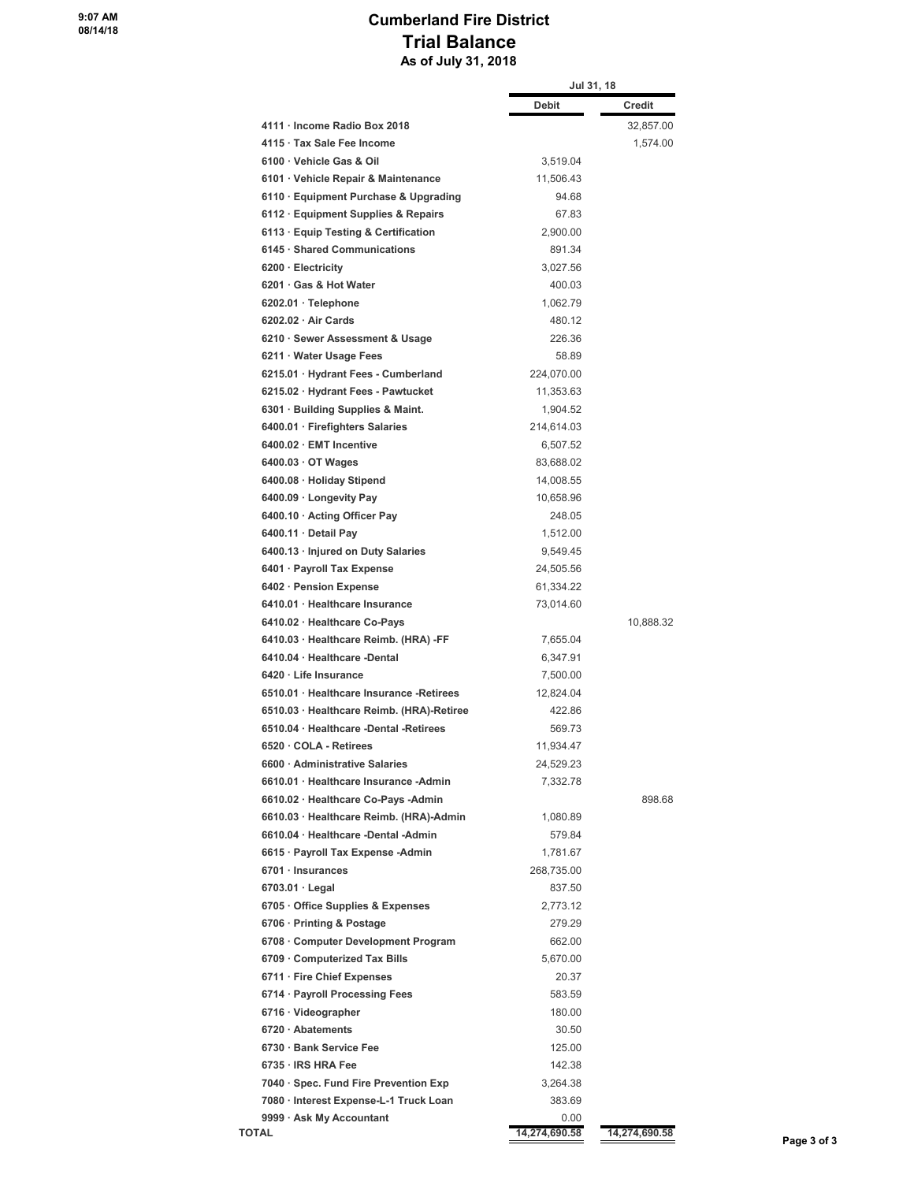# Cumberland Fire District
## Trial Balance
### As of July 31, 2018

| | Jul 31, 18 | |
|---|---|---|
| | **Debit** | **Credit** |
| 4111 · Income Radio Box 2018 | | 32,857.00 |
| 4115 · Tax Sale Fee Income | | 1,574.00 |
| 6100 · Vehicle Gas & Oil | 3,519.04 | |
| 6101 · Vehicle Repair & Maintenance | 11,506.43 | |
| 6110 · Equipment Purchase & Upgrading | 94.68 | |
| 6112 · Equipment Supplies & Repairs | 67.83 | |
| 6113 · Equip Testing & Certification | 2,900.00 | |
| 6145 · Shared Communications | 891.34 | |
| 6200 · Electricity | 3,027.56 | |
| 6201 · Gas & Hot Water | 400.03 | |
| 6202.01 · Telephone | 1,062.79 | |
| 6202.02 · Air Cards | 480.12 | |
| 6210 · Sewer Assessment & Usage | 226.36 | |
| 6211 · Water Usage Fees | 58.89 | |
| 6215.01 · Hydrant Fees - Cumberland | 224,070.00 | |
| 6215.02 · Hydrant Fees - Pawtucket | 11,353.63 | |
| 6301 · Building Supplies & Maint. | 1,904.52 | |
| 6400.01 · Firefighters Salaries | 214,614.03 | |
| 6400.02 · EMT Incentive | 6,507.52 | |
| 6400.03 · OT Wages | 83,688.02 | |
| 6400.08 · Holiday Stipend | 14,008.55 | |
| 6400.09 · Longevity Pay | 10,658.96 | |
| 6400.10 · Acting Officer Pay | 248.05 | |
| 6400.11 · Detail Pay | 1,512.00 | |
| 6400.13 · Injured on Duty Salaries | 9,549.45 | |
| 6401 · Payroll Tax Expense | 24,505.56 | |
| 6402 · Pension Expense | 61,334.22 | |
| 6410.01 · Healthcare Insurance | 73,014.60 | |
| 6410.02 · Healthcare Co-Pays | | 10,888.32 |
| 6410.03 · Healthcare Reimb. (HRA) -FF | 7,655.04 | |
| 6410.04 · Healthcare -Dental | 6,347.91 | |
| 6420 · Life Insurance | 7,500.00 | |
| 6510.01 · Healthcare Insurance -Retirees | 12,824.04 | |
| 6510.03 · Healthcare Reimb. (HRA)-Retiree | 422.86 | |
| 6510.04 · Healthcare -Dental -Retirees | 569.73 | |
| 6520 · COLA - Retirees | 11,934.47 | |
| 6600 · Administrative Salaries | 24,529.23 | |
| 6610.01 · Healthcare Insurance -Admin | 7,332.78 | |
| 6610.02 · Healthcare Co-Pays -Admin | | 898.68 |
| 6610.03 · Healthcare Reimb. (HRA)-Admin | 1,080.89 | |
| 6610.04 · Healthcare -Dental -Admin | 579.84 | |
| 6615 · Payroll Tax Expense -Admin | 1,781.67 | |
| 6701 · Insurances | 268,735.00 | |
| 6703.01 · Legal | 837.50 | |
| 6705 · Office Supplies & Expenses | 2,773.12 | |
| 6706 · Printing & Postage | 279.29 | |
| 6708 · Computer Development Program | 662.00 | |
| 6709 · Computerized Tax Bills | 5,670.00 | |
| 6711 · Fire Chief Expenses | 20.37 | |
| 6714 · Payroll Processing Fees | 583.59 | |
| 6716 · Videographer | 180.00 | |
| 6720 · Abatements | 30.50 | |
| 6730 · Bank Service Fee | 125.00 | |
| 6735 · IRS HRA Fee | 142.38 | |
| 7040 · Spec. Fund Fire Prevention Exp | 3,264.38 | |
| 7080 · Interest Expense-L-1 Truck Loan | 383.69 | |
| 9999 · Ask My Accountant | 0.00 | |
| **TOTAL** | **14,274,690.58** | **14,274,690.58** |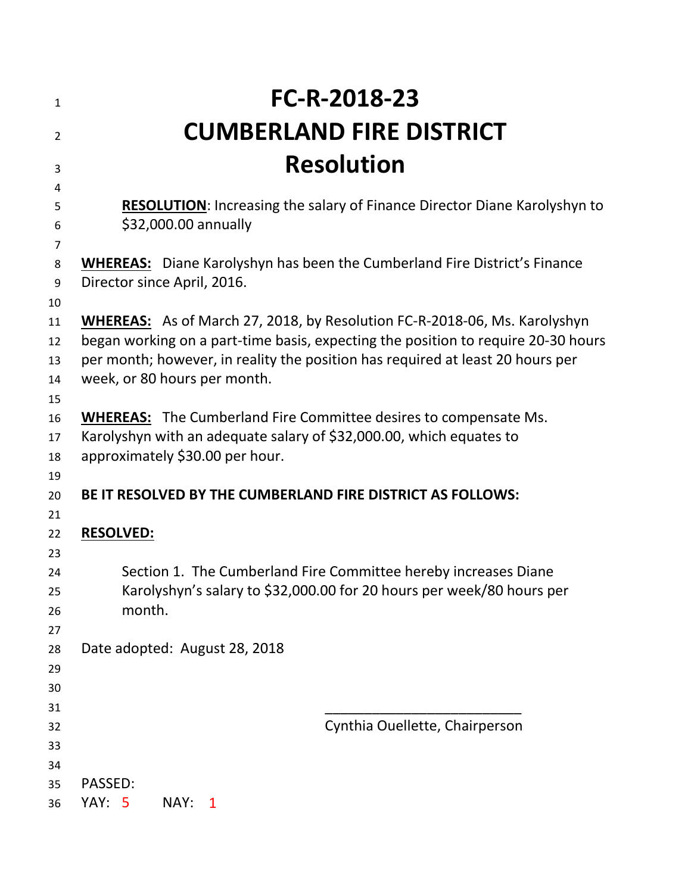# FC-R-2018-23
# CUMBERLAND FIRE DISTRICT
# Resolution

**RESOLUTION**: Increasing the salary of Finance Director Diane Karolyshyn to $32,000.00 annually

**WHEREAS:** Diane Karolyshyn has been the Cumberland Fire District's Finance Director since April, 2016.

**WHEREAS:** As of March 27, 2018, by Resolution FC-R-2018-06, Ms. Karolyshyn began working on a part-time basis, expecting the position to require 20-30 hours per month; however, in reality the position has required at least 20 hours per week, or 80 hours per month.

**WHEREAS:** The Cumberland Fire Committee desires to compensate Ms. Karolyshyn with an adequate salary of $32,000.00, which equates to approximately $30.00 per hour.

**BE IT RESOLVED BY THE CUMBERLAND FIRE DISTRICT AS FOLLOWS:**

**RESOLVED:**

Section 1. The Cumberland Fire Committee hereby increases Diane Karolyshyn's salary to $32,000.00 for 20 hours per week/80 hours per month.

Date adopted: August 28, 2018

\_\_\_\_\_\_\_\_\_\_\_\_\_\_\_\_\_\_\_\_\_\_\_\_\_\_

Cynthia Ouellette, Chairperson

PASSED:

YAY: 5 NAY: 1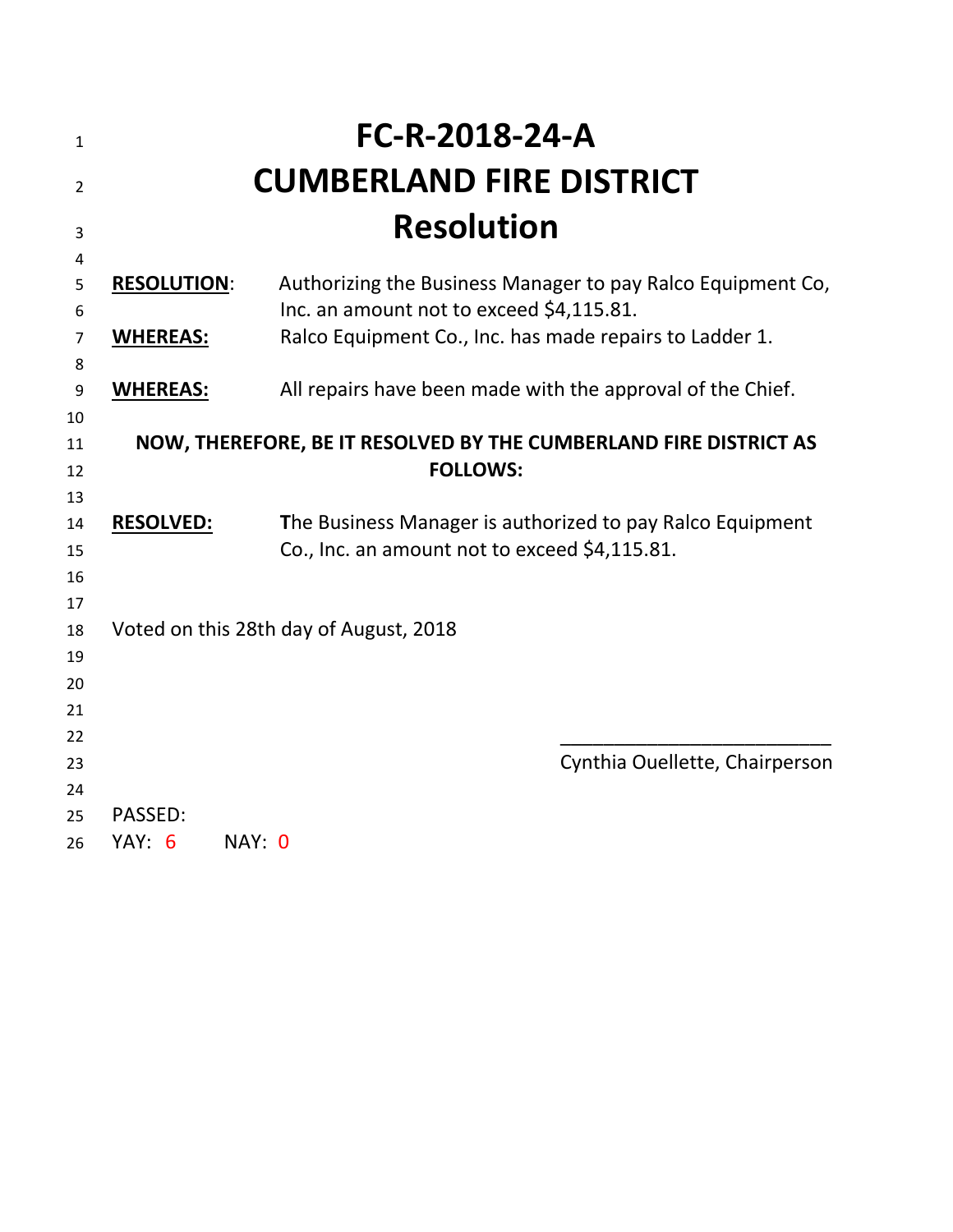# FC-R-2018-24-A
# CUMBERLAND FIRE DISTRICT
# Resolution

**RESOLUTION**: Authorizing the Business Manager to pay Ralco Equipment Co, Inc. an amount not to exceed $4,115.81.

**WHEREAS:** Ralco Equipment Co., Inc. has made repairs to Ladder 1.

**WHEREAS:** All repairs have been made with the approval of the Chief.

**NOW, THEREFORE, BE IT RESOLVED BY THE CUMBERLAND FIRE DISTRICT AS FOLLOWS:**

**RESOLVED:** **T**he Business Manager is authorized to pay Ralco Equipment Co., Inc. an amount not to exceed $4,115.81.

Voted on this 28th day of August, 2018

_________________________
Cynthia Ouellette, Chairperson

PASSED:
YAY: 6 NAY: 0